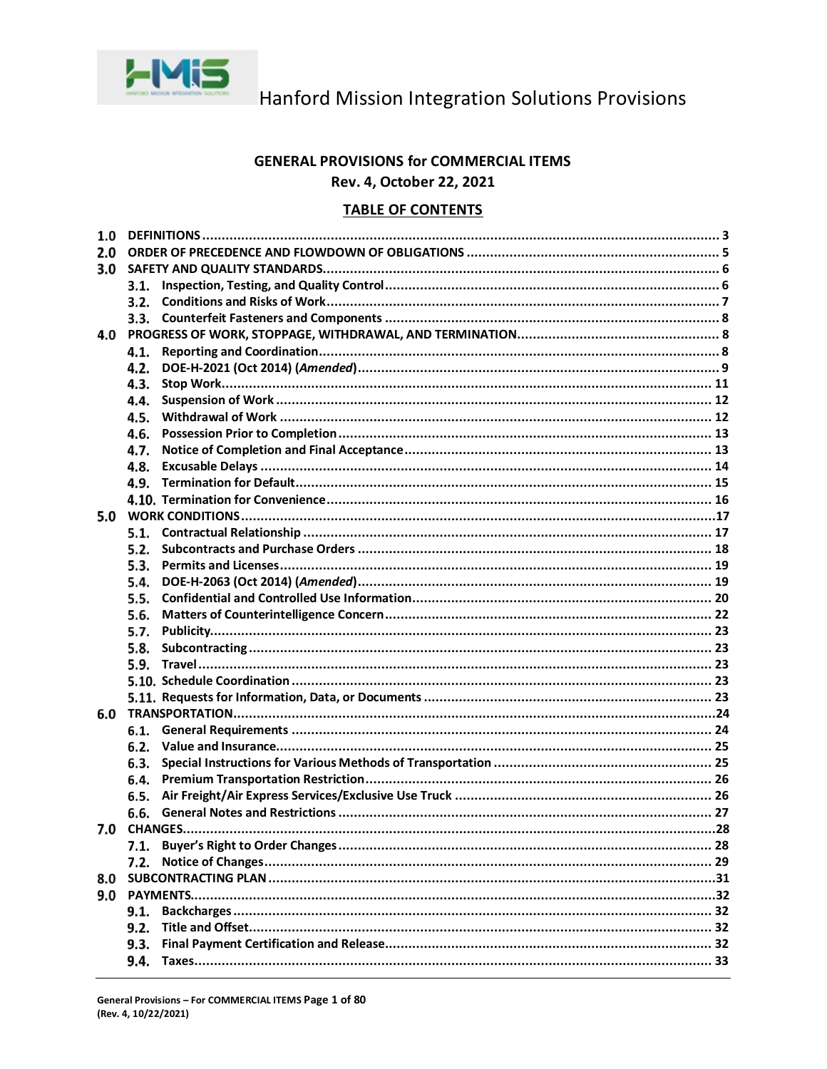Hanford Mission Integration Solutions Provisions

# GENERAL PROVISIONS for COMMERCIAL ITEMS

**Rev. 4, October 22, 2021**

## TABLE OF CONTENTS

| | | Page |
|---|---|---|
| **1.0** | **DEFINITIONS** | 3 |
| **2.0** | **ORDER OF PRECEDENCE AND FLOWDOWN OF OBLIGATIONS** | 5 |
| **3.0** | **SAFETY AND QUALITY STANDARDS** | 6 |
| 3.1. | Inspection, Testing, and Quality Control | 6 |
| 3.2. | Conditions and Risks of Work | 7 |
| 3.3. | Counterfeit Fasteners and Components | 8 |
| **4.0** | **PROGRESS OF WORK, STOPPAGE, WITHDRAWAL, AND TERMINATION** | 8 |
| 4.1. | Reporting and Coordination | 8 |
| 4.2. | DOE-H-2021 (Oct 2014) (*Amended*) | 9 |
| 4.3. | Stop Work | 11 |
| 4.4. | Suspension of Work | 12 |
| 4.5. | Withdrawal of Work | 12 |
| 4.6. | Possession Prior to Completion | 13 |
| 4.7. | Notice of Completion and Final Acceptance | 13 |
| 4.8. | Excusable Delays | 14 |
| 4.9. | Termination for Default | 15 |
| 4.10. | Termination for Convenience | 16 |
| **5.0** | **WORK CONDITIONS** | 17 |
| 5.1. | Contractual Relationship | 17 |
| 5.2. | Subcontracts and Purchase Orders | 18 |
| 5.3. | Permits and Licenses | 19 |
| 5.4. | DOE-H-2063 (Oct 2014) (*Amended*) | 19 |
| 5.5. | Confidential and Controlled Use Information | 20 |
| 5.6. | Matters of Counterintelligence Concern | 22 |
| 5.7. | Publicity | 23 |
| 5.8. | Subcontracting | 23 |
| 5.9. | Travel | 23 |
| 5.10. | Schedule Coordination | 23 |
| 5.11. | Requests for Information, Data, or Documents | 23 |
| **6.0** | **TRANSPORTATION** | 24 |
| 6.1. | General Requirements | 24 |
| 6.2. | Value and Insurance | 25 |
| 6.3. | Special Instructions for Various Methods of Transportation | 25 |
| 6.4. | Premium Transportation Restriction | 26 |
| 6.5. | Air Freight/Air Express Services/Exclusive Use Truck | 26 |
| 6.6. | General Notes and Restrictions | 27 |
| **7.0** | **CHANGES** | 28 |
| 7.1. | Buyer's Right to Order Changes | 28 |
| 7.2. | Notice of Changes | 29 |
| **8.0** | **SUBCONTRACTING PLAN** | 31 |
| **9.0** | **PAYMENTS** | 32 |
| 9.1. | Backcharges | 32 |
| 9.2. | Title and Offset | 32 |
| 9.3. | Final Payment Certification and Release | 32 |
| 9.4. | Taxes | 33 |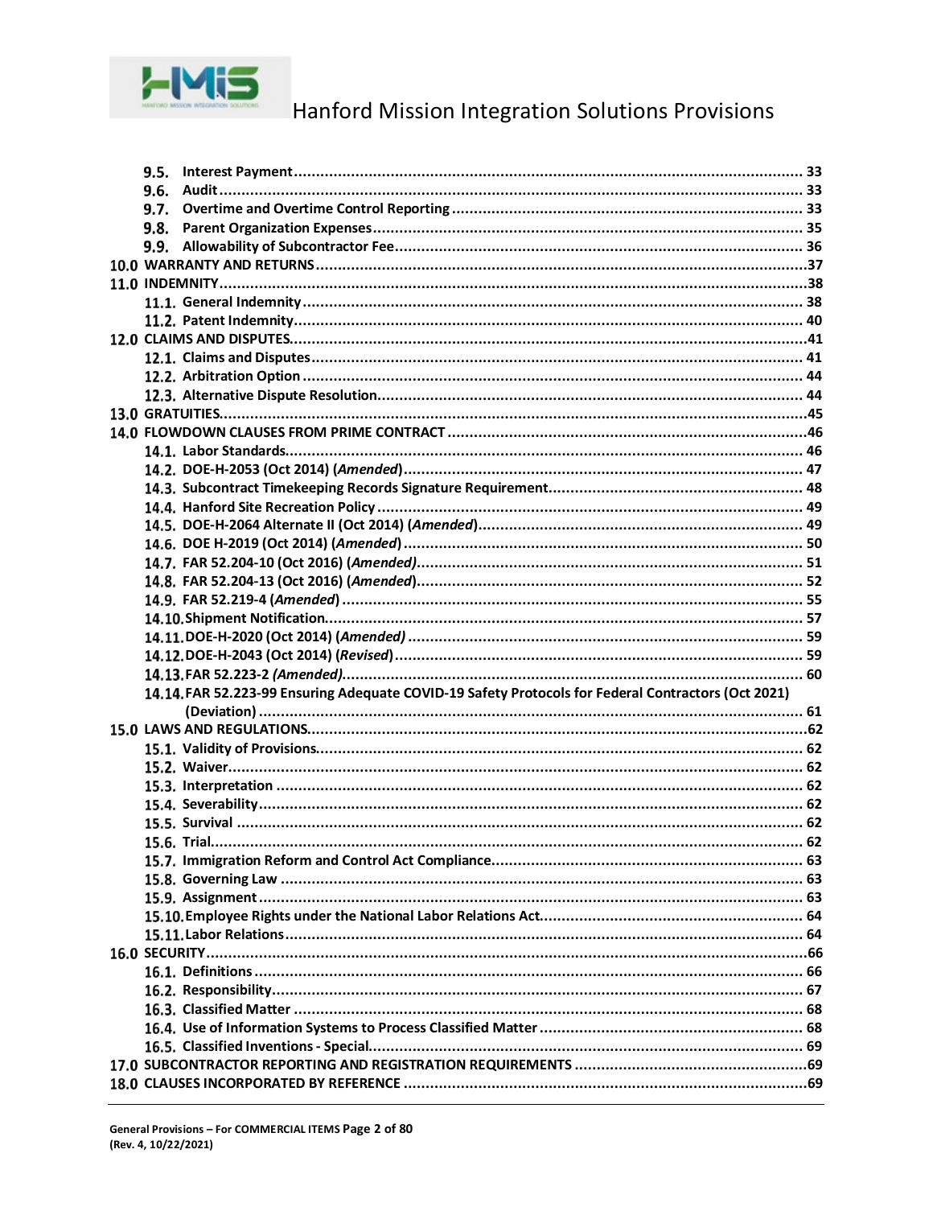- 9.5. **Interest Payment** .......... 33
- 9.6. **Audit** .......... 33
- 9.7. **Overtime and Overtime Control Reporting** .......... 33
- 9.8. **Parent Organization Expenses** .......... 35
- 9.9. **Allowability of Subcontractor Fee** .......... 36

**10.0 WARRANTY AND RETURNS** .......... 37

**11.0 INDEMNITY** .......... 38

- 11.1. **General Indemnity** .......... 38
- 11.2. **Patent Indemnity** .......... 40

**12.0 CLAIMS AND DISPUTES** .......... 41

- 12.1. **Claims and Disputes** .......... 41
- 12.2. **Arbitration Option** .......... 44
- 12.3. **Alternative Dispute Resolution** .......... 44

**13.0 GRATUITIES** .......... 45

**14.0 FLOWDOWN CLAUSES FROM PRIME CONTRACT** .......... 46

- 14.1. **Labor Standards** .......... 46
- 14.2. **DOE-H-2053 (Oct 2014) (*Amended*)** .......... 47
- 14.3. **Subcontract Timekeeping Records Signature Requirement** .......... 48
- 14.4. **Hanford Site Recreation Policy** .......... 49
- 14.5. **DOE-H-2064 Alternate II (Oct 2014) (*Amended*)** .......... 49
- 14.6. **DOE H-2019 (Oct 2014) (*Amended*)** .......... 50
- 14.7. **FAR 52.204-10 (Oct 2016) (*Amended)*** .......... 51
- 14.8. **FAR 52.204-13 (Oct 2016) (*Amended*)** .......... 52
- 14.9. **FAR 52.219-4 (*Amended*)** .......... 55
- 14.10. **Shipment Notification** .......... 57
- 14.11. **DOE-H-2020 (Oct 2014) (*Amended*)** .......... 59
- 14.12. **DOE-H-2043 (Oct 2014) (*Revised*)** .......... 59
- 14.13. **FAR 52.223-2 *(Amended)*** .......... 60
- 14.14. **FAR 52.223-99 Ensuring Adequate COVID-19 Safety Protocols for Federal Contractors (Oct 2021) (Deviation)** .......... 61

**15.0 LAWS AND REGULATIONS** .......... 62

- 15.1. **Validity of Provisions** .......... 62
- 15.2. **Waiver** .......... 62
- 15.3. **Interpretation** .......... 62
- 15.4. **Severability** .......... 62
- 15.5. **Survival** .......... 62
- 15.6. **Trial** .......... 62
- 15.7. **Immigration Reform and Control Act Compliance** .......... 63
- 15.8. **Governing Law** .......... 63
- 15.9. **Assignment** .......... 63
- 15.10. **Employee Rights under the National Labor Relations Act** .......... 64
- 15.11. **Labor Relations** .......... 64

**16.0 SECURITY** .......... 66

- 16.1. **Definitions** .......... 66
- 16.2. **Responsibility** .......... 67
- 16.3. **Classified Matter** .......... 68
- 16.4. **Use of Information Systems to Process Classified Matter** .......... 68
- 16.5. **Classified Inventions - Special** .......... 69

**17.0 SUBCONTRACTOR REPORTING AND REGISTRATION REQUIREMENTS** .......... 69

**18.0 CLAUSES INCORPORATED BY REFERENCE** .......... 69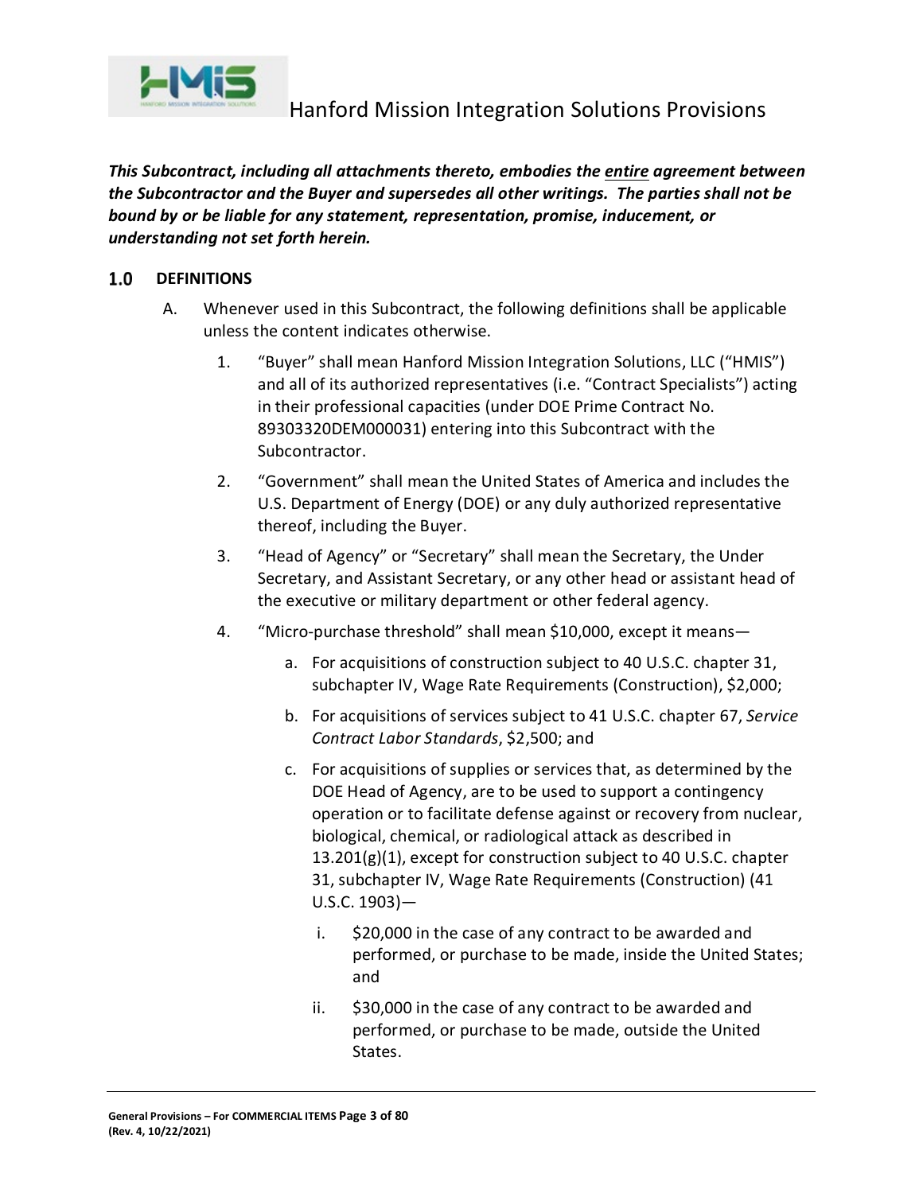***This Subcontract, including all attachments thereto, embodies the entire agreement between the Subcontractor and the Buyer and supersedes all other writings. The parties shall not be bound by or be liable for any statement, representation, promise, inducement, or understanding not set forth herein.***

## 1.0 DEFINITIONS

A. Whenever used in this Subcontract, the following definitions shall be applicable unless the content indicates otherwise.

1. "Buyer" shall mean Hanford Mission Integration Solutions, LLC ("HMIS") and all of its authorized representatives (i.e. "Contract Specialists") acting in their professional capacities (under DOE Prime Contract No. 89303320DEM000031) entering into this Subcontract with the Subcontractor.

2. "Government" shall mean the United States of America and includes the U.S. Department of Energy (DOE) or any duly authorized representative thereof, including the Buyer.

3. "Head of Agency" or "Secretary" shall mean the Secretary, the Under Secretary, and Assistant Secretary, or any other head or assistant head of the executive or military department or other federal agency.

4. "Micro-purchase threshold" shall mean $10,000, except it means—

   a. For acquisitions of construction subject to 40 U.S.C. chapter 31, subchapter IV, Wage Rate Requirements (Construction), $2,000;

   b. For acquisitions of services subject to 41 U.S.C. chapter 67, *Service Contract Labor Standards*, $2,500; and

   c. For acquisitions of supplies or services that, as determined by the DOE Head of Agency, are to be used to support a contingency operation or to facilitate defense against or recovery from nuclear, biological, chemical, or radiological attack as described in 13.201(g)(1), except for construction subject to 40 U.S.C. chapter 31, subchapter IV, Wage Rate Requirements (Construction) (41 U.S.C. 1903)—

      i. $20,000 in the case of any contract to be awarded and performed, or purchase to be made, inside the United States; and

      ii. $30,000 in the case of any contract to be awarded and performed, or purchase to be made, outside the United States.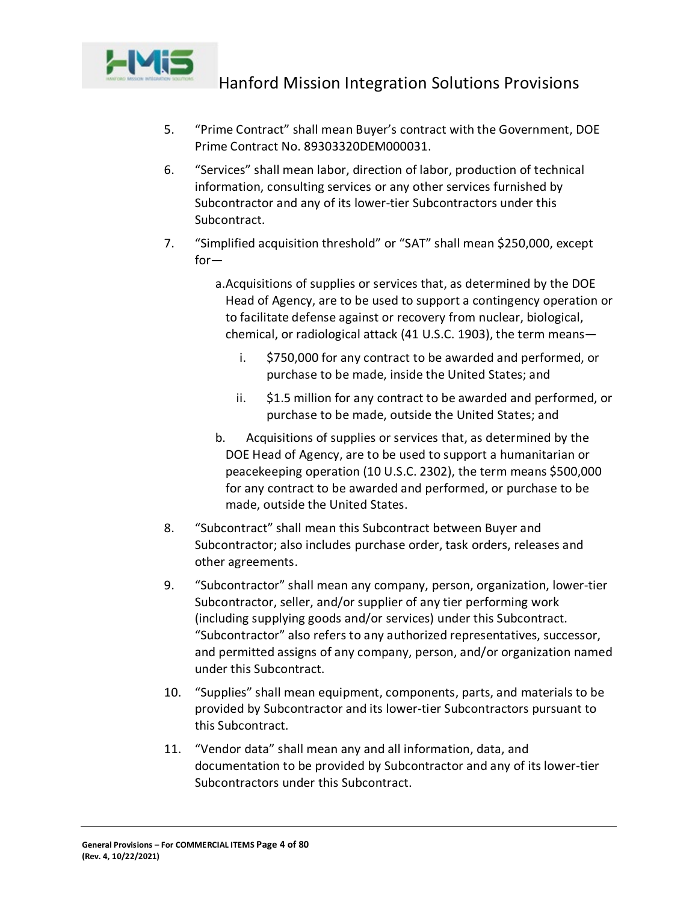5. "Prime Contract" shall mean Buyer's contract with the Government, DOE Prime Contract No. 89303320DEM000031.
6. "Services" shall mean labor, direction of labor, production of technical information, consulting services or any other services furnished by Subcontractor and any of its lower-tier Subcontractors under this Subcontract.
7. "Simplified acquisition threshold" or "SAT" shall mean $250,000, except for—
   a. Acquisitions of supplies or services that, as determined by the DOE Head of Agency, are to be used to support a contingency operation or to facilitate defense against or recovery from nuclear, biological, chemical, or radiological attack (41 U.S.C. 1903), the term means—
      i. $750,000 for any contract to be awarded and performed, or purchase to be made, inside the United States; and
      ii. $1.5 million for any contract to be awarded and performed, or purchase to be made, outside the United States; and
   b. Acquisitions of supplies or services that, as determined by the DOE Head of Agency, are to be used to support a humanitarian or peacekeeping operation (10 U.S.C. 2302), the term means $500,000 for any contract to be awarded and performed, or purchase to be made, outside the United States.
8. "Subcontract" shall mean this Subcontract between Buyer and Subcontractor; also includes purchase order, task orders, releases and other agreements.
9. "Subcontractor" shall mean any company, person, organization, lower-tier Subcontractor, seller, and/or supplier of any tier performing work (including supplying goods and/or services) under this Subcontract. "Subcontractor" also refers to any authorized representatives, successor, and permitted assigns of any company, person, and/or organization named under this Subcontract.
10. "Supplies" shall mean equipment, components, parts, and materials to be provided by Subcontractor and its lower-tier Subcontractors pursuant to this Subcontract.
11. "Vendor data" shall mean any and all information, data, and documentation to be provided by Subcontractor and any of its lower-tier Subcontractors under this Subcontract.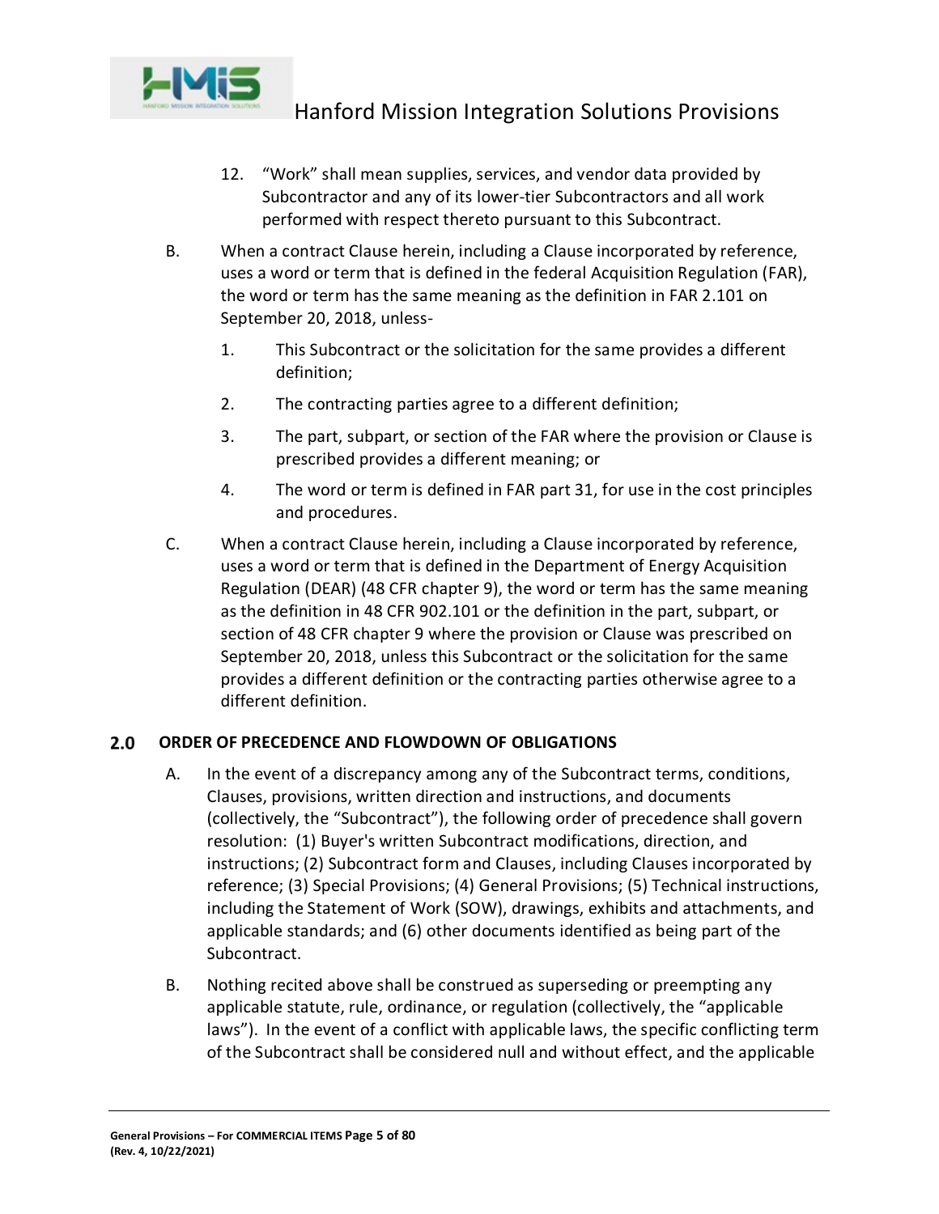12. "Work" shall mean supplies, services, and vendor data provided by Subcontractor and any of its lower-tier Subcontractors and all work performed with respect thereto pursuant to this Subcontract.

B. When a contract Clause herein, including a Clause incorporated by reference, uses a word or term that is defined in the federal Acquisition Regulation (FAR), the word or term has the same meaning as the definition in FAR 2.101 on September 20, 2018, unless-

1. This Subcontract or the solicitation for the same provides a different definition;
2. The contracting parties agree to a different definition;
3. The part, subpart, or section of the FAR where the provision or Clause is prescribed provides a different meaning; or
4. The word or term is defined in FAR part 31, for use in the cost principles and procedures.

C. When a contract Clause herein, including a Clause incorporated by reference, uses a word or term that is defined in the Department of Energy Acquisition Regulation (DEAR) (48 CFR chapter 9), the word or term has the same meaning as the definition in 48 CFR 902.101 or the definition in the part, subpart, or section of 48 CFR chapter 9 where the provision or Clause was prescribed on September 20, 2018, unless this Subcontract or the solicitation for the same provides a different definition or the contracting parties otherwise agree to a different definition.

## 2.0 ORDER OF PRECEDENCE AND FLOWDOWN OF OBLIGATIONS

A. In the event of a discrepancy among any of the Subcontract terms, conditions, Clauses, provisions, written direction and instructions, and documents (collectively, the "Subcontract"), the following order of precedence shall govern resolution: (1) Buyer's written Subcontract modifications, direction, and instructions; (2) Subcontract form and Clauses, including Clauses incorporated by reference; (3) Special Provisions; (4) General Provisions; (5) Technical instructions, including the Statement of Work (SOW), drawings, exhibits and attachments, and applicable standards; and (6) other documents identified as being part of the Subcontract.

B. Nothing recited above shall be construed as superseding or preempting any applicable statute, rule, ordinance, or regulation (collectively, the "applicable laws"). In the event of a conflict with applicable laws, the specific conflicting term of the Subcontract shall be considered null and without effect, and the applicable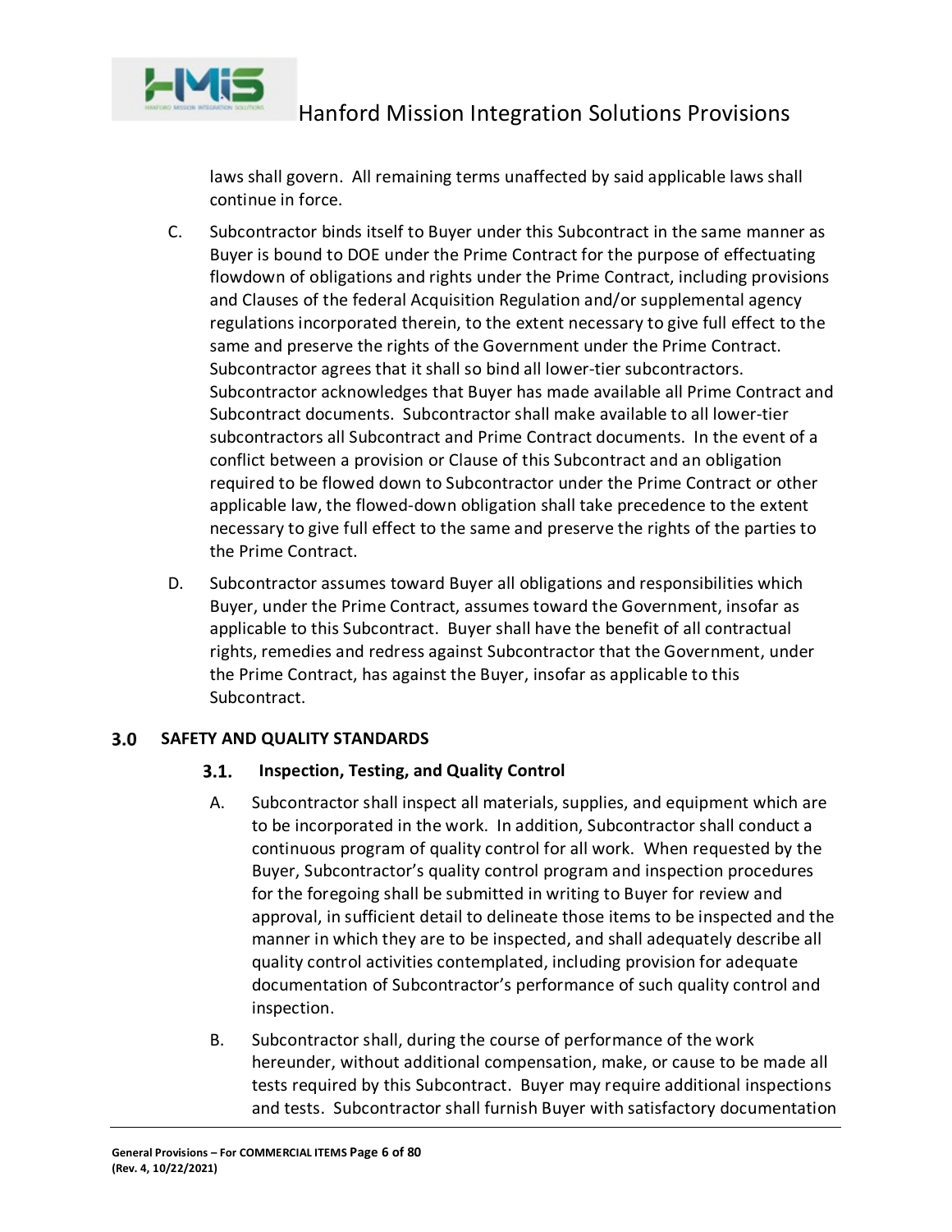laws shall govern. All remaining terms unaffected by said applicable laws shall continue in force.

C. Subcontractor binds itself to Buyer under this Subcontract in the same manner as Buyer is bound to DOE under the Prime Contract for the purpose of effectuating flowdown of obligations and rights under the Prime Contract, including provisions and Clauses of the federal Acquisition Regulation and/or supplemental agency regulations incorporated therein, to the extent necessary to give full effect to the same and preserve the rights of the Government under the Prime Contract. Subcontractor agrees that it shall so bind all lower-tier subcontractors. Subcontractor acknowledges that Buyer has made available all Prime Contract and Subcontract documents. Subcontractor shall make available to all lower-tier subcontractors all Subcontract and Prime Contract documents. In the event of a conflict between a provision or Clause of this Subcontract and an obligation required to be flowed down to Subcontractor under the Prime Contract or other applicable law, the flowed-down obligation shall take precedence to the extent necessary to give full effect to the same and preserve the rights of the parties to the Prime Contract.

D. Subcontractor assumes toward Buyer all obligations and responsibilities which Buyer, under the Prime Contract, assumes toward the Government, insofar as applicable to this Subcontract. Buyer shall have the benefit of all contractual rights, remedies and redress against Subcontractor that the Government, under the Prime Contract, has against the Buyer, insofar as applicable to this Subcontract.

## 3.0 SAFETY AND QUALITY STANDARDS

### 3.1. Inspection, Testing, and Quality Control

A. Subcontractor shall inspect all materials, supplies, and equipment which are to be incorporated in the work. In addition, Subcontractor shall conduct a continuous program of quality control for all work. When requested by the Buyer, Subcontractor's quality control program and inspection procedures for the foregoing shall be submitted in writing to Buyer for review and approval, in sufficient detail to delineate those items to be inspected and the manner in which they are to be inspected, and shall adequately describe all quality control activities contemplated, including provision for adequate documentation of Subcontractor's performance of such quality control and inspection.

B. Subcontractor shall, during the course of performance of the work hereunder, without additional compensation, make, or cause to be made all tests required by this Subcontract. Buyer may require additional inspections and tests. Subcontractor shall furnish Buyer with satisfactory documentation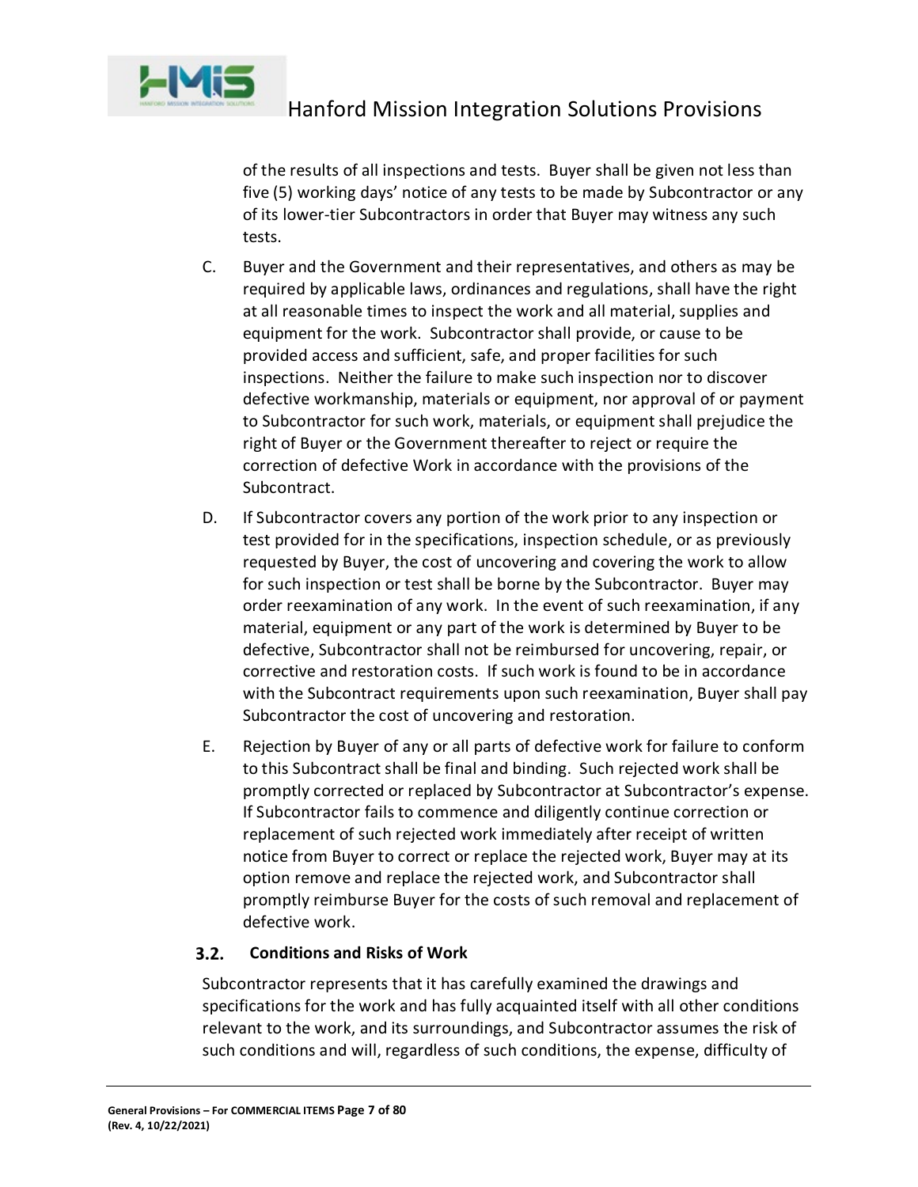of the results of all inspections and tests. Buyer shall be given not less than five (5) working days' notice of any tests to be made by Subcontractor or any of its lower-tier Subcontractors in order that Buyer may witness any such tests.

C. Buyer and the Government and their representatives, and others as may be required by applicable laws, ordinances and regulations, shall have the right at all reasonable times to inspect the work and all material, supplies and equipment for the work. Subcontractor shall provide, or cause to be provided access and sufficient, safe, and proper facilities for such inspections. Neither the failure to make such inspection nor to discover defective workmanship, materials or equipment, nor approval of or payment to Subcontractor for such work, materials, or equipment shall prejudice the right of Buyer or the Government thereafter to reject or require the correction of defective Work in accordance with the provisions of the Subcontract.

D. If Subcontractor covers any portion of the work prior to any inspection or test provided for in the specifications, inspection schedule, or as previously requested by Buyer, the cost of uncovering and covering the work to allow for such inspection or test shall be borne by the Subcontractor. Buyer may order reexamination of any work. In the event of such reexamination, if any material, equipment or any part of the work is determined by Buyer to be defective, Subcontractor shall not be reimbursed for uncovering, repair, or corrective and restoration costs. If such work is found to be in accordance with the Subcontract requirements upon such reexamination, Buyer shall pay Subcontractor the cost of uncovering and restoration.

E. Rejection by Buyer of any or all parts of defective work for failure to conform to this Subcontract shall be final and binding. Such rejected work shall be promptly corrected or replaced by Subcontractor at Subcontractor's expense. If Subcontractor fails to commence and diligently continue correction or replacement of such rejected work immediately after receipt of written notice from Buyer to correct or replace the rejected work, Buyer may at its option remove and replace the rejected work, and Subcontractor shall promptly reimburse Buyer for the costs of such removal and replacement of defective work.

### 3.2. Conditions and Risks of Work

Subcontractor represents that it has carefully examined the drawings and specifications for the work and has fully acquainted itself with all other conditions relevant to the work, and its surroundings, and Subcontractor assumes the risk of such conditions and will, regardless of such conditions, the expense, difficulty of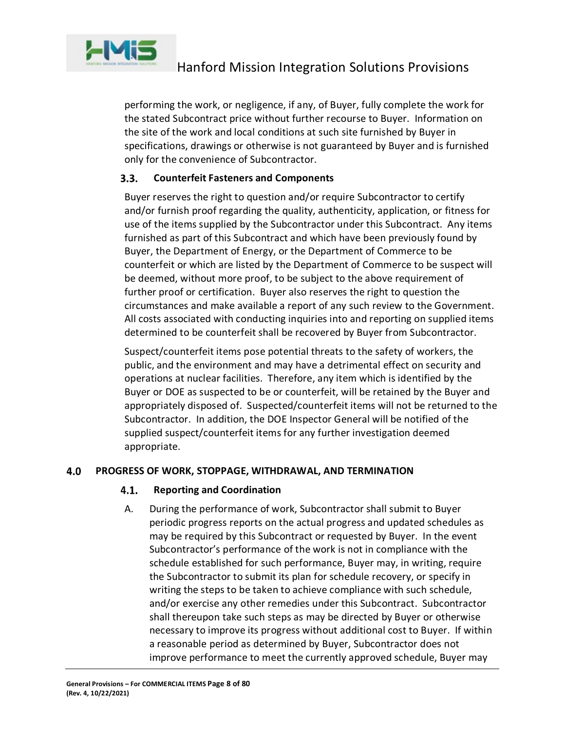performing the work, or negligence, if any, of Buyer, fully complete the work for the stated Subcontract price without further recourse to Buyer. Information on the site of the work and local conditions at such site furnished by Buyer in specifications, drawings or otherwise is not guaranteed by Buyer and is furnished only for the convenience of Subcontractor.

### 3.3. Counterfeit Fasteners and Components

Buyer reserves the right to question and/or require Subcontractor to certify and/or furnish proof regarding the quality, authenticity, application, or fitness for use of the items supplied by the Subcontractor under this Subcontract. Any items furnished as part of this Subcontract and which have been previously found by Buyer, the Department of Energy, or the Department of Commerce to be counterfeit or which are listed by the Department of Commerce to be suspect will be deemed, without more proof, to be subject to the above requirement of further proof or certification. Buyer also reserves the right to question the circumstances and make available a report of any such review to the Government. All costs associated with conducting inquiries into and reporting on supplied items determined to be counterfeit shall be recovered by Buyer from Subcontractor.

Suspect/counterfeit items pose potential threats to the safety of workers, the public, and the environment and may have a detrimental effect on security and operations at nuclear facilities. Therefore, any item which is identified by the Buyer or DOE as suspected to be or counterfeit, will be retained by the Buyer and appropriately disposed of. Suspected/counterfeit items will not be returned to the Subcontractor. In addition, the DOE Inspector General will be notified of the supplied suspect/counterfeit items for any further investigation deemed appropriate.

## 4.0 PROGRESS OF WORK, STOPPAGE, WITHDRAWAL, AND TERMINATION

### 4.1. Reporting and Coordination

A. During the performance of work, Subcontractor shall submit to Buyer periodic progress reports on the actual progress and updated schedules as may be required by this Subcontract or requested by Buyer. In the event Subcontractor's performance of the work is not in compliance with the schedule established for such performance, Buyer may, in writing, require the Subcontractor to submit its plan for schedule recovery, or specify in writing the steps to be taken to achieve compliance with such schedule, and/or exercise any other remedies under this Subcontract. Subcontractor shall thereupon take such steps as may be directed by Buyer or otherwise necessary to improve its progress without additional cost to Buyer. If within a reasonable period as determined by Buyer, Subcontractor does not improve performance to meet the currently approved schedule, Buyer may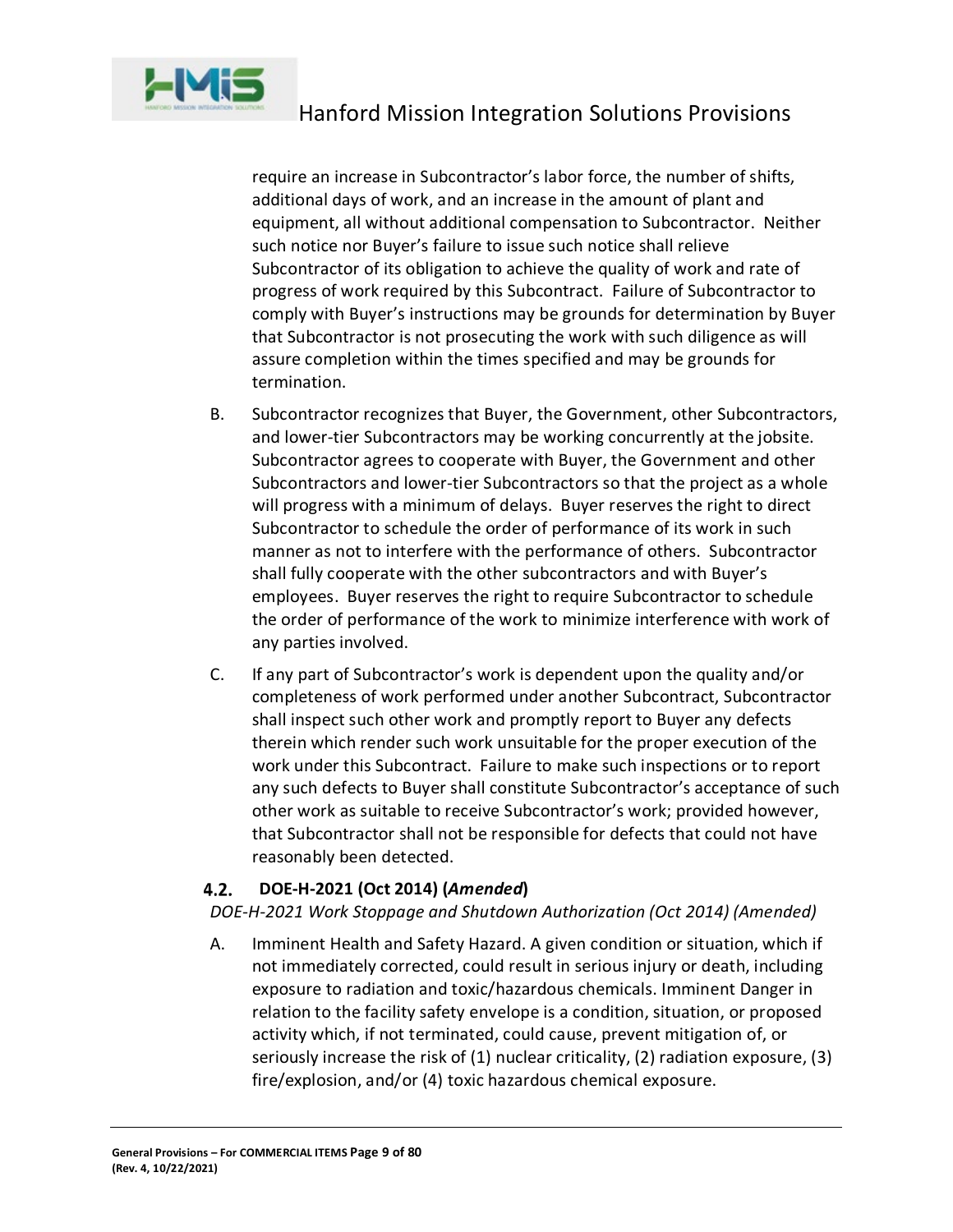require an increase in Subcontractor's labor force, the number of shifts, additional days of work, and an increase in the amount of plant and equipment, all without additional compensation to Subcontractor. Neither such notice nor Buyer's failure to issue such notice shall relieve Subcontractor of its obligation to achieve the quality of work and rate of progress of work required by this Subcontract. Failure of Subcontractor to comply with Buyer's instructions may be grounds for determination by Buyer that Subcontractor is not prosecuting the work with such diligence as will assure completion within the times specified and may be grounds for termination.

B. Subcontractor recognizes that Buyer, the Government, other Subcontractors, and lower-tier Subcontractors may be working concurrently at the jobsite. Subcontractor agrees to cooperate with Buyer, the Government and other Subcontractors and lower-tier Subcontractors so that the project as a whole will progress with a minimum of delays. Buyer reserves the right to direct Subcontractor to schedule the order of performance of its work in such manner as not to interfere with the performance of others. Subcontractor shall fully cooperate with the other subcontractors and with Buyer's employees. Buyer reserves the right to require Subcontractor to schedule the order of performance of the work to minimize interference with work of any parties involved.

C. If any part of Subcontractor's work is dependent upon the quality and/or completeness of work performed under another Subcontract, Subcontractor shall inspect such other work and promptly report to Buyer any defects therein which render such work unsuitable for the proper execution of the work under this Subcontract. Failure to make such inspections or to report any such defects to Buyer shall constitute Subcontractor's acceptance of such other work as suitable to receive Subcontractor's work; provided however, that Subcontractor shall not be responsible for defects that could not have reasonably been detected.

### 4.2. DOE-H-2021 (Oct 2014) (*Amended*)

*DOE-H-2021 Work Stoppage and Shutdown Authorization (Oct 2014) (Amended)*

A. Imminent Health and Safety Hazard. A given condition or situation, which if not immediately corrected, could result in serious injury or death, including exposure to radiation and toxic/hazardous chemicals. Imminent Danger in relation to the facility safety envelope is a condition, situation, or proposed activity which, if not terminated, could cause, prevent mitigation of, or seriously increase the risk of (1) nuclear criticality, (2) radiation exposure, (3) fire/explosion, and/or (4) toxic hazardous chemical exposure.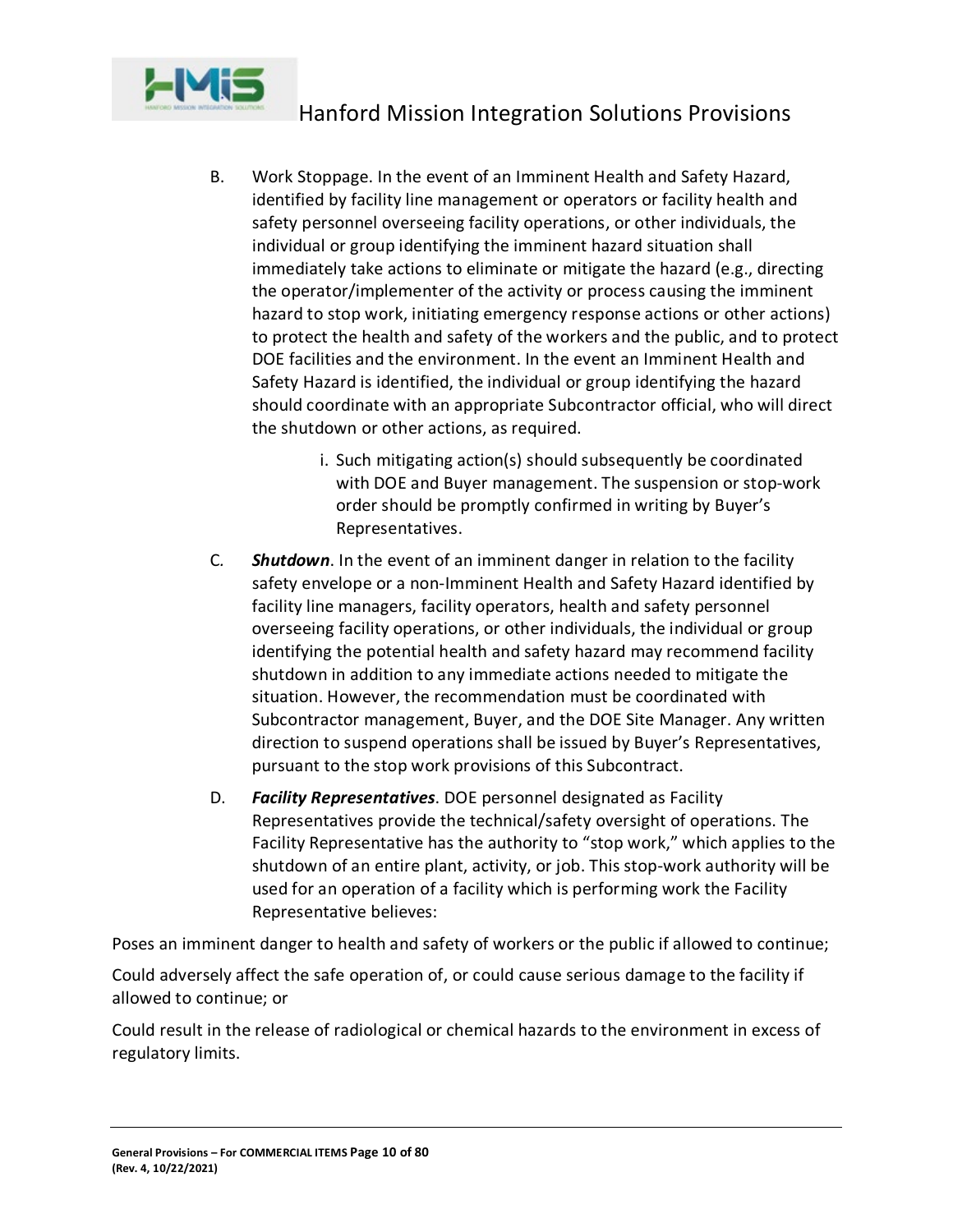B. Work Stoppage. In the event of an Imminent Health and Safety Hazard, identified by facility line management or operators or facility health and safety personnel overseeing facility operations, or other individuals, the individual or group identifying the imminent hazard situation shall immediately take actions to eliminate or mitigate the hazard (e.g., directing the operator/implementer of the activity or process causing the imminent hazard to stop work, initiating emergency response actions or other actions) to protect the health and safety of the workers and the public, and to protect DOE facilities and the environment. In the event an Imminent Health and Safety Hazard is identified, the individual or group identifying the hazard should coordinate with an appropriate Subcontractor official, who will direct the shutdown or other actions, as required.

   i. Such mitigating action(s) should subsequently be coordinated with DOE and Buyer management. The suspension or stop-work order should be promptly confirmed in writing by Buyer's Representatives.

C. ***Shutdown***. In the event of an imminent danger in relation to the facility safety envelope or a non-Imminent Health and Safety Hazard identified by facility line managers, facility operators, health and safety personnel overseeing facility operations, or other individuals, the individual or group identifying the potential health and safety hazard may recommend facility shutdown in addition to any immediate actions needed to mitigate the situation. However, the recommendation must be coordinated with Subcontractor management, Buyer, and the DOE Site Manager. Any written direction to suspend operations shall be issued by Buyer's Representatives, pursuant to the stop work provisions of this Subcontract.

D. ***Facility Representatives***. DOE personnel designated as Facility Representatives provide the technical/safety oversight of operations. The Facility Representative has the authority to "stop work," which applies to the shutdown of an entire plant, activity, or job. This stop-work authority will be used for an operation of a facility which is performing work the Facility Representative believes:

Poses an imminent danger to health and safety of workers or the public if allowed to continue;

Could adversely affect the safe operation of, or could cause serious damage to the facility if allowed to continue; or

Could result in the release of radiological or chemical hazards to the environment in excess of regulatory limits.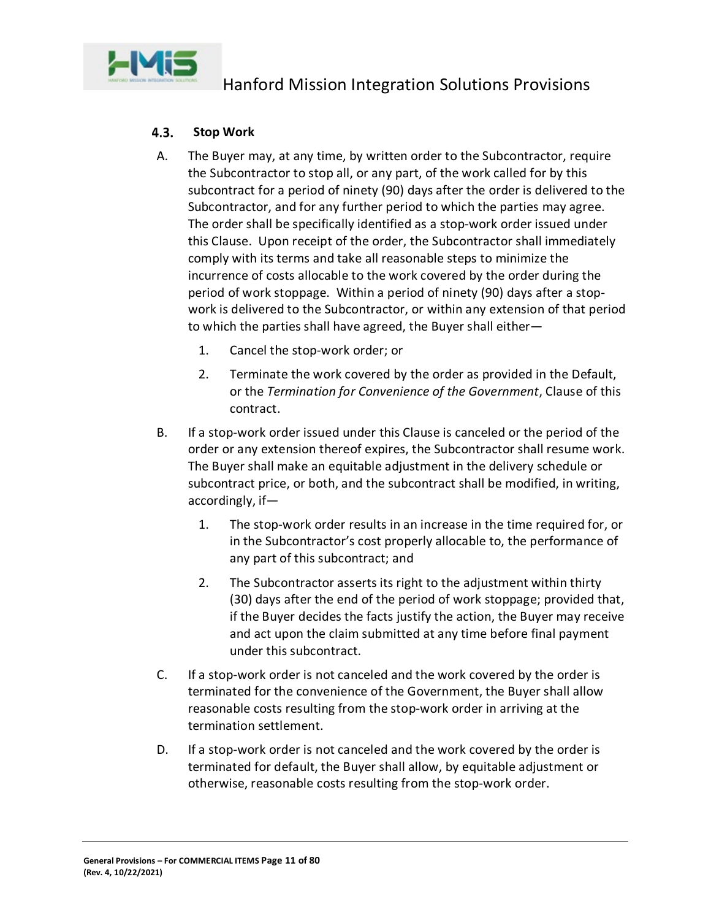### 4.3. Stop Work

A. The Buyer may, at any time, by written order to the Subcontractor, require the Subcontractor to stop all, or any part, of the work called for by this subcontract for a period of ninety (90) days after the order is delivered to the Subcontractor, and for any further period to which the parties may agree. The order shall be specifically identified as a stop-work order issued under this Clause. Upon receipt of the order, the Subcontractor shall immediately comply with its terms and take all reasonable steps to minimize the incurrence of costs allocable to the work covered by the order during the period of work stoppage. Within a period of ninety (90) days after a stop-work is delivered to the Subcontractor, or within any extension of that period to which the parties shall have agreed, the Buyer shall either—

   1. Cancel the stop-work order; or
   2. Terminate the work covered by the order as provided in the Default, or the *Termination for Convenience of the Government*, Clause of this contract.

B. If a stop-work order issued under this Clause is canceled or the period of the order or any extension thereof expires, the Subcontractor shall resume work. The Buyer shall make an equitable adjustment in the delivery schedule or subcontract price, or both, and the subcontract shall be modified, in writing, accordingly, if—

   1. The stop-work order results in an increase in the time required for, or in the Subcontractor's cost properly allocable to, the performance of any part of this subcontract; and
   2. The Subcontractor asserts its right to the adjustment within thirty (30) days after the end of the period of work stoppage; provided that, if the Buyer decides the facts justify the action, the Buyer may receive and act upon the claim submitted at any time before final payment under this subcontract.

C. If a stop-work order is not canceled and the work covered by the order is terminated for the convenience of the Government, the Buyer shall allow reasonable costs resulting from the stop-work order in arriving at the termination settlement.

D. If a stop-work order is not canceled and the work covered by the order is terminated for default, the Buyer shall allow, by equitable adjustment or otherwise, reasonable costs resulting from the stop-work order.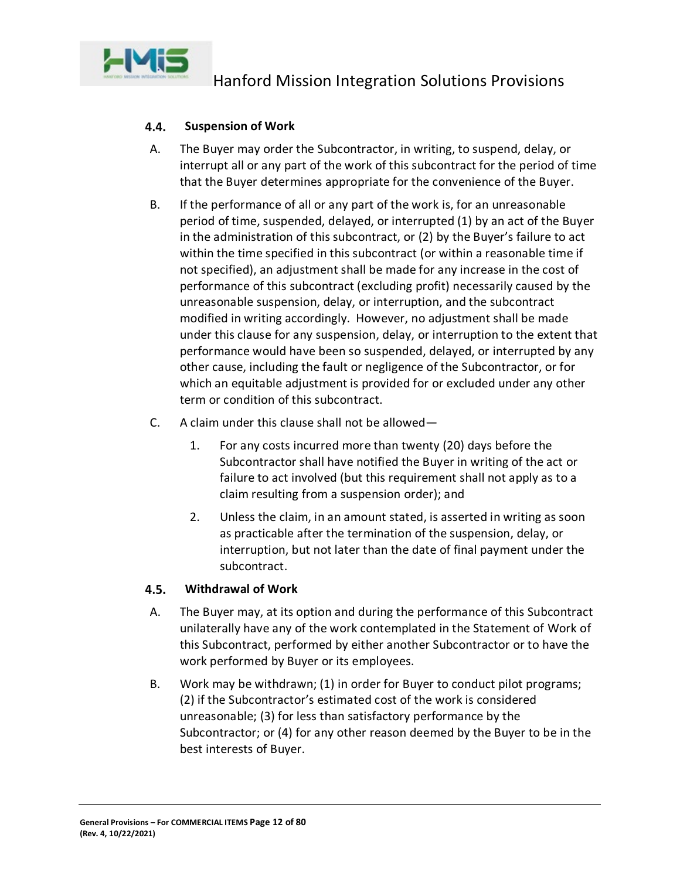### 4.4. Suspension of Work

A. The Buyer may order the Subcontractor, in writing, to suspend, delay, or interrupt all or any part of the work of this subcontract for the period of time that the Buyer determines appropriate for the convenience of the Buyer.

B. If the performance of all or any part of the work is, for an unreasonable period of time, suspended, delayed, or interrupted (1) by an act of the Buyer in the administration of this subcontract, or (2) by the Buyer's failure to act within the time specified in this subcontract (or within a reasonable time if not specified), an adjustment shall be made for any increase in the cost of performance of this subcontract (excluding profit) necessarily caused by the unreasonable suspension, delay, or interruption, and the subcontract modified in writing accordingly. However, no adjustment shall be made under this clause for any suspension, delay, or interruption to the extent that performance would have been so suspended, delayed, or interrupted by any other cause, including the fault or negligence of the Subcontractor, or for which an equitable adjustment is provided for or excluded under any other term or condition of this subcontract.

C. A claim under this clause shall not be allowed—

1. For any costs incurred more than twenty (20) days before the Subcontractor shall have notified the Buyer in writing of the act or failure to act involved (but this requirement shall not apply as to a claim resulting from a suspension order); and
2. Unless the claim, in an amount stated, is asserted in writing as soon as practicable after the termination of the suspension, delay, or interruption, but not later than the date of final payment under the subcontract.

### 4.5. Withdrawal of Work

A. The Buyer may, at its option and during the performance of this Subcontract unilaterally have any of the work contemplated in the Statement of Work of this Subcontract, performed by either another Subcontractor or to have the work performed by Buyer or its employees.

B. Work may be withdrawn; (1) in order for Buyer to conduct pilot programs; (2) if the Subcontractor's estimated cost of the work is considered unreasonable; (3) for less than satisfactory performance by the Subcontractor; or (4) for any other reason deemed by the Buyer to be in the best interests of Buyer.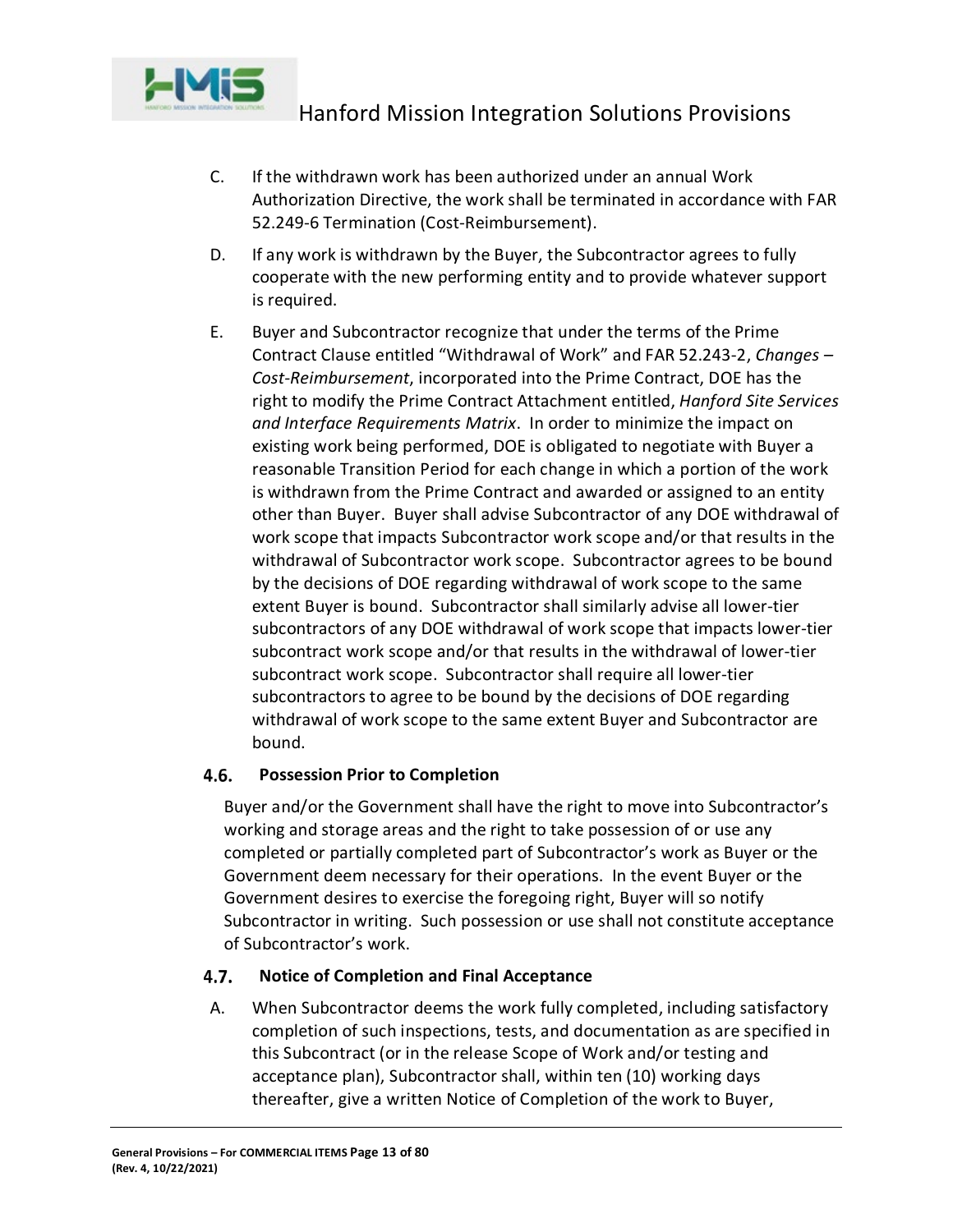C. If the withdrawn work has been authorized under an annual Work Authorization Directive, the work shall be terminated in accordance with FAR 52.249-6 Termination (Cost-Reimbursement).

D. If any work is withdrawn by the Buyer, the Subcontractor agrees to fully cooperate with the new performing entity and to provide whatever support is required.

E. Buyer and Subcontractor recognize that under the terms of the Prime Contract Clause entitled "Withdrawal of Work" and FAR 52.243-2, *Changes – Cost-Reimbursement*, incorporated into the Prime Contract, DOE has the right to modify the Prime Contract Attachment entitled, *Hanford Site Services and Interface Requirements Matrix*. In order to minimize the impact on existing work being performed, DOE is obligated to negotiate with Buyer a reasonable Transition Period for each change in which a portion of the work is withdrawn from the Prime Contract and awarded or assigned to an entity other than Buyer. Buyer shall advise Subcontractor of any DOE withdrawal of work scope that impacts Subcontractor work scope and/or that results in the withdrawal of Subcontractor work scope. Subcontractor agrees to be bound by the decisions of DOE regarding withdrawal of work scope to the same extent Buyer is bound. Subcontractor shall similarly advise all lower-tier subcontractors of any DOE withdrawal of work scope that impacts lower-tier subcontract work scope and/or that results in the withdrawal of lower-tier subcontract work scope. Subcontractor shall require all lower-tier subcontractors to agree to be bound by the decisions of DOE regarding withdrawal of work scope to the same extent Buyer and Subcontractor are bound.

### 4.6. Possession Prior to Completion

Buyer and/or the Government shall have the right to move into Subcontractor's working and storage areas and the right to take possession of or use any completed or partially completed part of Subcontractor's work as Buyer or the Government deem necessary for their operations. In the event Buyer or the Government desires to exercise the foregoing right, Buyer will so notify Subcontractor in writing. Such possession or use shall not constitute acceptance of Subcontractor's work.

### 4.7. Notice of Completion and Final Acceptance

A. When Subcontractor deems the work fully completed, including satisfactory completion of such inspections, tests, and documentation as are specified in this Subcontract (or in the release Scope of Work and/or testing and acceptance plan), Subcontractor shall, within ten (10) working days thereafter, give a written Notice of Completion of the work to Buyer,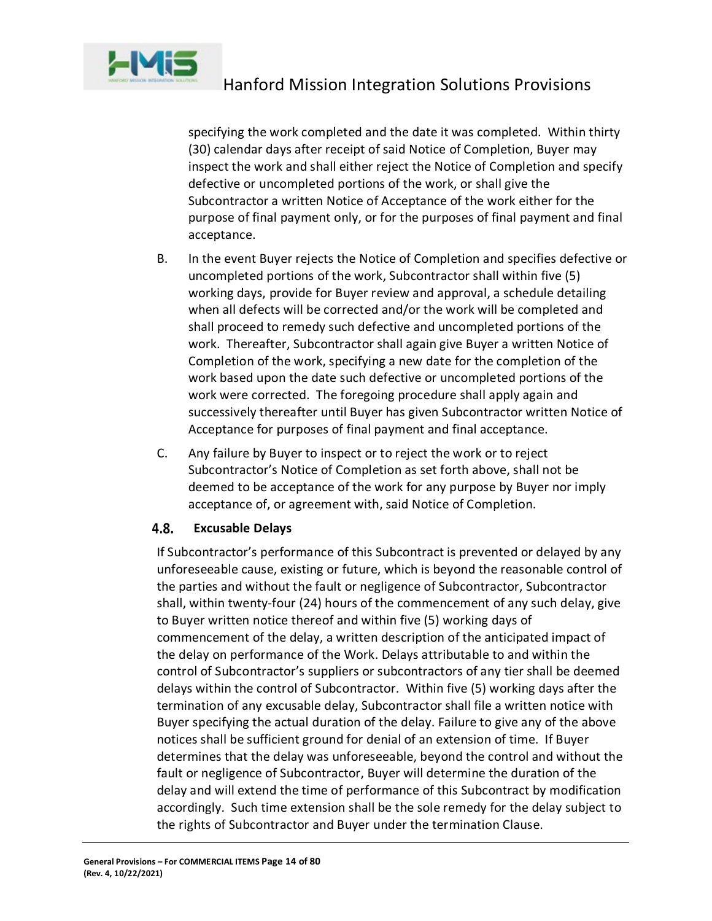specifying the work completed and the date it was completed. Within thirty (30) calendar days after receipt of said Notice of Completion, Buyer may inspect the work and shall either reject the Notice of Completion and specify defective or uncompleted portions of the work, or shall give the Subcontractor a written Notice of Acceptance of the work either for the purpose of final payment only, or for the purposes of final payment and final acceptance.

B. In the event Buyer rejects the Notice of Completion and specifies defective or uncompleted portions of the work, Subcontractor shall within five (5) working days, provide for Buyer review and approval, a schedule detailing when all defects will be corrected and/or the work will be completed and shall proceed to remedy such defective and uncompleted portions of the work. Thereafter, Subcontractor shall again give Buyer a written Notice of Completion of the work, specifying a new date for the completion of the work based upon the date such defective or uncompleted portions of the work were corrected. The foregoing procedure shall apply again and successively thereafter until Buyer has given Subcontractor written Notice of Acceptance for purposes of final payment and final acceptance.

C. Any failure by Buyer to inspect or to reject the work or to reject Subcontractor's Notice of Completion as set forth above, shall not be deemed to be acceptance of the work for any purpose by Buyer nor imply acceptance of, or agreement with, said Notice of Completion.

### 4.8. Excusable Delays

If Subcontractor's performance of this Subcontract is prevented or delayed by any unforeseeable cause, existing or future, which is beyond the reasonable control of the parties and without the fault or negligence of Subcontractor, Subcontractor shall, within twenty-four (24) hours of the commencement of any such delay, give to Buyer written notice thereof and within five (5) working days of commencement of the delay, a written description of the anticipated impact of the delay on performance of the Work. Delays attributable to and within the control of Subcontractor's suppliers or subcontractors of any tier shall be deemed delays within the control of Subcontractor. Within five (5) working days after the termination of any excusable delay, Subcontractor shall file a written notice with Buyer specifying the actual duration of the delay. Failure to give any of the above notices shall be sufficient ground for denial of an extension of time. If Buyer determines that the delay was unforeseeable, beyond the control and without the fault or negligence of Subcontractor, Buyer will determine the duration of the delay and will extend the time of performance of this Subcontract by modification accordingly. Such time extension shall be the sole remedy for the delay subject to the rights of Subcontractor and Buyer under the termination Clause.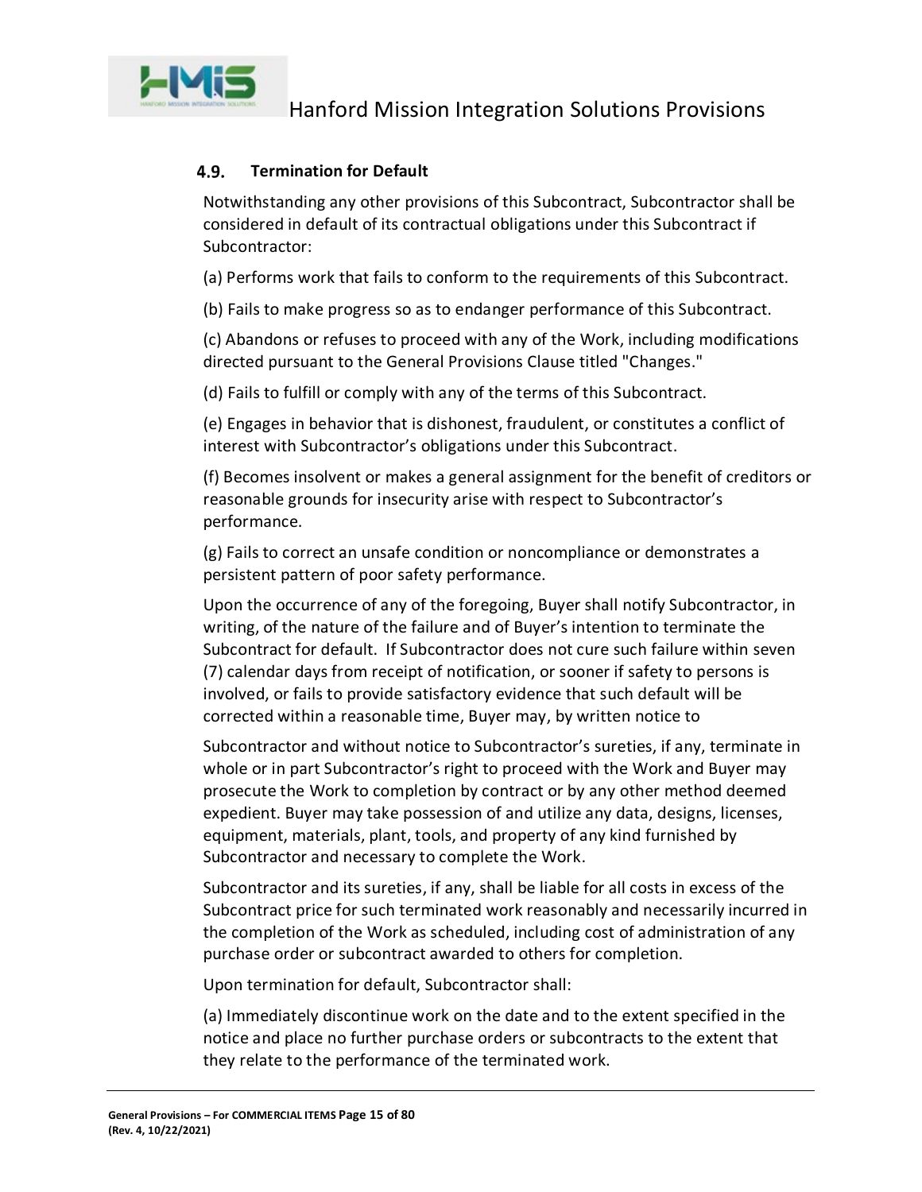### 4.9. Termination for Default

Notwithstanding any other provisions of this Subcontract, Subcontractor shall be considered in default of its contractual obligations under this Subcontract if Subcontractor:

(a) Performs work that fails to conform to the requirements of this Subcontract.

(b) Fails to make progress so as to endanger performance of this Subcontract.

(c) Abandons or refuses to proceed with any of the Work, including modifications directed pursuant to the General Provisions Clause titled "Changes."

(d) Fails to fulfill or comply with any of the terms of this Subcontract.

(e) Engages in behavior that is dishonest, fraudulent, or constitutes a conflict of interest with Subcontractor's obligations under this Subcontract.

(f) Becomes insolvent or makes a general assignment for the benefit of creditors or reasonable grounds for insecurity arise with respect to Subcontractor's performance.

(g) Fails to correct an unsafe condition or noncompliance or demonstrates a persistent pattern of poor safety performance.

Upon the occurrence of any of the foregoing, Buyer shall notify Subcontractor, in writing, of the nature of the failure and of Buyer's intention to terminate the Subcontract for default. If Subcontractor does not cure such failure within seven (7) calendar days from receipt of notification, or sooner if safety to persons is involved, or fails to provide satisfactory evidence that such default will be corrected within a reasonable time, Buyer may, by written notice to Subcontractor and without notice to Subcontractor's sureties, if any, terminate in whole or in part Subcontractor's right to proceed with the Work and Buyer may prosecute the Work to completion by contract or by any other method deemed expedient. Buyer may take possession of and utilize any data, designs, licenses, equipment, materials, plant, tools, and property of any kind furnished by Subcontractor and necessary to complete the Work.

Subcontractor and its sureties, if any, shall be liable for all costs in excess of the Subcontract price for such terminated work reasonably and necessarily incurred in the completion of the Work as scheduled, including cost of administration of any purchase order or subcontract awarded to others for completion.

Upon termination for default, Subcontractor shall:

(a) Immediately discontinue work on the date and to the extent specified in the notice and place no further purchase orders or subcontracts to the extent that they relate to the performance of the terminated work.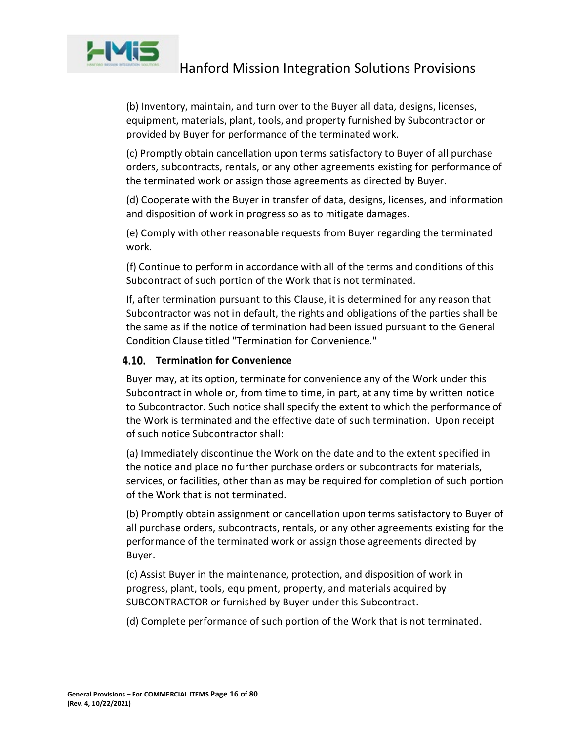(b) Inventory, maintain, and turn over to the Buyer all data, designs, licenses, equipment, materials, plant, tools, and property furnished by Subcontractor or provided by Buyer for performance of the terminated work.

(c) Promptly obtain cancellation upon terms satisfactory to Buyer of all purchase orders, subcontracts, rentals, or any other agreements existing for performance of the terminated work or assign those agreements as directed by Buyer.

(d) Cooperate with the Buyer in transfer of data, designs, licenses, and information and disposition of work in progress so as to mitigate damages.

(e) Comply with other reasonable requests from Buyer regarding the terminated work.

(f) Continue to perform in accordance with all of the terms and conditions of this Subcontract of such portion of the Work that is not terminated.

If, after termination pursuant to this Clause, it is determined for any reason that Subcontractor was not in default, the rights and obligations of the parties shall be the same as if the notice of termination had been issued pursuant to the General Condition Clause titled "Termination for Convenience."

### 4.10. Termination for Convenience

Buyer may, at its option, terminate for convenience any of the Work under this Subcontract in whole or, from time to time, in part, at any time by written notice to Subcontractor. Such notice shall specify the extent to which the performance of the Work is terminated and the effective date of such termination. Upon receipt of such notice Subcontractor shall:

(a) Immediately discontinue the Work on the date and to the extent specified in the notice and place no further purchase orders or subcontracts for materials, services, or facilities, other than as may be required for completion of such portion of the Work that is not terminated.

(b) Promptly obtain assignment or cancellation upon terms satisfactory to Buyer of all purchase orders, subcontracts, rentals, or any other agreements existing for the performance of the terminated work or assign those agreements directed by Buyer.

(c) Assist Buyer in the maintenance, protection, and disposition of work in progress, plant, tools, equipment, property, and materials acquired by SUBCONTRACTOR or furnished by Buyer under this Subcontract.

(d) Complete performance of such portion of the Work that is not terminated.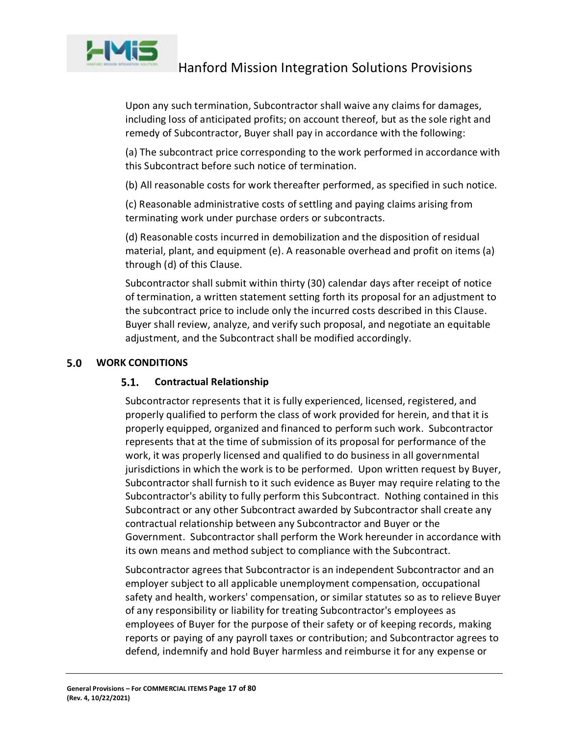Upon any such termination, Subcontractor shall waive any claims for damages, including loss of anticipated profits; on account thereof, but as the sole right and remedy of Subcontractor, Buyer shall pay in accordance with the following:

(a) The subcontract price corresponding to the work performed in accordance with this Subcontract before such notice of termination.

(b) All reasonable costs for work thereafter performed, as specified in such notice.

(c) Reasonable administrative costs of settling and paying claims arising from terminating work under purchase orders or subcontracts.

(d) Reasonable costs incurred in demobilization and the disposition of residual material, plant, and equipment (e). A reasonable overhead and profit on items (a) through (d) of this Clause.

Subcontractor shall submit within thirty (30) calendar days after receipt of notice of termination, a written statement setting forth its proposal for an adjustment to the subcontract price to include only the incurred costs described in this Clause. Buyer shall review, analyze, and verify such proposal, and negotiate an equitable adjustment, and the Subcontract shall be modified accordingly.

## 5.0 WORK CONDITIONS

### 5.1. Contractual Relationship

Subcontractor represents that it is fully experienced, licensed, registered, and properly qualified to perform the class of work provided for herein, and that it is properly equipped, organized and financed to perform such work. Subcontractor represents that at the time of submission of its proposal for performance of the work, it was properly licensed and qualified to do business in all governmental jurisdictions in which the work is to be performed. Upon written request by Buyer, Subcontractor shall furnish to it such evidence as Buyer may require relating to the Subcontractor's ability to fully perform this Subcontract. Nothing contained in this Subcontract or any other Subcontract awarded by Subcontractor shall create any contractual relationship between any Subcontractor and Buyer or the Government. Subcontractor shall perform the Work hereunder in accordance with its own means and method subject to compliance with the Subcontract.

Subcontractor agrees that Subcontractor is an independent Subcontractor and an employer subject to all applicable unemployment compensation, occupational safety and health, workers' compensation, or similar statutes so as to relieve Buyer of any responsibility or liability for treating Subcontractor's employees as employees of Buyer for the purpose of their safety or of keeping records, making reports or paying of any payroll taxes or contribution; and Subcontractor agrees to defend, indemnify and hold Buyer harmless and reimburse it for any expense or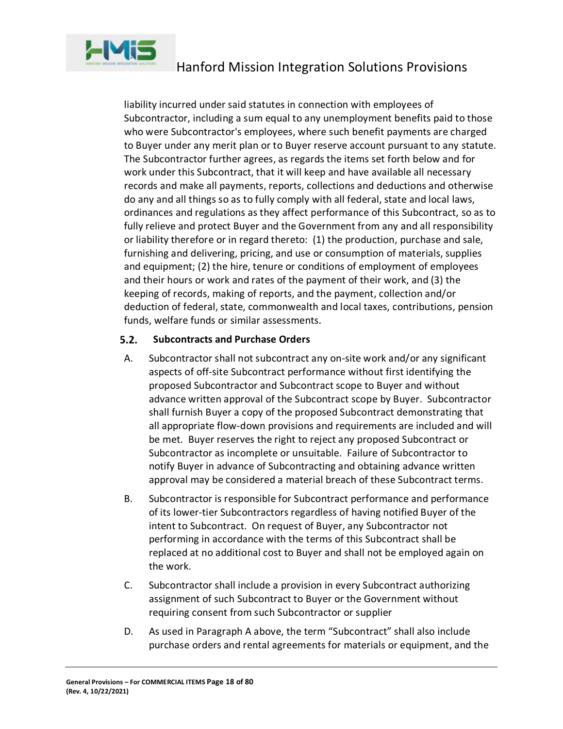liability incurred under said statutes in connection with employees of Subcontractor, including a sum equal to any unemployment benefits paid to those who were Subcontractor's employees, where such benefit payments are charged to Buyer under any merit plan or to Buyer reserve account pursuant to any statute. The Subcontractor further agrees, as regards the items set forth below and for work under this Subcontract, that it will keep and have available all necessary records and make all payments, reports, collections and deductions and otherwise do any and all things so as to fully comply with all federal, state and local laws, ordinances and regulations as they affect performance of this Subcontract, so as to fully relieve and protect Buyer and the Government from any and all responsibility or liability therefore or in regard thereto: (1) the production, purchase and sale, furnishing and delivering, pricing, and use or consumption of materials, supplies and equipment; (2) the hire, tenure or conditions of employment of employees and their hours or work and rates of the payment of their work, and (3) the keeping of records, making of reports, and the payment, collection and/or deduction of federal, state, commonwealth and local taxes, contributions, pension funds, welfare funds or similar assessments.

### 5.2. Subcontracts and Purchase Orders

A. Subcontractor shall not subcontract any on-site work and/or any significant aspects of off-site Subcontract performance without first identifying the proposed Subcontractor and Subcontract scope to Buyer and without advance written approval of the Subcontract scope by Buyer. Subcontractor shall furnish Buyer a copy of the proposed Subcontract demonstrating that all appropriate flow-down provisions and requirements are included and will be met. Buyer reserves the right to reject any proposed Subcontract or Subcontractor as incomplete or unsuitable. Failure of Subcontractor to notify Buyer in advance of Subcontracting and obtaining advance written approval may be considered a material breach of these Subcontract terms.

B. Subcontractor is responsible for Subcontract performance and performance of its lower-tier Subcontractors regardless of having notified Buyer of the intent to Subcontract. On request of Buyer, any Subcontractor not performing in accordance with the terms of this Subcontract shall be replaced at no additional cost to Buyer and shall not be employed again on the work.

C. Subcontractor shall include a provision in every Subcontract authorizing assignment of such Subcontract to Buyer or the Government without requiring consent from such Subcontractor or supplier

D. As used in Paragraph A above, the term "Subcontract" shall also include purchase orders and rental agreements for materials or equipment, and the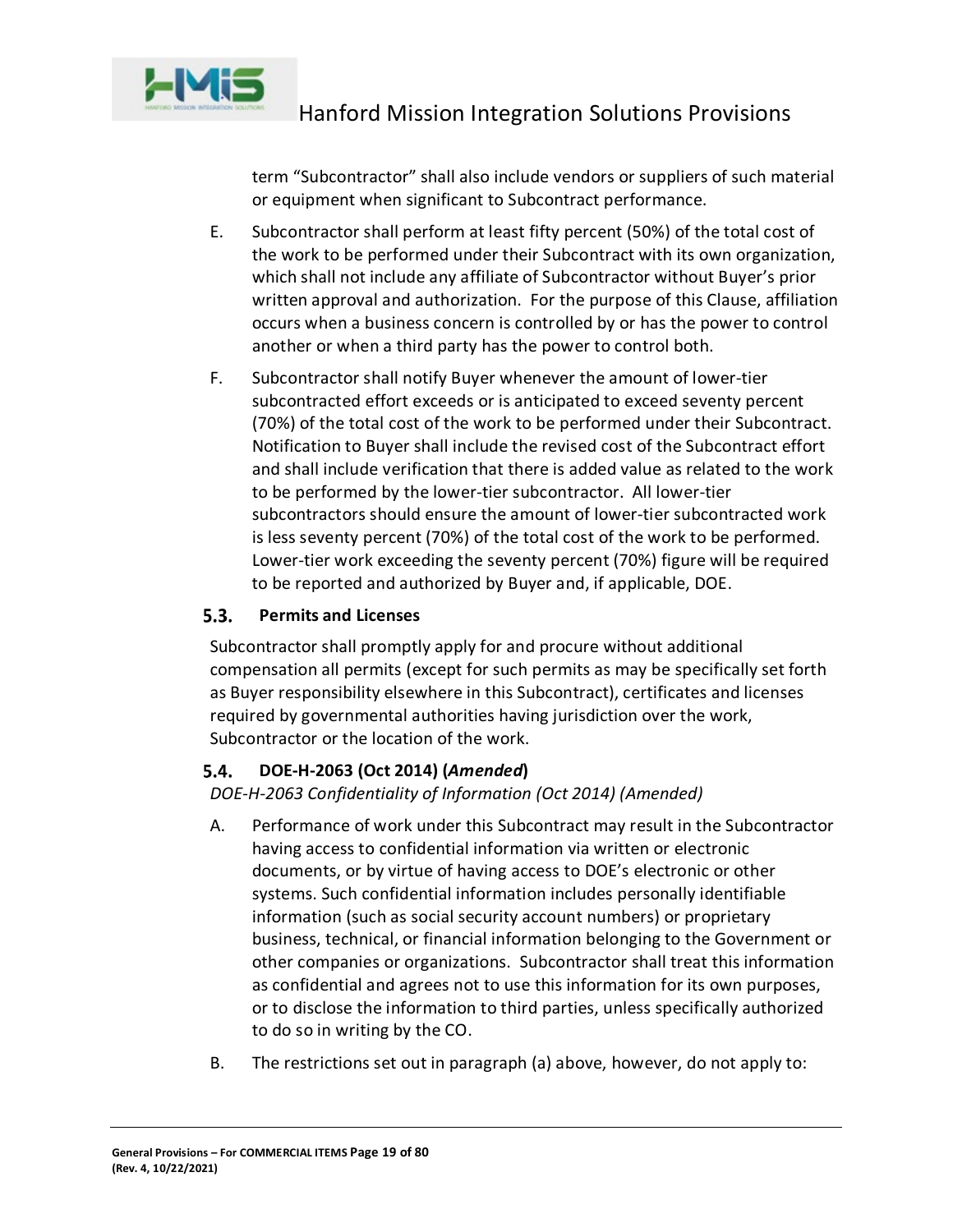term "Subcontractor" shall also include vendors or suppliers of such material or equipment when significant to Subcontract performance.

E. Subcontractor shall perform at least fifty percent (50%) of the total cost of the work to be performed under their Subcontract with its own organization, which shall not include any affiliate of Subcontractor without Buyer's prior written approval and authorization. For the purpose of this Clause, affiliation occurs when a business concern is controlled by or has the power to control another or when a third party has the power to control both.

F. Subcontractor shall notify Buyer whenever the amount of lower-tier subcontracted effort exceeds or is anticipated to exceed seventy percent (70%) of the total cost of the work to be performed under their Subcontract. Notification to Buyer shall include the revised cost of the Subcontract effort and shall include verification that there is added value as related to the work to be performed by the lower-tier subcontractor. All lower-tier subcontractors should ensure the amount of lower-tier subcontracted work is less seventy percent (70%) of the total cost of the work to be performed. Lower-tier work exceeding the seventy percent (70%) figure will be required to be reported and authorized by Buyer and, if applicable, DOE.

### 5.3. Permits and Licenses

Subcontractor shall promptly apply for and procure without additional compensation all permits (except for such permits as may be specifically set forth as Buyer responsibility elsewhere in this Subcontract), certificates and licenses required by governmental authorities having jurisdiction over the work, Subcontractor or the location of the work.

### 5.4. DOE-H-2063 (Oct 2014) (*Amended*)

*DOE-H-2063 Confidentiality of Information (Oct 2014) (Amended)*

A. Performance of work under this Subcontract may result in the Subcontractor having access to confidential information via written or electronic documents, or by virtue of having access to DOE's electronic or other systems. Such confidential information includes personally identifiable information (such as social security account numbers) or proprietary business, technical, or financial information belonging to the Government or other companies or organizations. Subcontractor shall treat this information as confidential and agrees not to use this information for its own purposes, or to disclose the information to third parties, unless specifically authorized to do so in writing by the CO.

B. The restrictions set out in paragraph (a) above, however, do not apply to: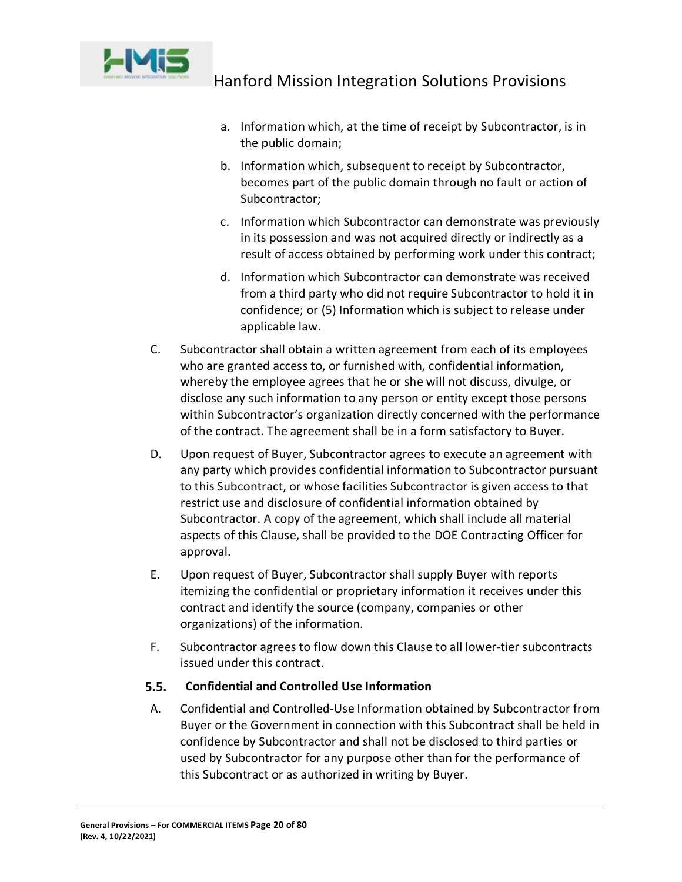a. Information which, at the time of receipt by Subcontractor, is in the public domain;

b. Information which, subsequent to receipt by Subcontractor, becomes part of the public domain through no fault or action of Subcontractor;

c. Information which Subcontractor can demonstrate was previously in its possession and was not acquired directly or indirectly as a result of access obtained by performing work under this contract;

d. Information which Subcontractor can demonstrate was received from a third party who did not require Subcontractor to hold it in confidence; or (5) Information which is subject to release under applicable law.

C. Subcontractor shall obtain a written agreement from each of its employees who are granted access to, or furnished with, confidential information, whereby the employee agrees that he or she will not discuss, divulge, or disclose any such information to any person or entity except those persons within Subcontractor's organization directly concerned with the performance of the contract. The agreement shall be in a form satisfactory to Buyer.

D. Upon request of Buyer, Subcontractor agrees to execute an agreement with any party which provides confidential information to Subcontractor pursuant to this Subcontract, or whose facilities Subcontractor is given access to that restrict use and disclosure of confidential information obtained by Subcontractor. A copy of the agreement, which shall include all material aspects of this Clause, shall be provided to the DOE Contracting Officer for approval.

E. Upon request of Buyer, Subcontractor shall supply Buyer with reports itemizing the confidential or proprietary information it receives under this contract and identify the source (company, companies or other organizations) of the information.

F. Subcontractor agrees to flow down this Clause to all lower-tier subcontracts issued under this contract.

### 5.5. Confidential and Controlled Use Information

A. Confidential and Controlled-Use Information obtained by Subcontractor from Buyer or the Government in connection with this Subcontract shall be held in confidence by Subcontractor and shall not be disclosed to third parties or used by Subcontractor for any purpose other than for the performance of this Subcontract or as authorized in writing by Buyer.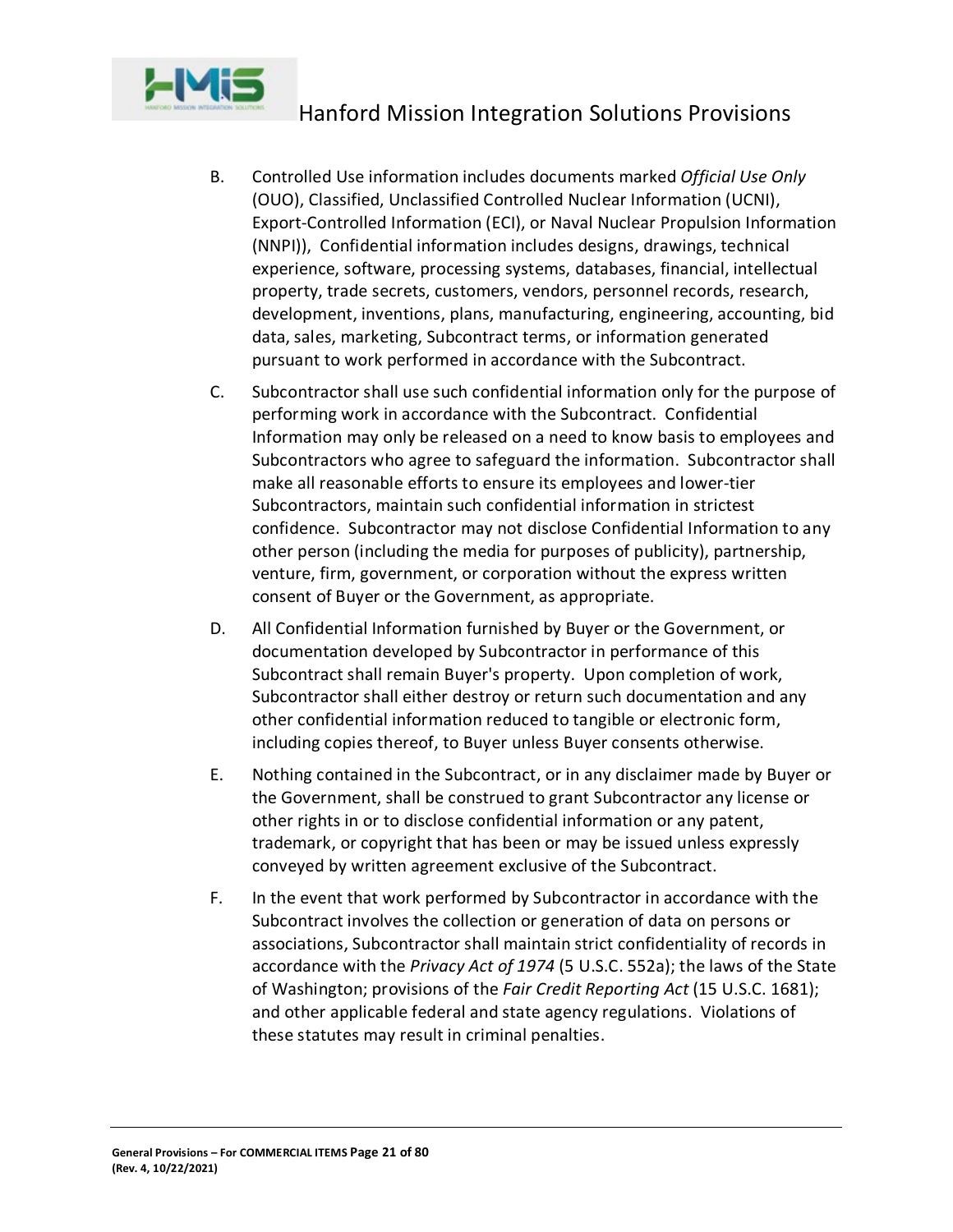B. Controlled Use information includes documents marked *Official Use Only* (OUO), Classified, Unclassified Controlled Nuclear Information (UCNI), Export-Controlled Information (ECI), or Naval Nuclear Propulsion Information (NNPI)), Confidential information includes designs, drawings, technical experience, software, processing systems, databases, financial, intellectual property, trade secrets, customers, vendors, personnel records, research, development, inventions, plans, manufacturing, engineering, accounting, bid data, sales, marketing, Subcontract terms, or information generated pursuant to work performed in accordance with the Subcontract.

C. Subcontractor shall use such confidential information only for the purpose of performing work in accordance with the Subcontract. Confidential Information may only be released on a need to know basis to employees and Subcontractors who agree to safeguard the information. Subcontractor shall make all reasonable efforts to ensure its employees and lower-tier Subcontractors, maintain such confidential information in strictest confidence. Subcontractor may not disclose Confidential Information to any other person (including the media for purposes of publicity), partnership, venture, firm, government, or corporation without the express written consent of Buyer or the Government, as appropriate.

D. All Confidential Information furnished by Buyer or the Government, or documentation developed by Subcontractor in performance of this Subcontract shall remain Buyer's property. Upon completion of work, Subcontractor shall either destroy or return such documentation and any other confidential information reduced to tangible or electronic form, including copies thereof, to Buyer unless Buyer consents otherwise.

E. Nothing contained in the Subcontract, or in any disclaimer made by Buyer or the Government, shall be construed to grant Subcontractor any license or other rights in or to disclose confidential information or any patent, trademark, or copyright that has been or may be issued unless expressly conveyed by written agreement exclusive of the Subcontract.

F. In the event that work performed by Subcontractor in accordance with the Subcontract involves the collection or generation of data on persons or associations, Subcontractor shall maintain strict confidentiality of records in accordance with the *Privacy Act of 1974* (5 U.S.C. 552a); the laws of the State of Washington; provisions of the *Fair Credit Reporting Act* (15 U.S.C. 1681); and other applicable federal and state agency regulations. Violations of these statutes may result in criminal penalties.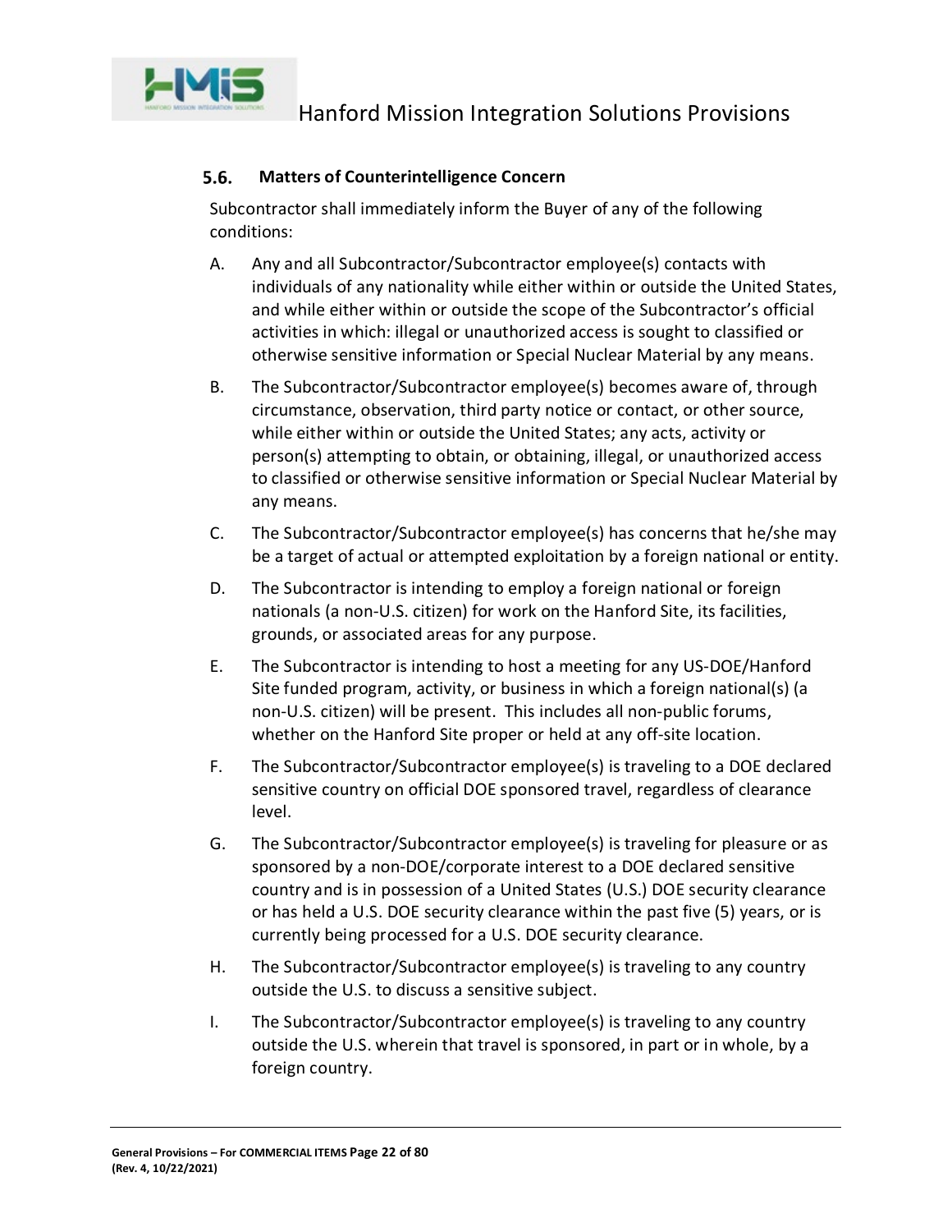### 5.6. Matters of Counterintelligence Concern

Subcontractor shall immediately inform the Buyer of any of the following conditions:

A. Any and all Subcontractor/Subcontractor employee(s) contacts with individuals of any nationality while either within or outside the United States, and while either within or outside the scope of the Subcontractor's official activities in which: illegal or unauthorized access is sought to classified or otherwise sensitive information or Special Nuclear Material by any means.

B. The Subcontractor/Subcontractor employee(s) becomes aware of, through circumstance, observation, third party notice or contact, or other source, while either within or outside the United States; any acts, activity or person(s) attempting to obtain, or obtaining, illegal, or unauthorized access to classified or otherwise sensitive information or Special Nuclear Material by any means.

C. The Subcontractor/Subcontractor employee(s) has concerns that he/she may be a target of actual or attempted exploitation by a foreign national or entity.

D. The Subcontractor is intending to employ a foreign national or foreign nationals (a non-U.S. citizen) for work on the Hanford Site, its facilities, grounds, or associated areas for any purpose.

E. The Subcontractor is intending to host a meeting for any US-DOE/Hanford Site funded program, activity, or business in which a foreign national(s) (a non-U.S. citizen) will be present. This includes all non-public forums, whether on the Hanford Site proper or held at any off-site location.

F. The Subcontractor/Subcontractor employee(s) is traveling to a DOE declared sensitive country on official DOE sponsored travel, regardless of clearance level.

G. The Subcontractor/Subcontractor employee(s) is traveling for pleasure or as sponsored by a non-DOE/corporate interest to a DOE declared sensitive country and is in possession of a United States (U.S.) DOE security clearance or has held a U.S. DOE security clearance within the past five (5) years, or is currently being processed for a U.S. DOE security clearance.

H. The Subcontractor/Subcontractor employee(s) is traveling to any country outside the U.S. to discuss a sensitive subject.

I. The Subcontractor/Subcontractor employee(s) is traveling to any country outside the U.S. wherein that travel is sponsored, in part or in whole, by a foreign country.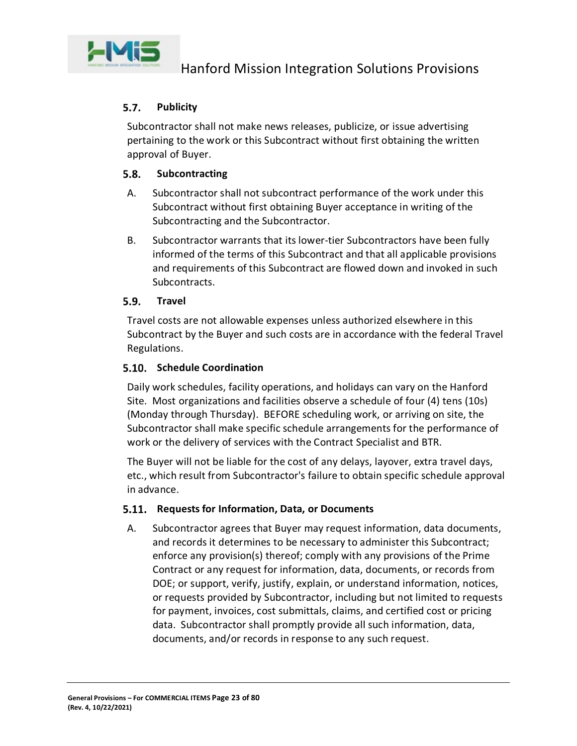### 5.7. Publicity

Subcontractor shall not make news releases, publicize, or issue advertising pertaining to the work or this Subcontract without first obtaining the written approval of Buyer.

### 5.8. Subcontracting

A. Subcontractor shall not subcontract performance of the work under this Subcontract without first obtaining Buyer acceptance in writing of the Subcontracting and the Subcontractor.

B. Subcontractor warrants that its lower-tier Subcontractors have been fully informed of the terms of this Subcontract and that all applicable provisions and requirements of this Subcontract are flowed down and invoked in such Subcontracts.

### 5.9. Travel

Travel costs are not allowable expenses unless authorized elsewhere in this Subcontract by the Buyer and such costs are in accordance with the federal Travel Regulations.

### 5.10. Schedule Coordination

Daily work schedules, facility operations, and holidays can vary on the Hanford Site. Most organizations and facilities observe a schedule of four (4) tens (10s) (Monday through Thursday). BEFORE scheduling work, or arriving on site, the Subcontractor shall make specific schedule arrangements for the performance of work or the delivery of services with the Contract Specialist and BTR.

The Buyer will not be liable for the cost of any delays, layover, extra travel days, etc., which result from Subcontractor's failure to obtain specific schedule approval in advance.

### 5.11. Requests for Information, Data, or Documents

A. Subcontractor agrees that Buyer may request information, data documents, and records it determines to be necessary to administer this Subcontract; enforce any provision(s) thereof; comply with any provisions of the Prime Contract or any request for information, data, documents, or records from DOE; or support, verify, justify, explain, or understand information, notices, or requests provided by Subcontractor, including but not limited to requests for payment, invoices, cost submittals, claims, and certified cost or pricing data. Subcontractor shall promptly provide all such information, data, documents, and/or records in response to any such request.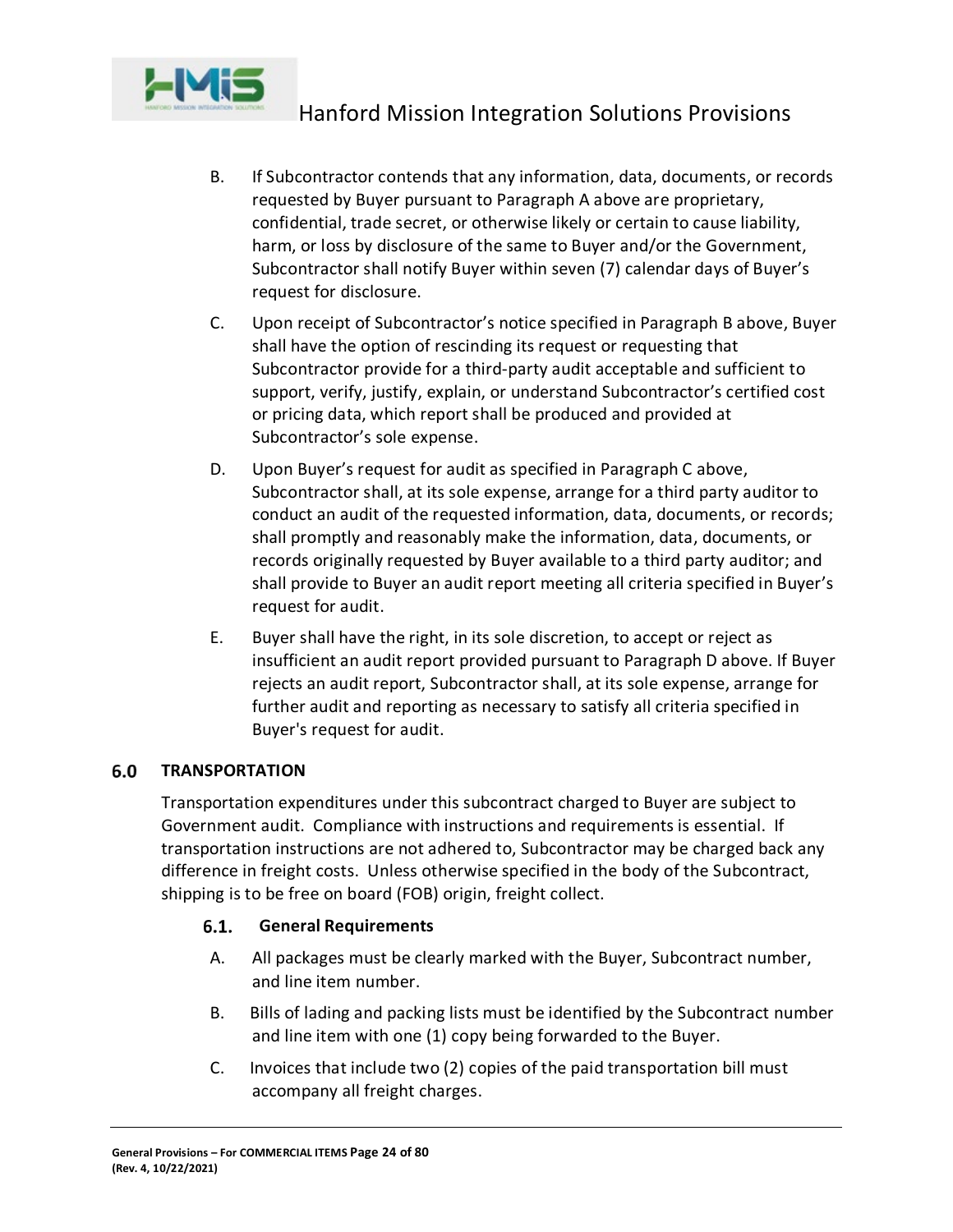B. If Subcontractor contends that any information, data, documents, or records requested by Buyer pursuant to Paragraph A above are proprietary, confidential, trade secret, or otherwise likely or certain to cause liability, harm, or loss by disclosure of the same to Buyer and/or the Government, Subcontractor shall notify Buyer within seven (7) calendar days of Buyer's request for disclosure.

C. Upon receipt of Subcontractor's notice specified in Paragraph B above, Buyer shall have the option of rescinding its request or requesting that Subcontractor provide for a third-party audit acceptable and sufficient to support, verify, justify, explain, or understand Subcontractor's certified cost or pricing data, which report shall be produced and provided at Subcontractor's sole expense.

D. Upon Buyer's request for audit as specified in Paragraph C above, Subcontractor shall, at its sole expense, arrange for a third party auditor to conduct an audit of the requested information, data, documents, or records; shall promptly and reasonably make the information, data, documents, or records originally requested by Buyer available to a third party auditor; and shall provide to Buyer an audit report meeting all criteria specified in Buyer's request for audit.

E. Buyer shall have the right, in its sole discretion, to accept or reject as insufficient an audit report provided pursuant to Paragraph D above. If Buyer rejects an audit report, Subcontractor shall, at its sole expense, arrange for further audit and reporting as necessary to satisfy all criteria specified in Buyer's request for audit.

## 6.0 TRANSPORTATION

Transportation expenditures under this subcontract charged to Buyer are subject to Government audit. Compliance with instructions and requirements is essential. If transportation instructions are not adhered to, Subcontractor may be charged back any difference in freight costs. Unless otherwise specified in the body of the Subcontract, shipping is to be free on board (FOB) origin, freight collect.

### 6.1. General Requirements

A. All packages must be clearly marked with the Buyer, Subcontract number, and line item number.

B. Bills of lading and packing lists must be identified by the Subcontract number and line item with one (1) copy being forwarded to the Buyer.

C. Invoices that include two (2) copies of the paid transportation bill must accompany all freight charges.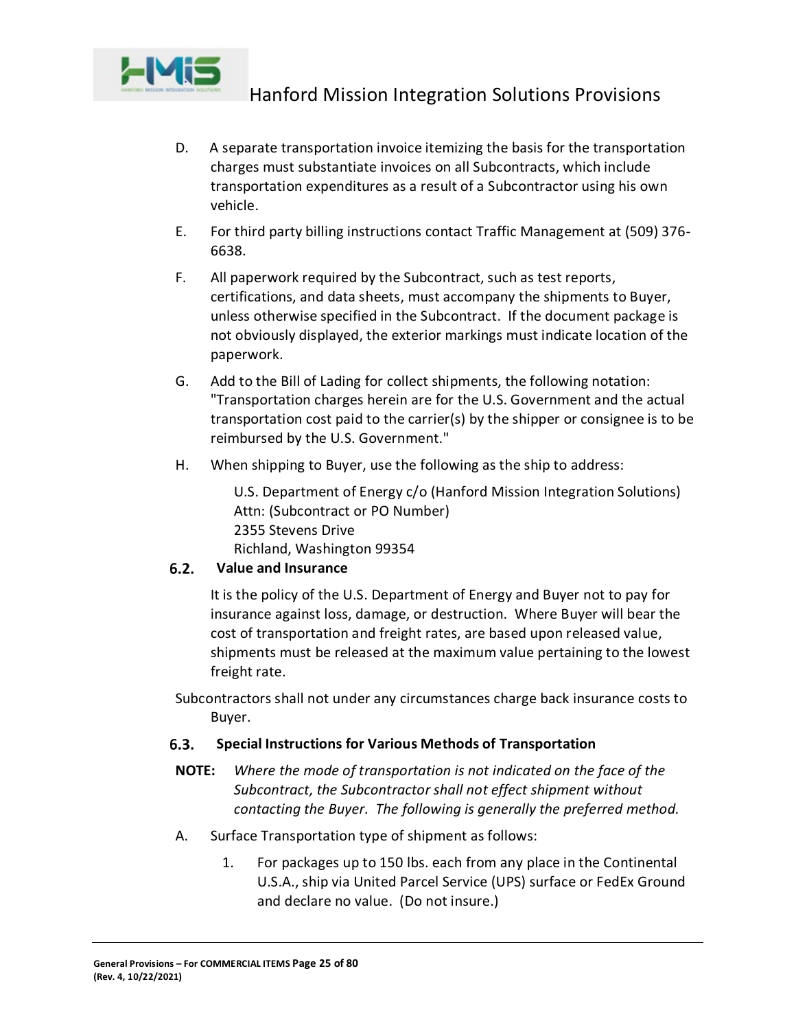D. A separate transportation invoice itemizing the basis for the transportation charges must substantiate invoices on all Subcontracts, which include transportation expenditures as a result of a Subcontractor using his own vehicle.

E. For third party billing instructions contact Traffic Management at (509) 376-6638.

F. All paperwork required by the Subcontract, such as test reports, certifications, and data sheets, must accompany the shipments to Buyer, unless otherwise specified in the Subcontract. If the document package is not obviously displayed, the exterior markings must indicate location of the paperwork.

G. Add to the Bill of Lading for collect shipments, the following notation: "Transportation charges herein are for the U.S. Government and the actual transportation cost paid to the carrier(s) by the shipper or consignee is to be reimbursed by the U.S. Government."

H. When shipping to Buyer, use the following as the ship to address:

   U.S. Department of Energy c/o (Hanford Mission Integration Solutions)
   Attn: (Subcontract or PO Number)
   2355 Stevens Drive
   Richland, Washington 99354

### 6.2. Value and Insurance

It is the policy of the U.S. Department of Energy and Buyer not to pay for insurance against loss, damage, or destruction. Where Buyer will bear the cost of transportation and freight rates, are based upon released value, shipments must be released at the maximum value pertaining to the lowest freight rate.

Subcontractors shall not under any circumstances charge back insurance costs to Buyer.

### 6.3. Special Instructions for Various Methods of Transportation

**NOTE:** *Where the mode of transportation is not indicated on the face of the Subcontract, the Subcontractor shall not effect shipment without contacting the Buyer. The following is generally the preferred method.*

A. Surface Transportation type of shipment as follows:

   1. For packages up to 150 lbs. each from any place in the Continental U.S.A., ship via United Parcel Service (UPS) surface or FedEx Ground and declare no value. (Do not insure.)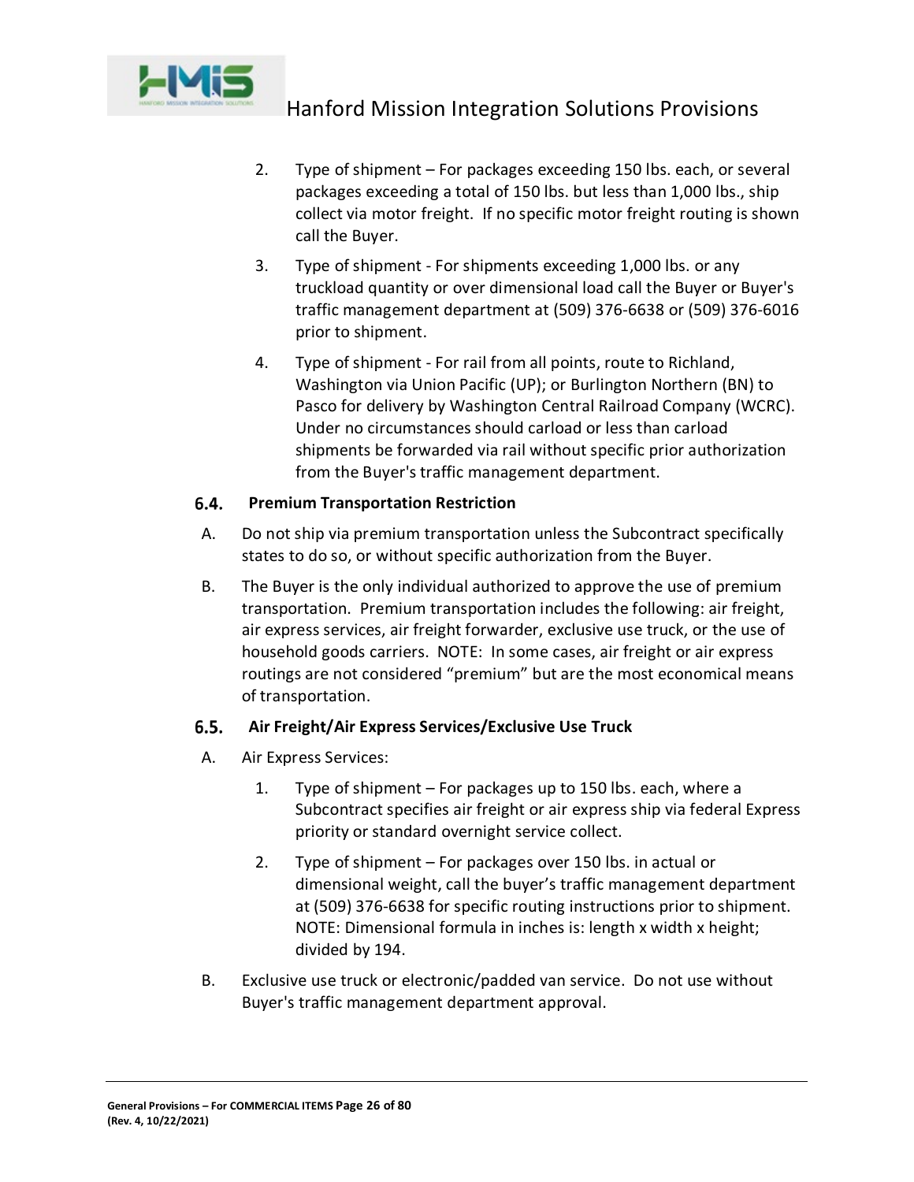2. Type of shipment – For packages exceeding 150 lbs. each, or several packages exceeding a total of 150 lbs. but less than 1,000 lbs., ship collect via motor freight. If no specific motor freight routing is shown call the Buyer.

3. Type of shipment - For shipments exceeding 1,000 lbs. or any truckload quantity or over dimensional load call the Buyer or Buyer's traffic management department at (509) 376-6638 or (509) 376-6016 prior to shipment.

4. Type of shipment - For rail from all points, route to Richland, Washington via Union Pacific (UP); or Burlington Northern (BN) to Pasco for delivery by Washington Central Railroad Company (WCRC). Under no circumstances should carload or less than carload shipments be forwarded via rail without specific prior authorization from the Buyer's traffic management department.

### 6.4. Premium Transportation Restriction

A. Do not ship via premium transportation unless the Subcontract specifically states to do so, or without specific authorization from the Buyer.

B. The Buyer is the only individual authorized to approve the use of premium transportation. Premium transportation includes the following: air freight, air express services, air freight forwarder, exclusive use truck, or the use of household goods carriers. NOTE: In some cases, air freight or air express routings are not considered "premium" but are the most economical means of transportation.

### 6.5. Air Freight/Air Express Services/Exclusive Use Truck

A. Air Express Services:

1. Type of shipment – For packages up to 150 lbs. each, where a Subcontract specifies air freight or air express ship via federal Express priority or standard overnight service collect.

2. Type of shipment – For packages over 150 lbs. in actual or dimensional weight, call the buyer's traffic management department at (509) 376-6638 for specific routing instructions prior to shipment. NOTE: Dimensional formula in inches is: length x width x height; divided by 194.

B. Exclusive use truck or electronic/padded van service. Do not use without Buyer's traffic management department approval.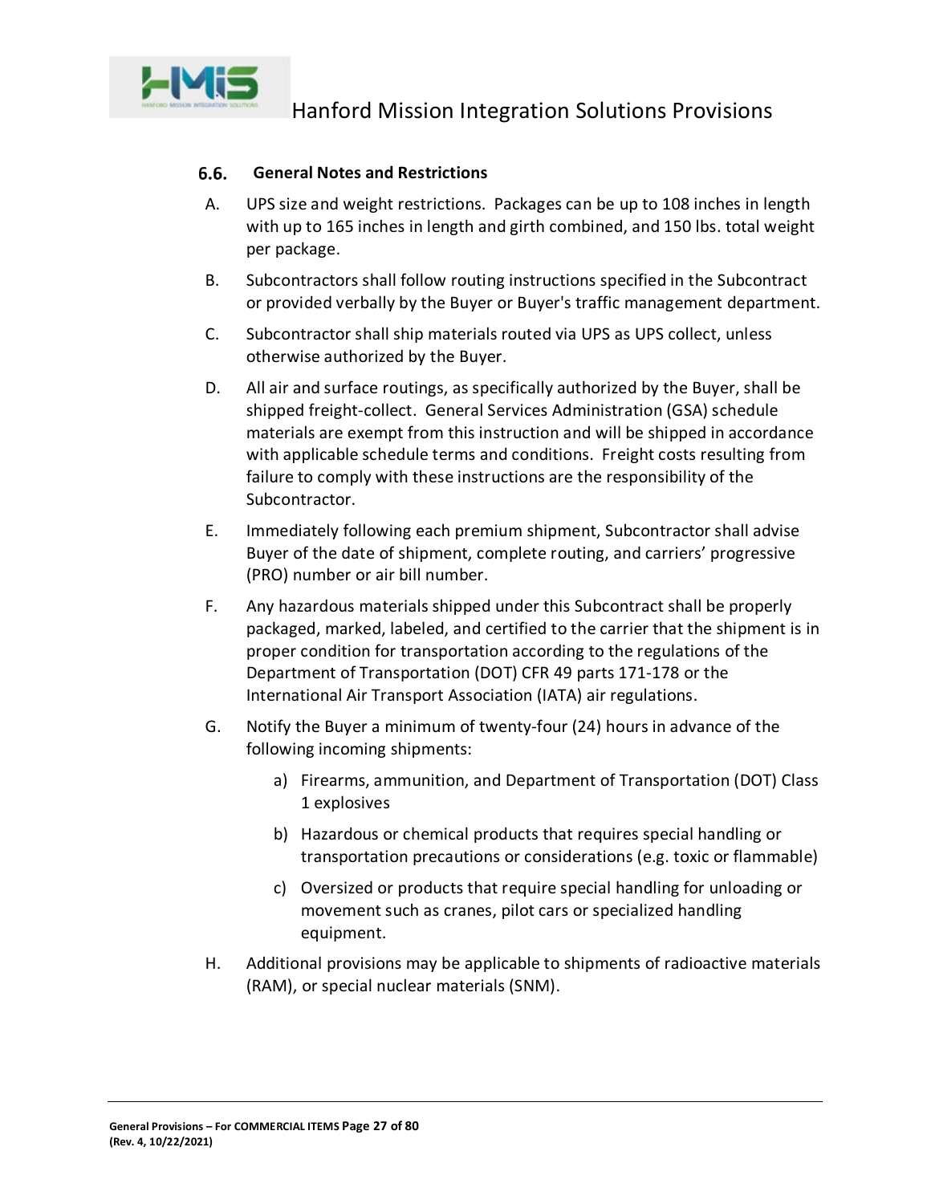### 6.6. General Notes and Restrictions

A. UPS size and weight restrictions. Packages can be up to 108 inches in length with up to 165 inches in length and girth combined, and 150 lbs. total weight per package.

B. Subcontractors shall follow routing instructions specified in the Subcontract or provided verbally by the Buyer or Buyer's traffic management department.

C. Subcontractor shall ship materials routed via UPS as UPS collect, unless otherwise authorized by the Buyer.

D. All air and surface routings, as specifically authorized by the Buyer, shall be shipped freight-collect. General Services Administration (GSA) schedule materials are exempt from this instruction and will be shipped in accordance with applicable schedule terms and conditions. Freight costs resulting from failure to comply with these instructions are the responsibility of the Subcontractor.

E. Immediately following each premium shipment, Subcontractor shall advise Buyer of the date of shipment, complete routing, and carriers' progressive (PRO) number or air bill number.

F. Any hazardous materials shipped under this Subcontract shall be properly packaged, marked, labeled, and certified to the carrier that the shipment is in proper condition for transportation according to the regulations of the Department of Transportation (DOT) CFR 49 parts 171-178 or the International Air Transport Association (IATA) air regulations.

G. Notify the Buyer a minimum of twenty-four (24) hours in advance of the following incoming shipments:

   a) Firearms, ammunition, and Department of Transportation (DOT) Class 1 explosives

   b) Hazardous or chemical products that requires special handling or transportation precautions or considerations (e.g. toxic or flammable)

   c) Oversized or products that require special handling for unloading or movement such as cranes, pilot cars or specialized handling equipment.

H. Additional provisions may be applicable to shipments of radioactive materials (RAM), or special nuclear materials (SNM).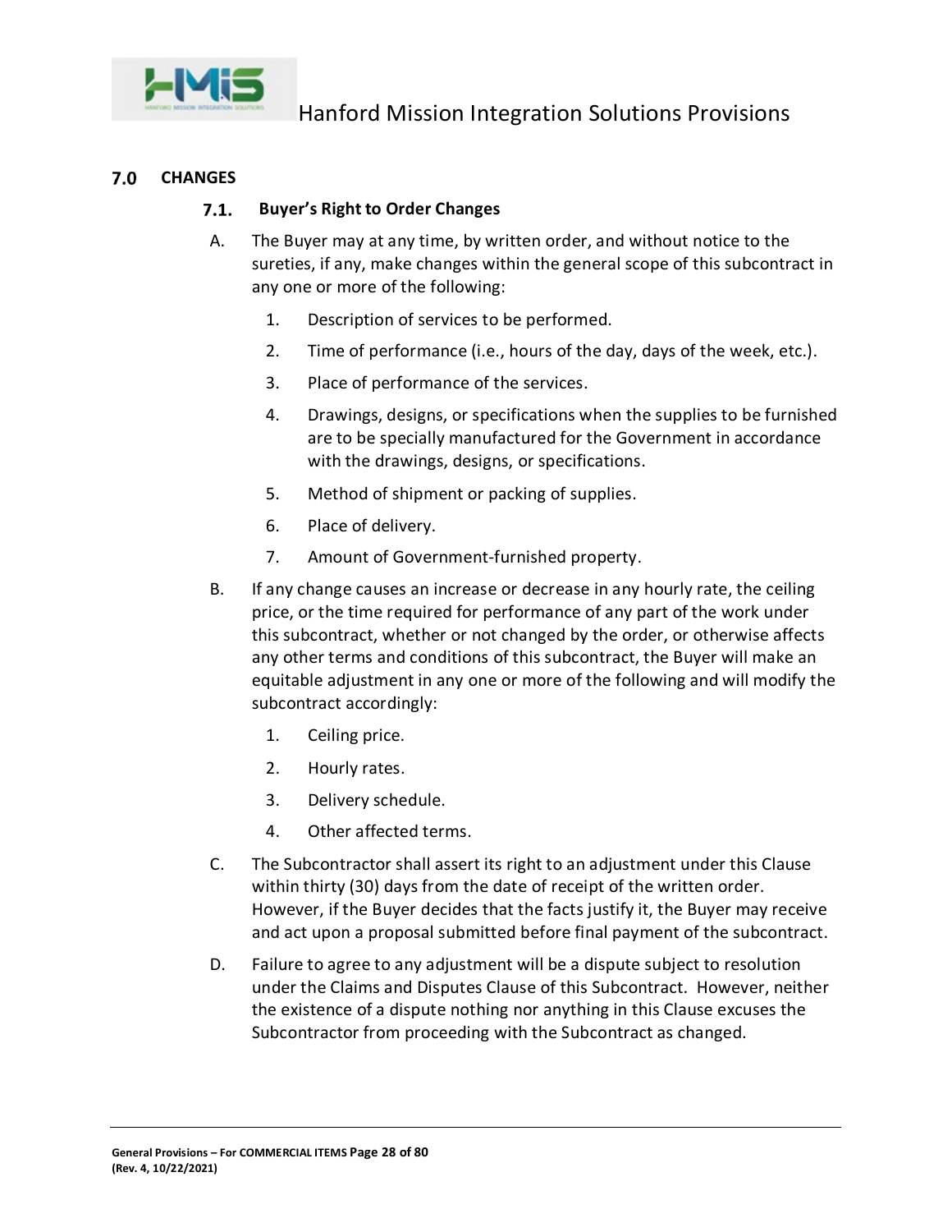## 7.0 CHANGES

### 7.1. Buyer's Right to Order Changes

A. The Buyer may at any time, by written order, and without notice to the sureties, if any, make changes within the general scope of this subcontract in any one or more of the following:

1. Description of services to be performed.
2. Time of performance (i.e., hours of the day, days of the week, etc.).
3. Place of performance of the services.
4. Drawings, designs, or specifications when the supplies to be furnished are to be specially manufactured for the Government in accordance with the drawings, designs, or specifications.
5. Method of shipment or packing of supplies.
6. Place of delivery.
7. Amount of Government-furnished property.

B. If any change causes an increase or decrease in any hourly rate, the ceiling price, or the time required for performance of any part of the work under this subcontract, whether or not changed by the order, or otherwise affects any other terms and conditions of this subcontract, the Buyer will make an equitable adjustment in any one or more of the following and will modify the subcontract accordingly:

1. Ceiling price.
2. Hourly rates.
3. Delivery schedule.
4. Other affected terms.

C. The Subcontractor shall assert its right to an adjustment under this Clause within thirty (30) days from the date of receipt of the written order. However, if the Buyer decides that the facts justify it, the Buyer may receive and act upon a proposal submitted before final payment of the subcontract.

D. Failure to agree to any adjustment will be a dispute subject to resolution under the Claims and Disputes Clause of this Subcontract. However, neither the existence of a dispute nothing nor anything in this Clause excuses the Subcontractor from proceeding with the Subcontract as changed.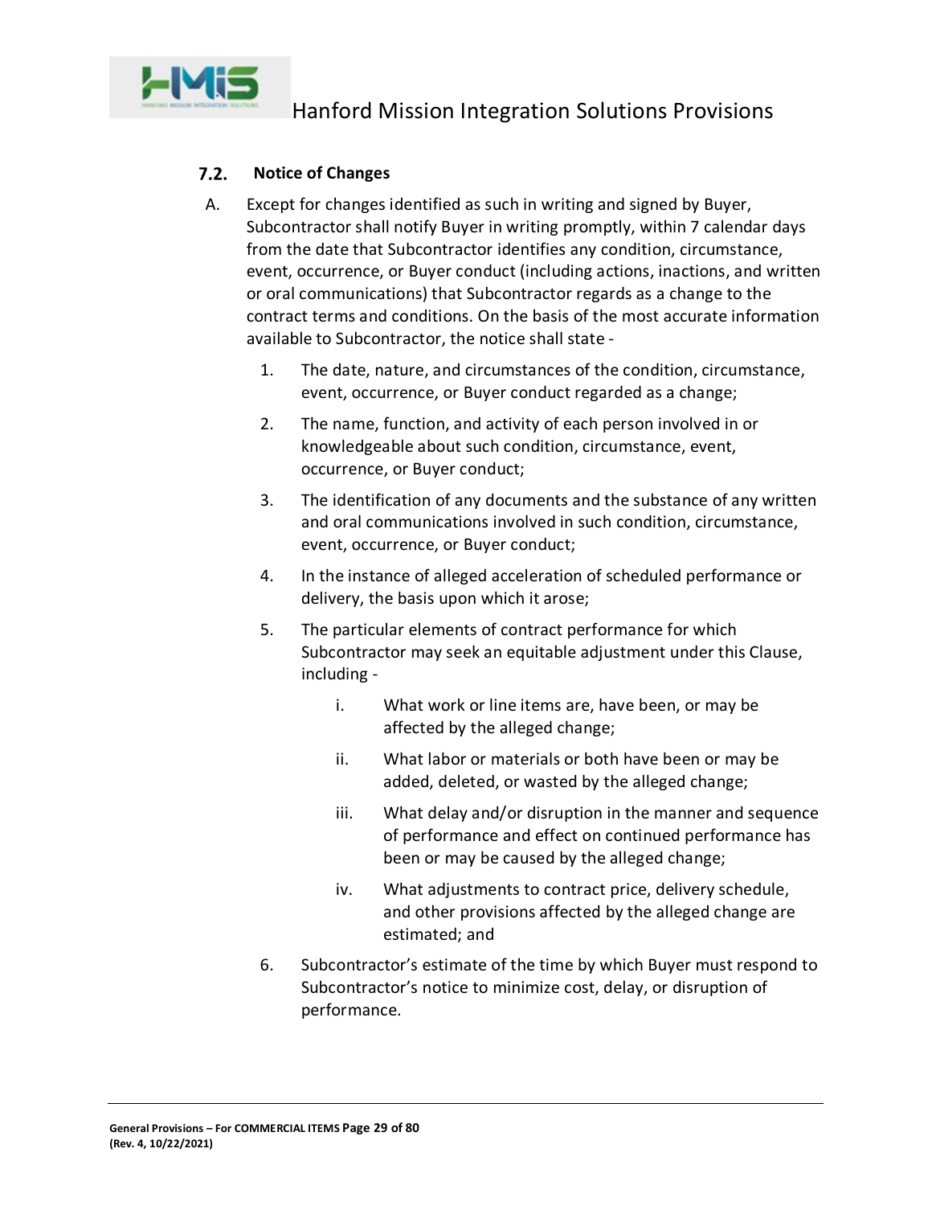### 7.2. Notice of Changes

A. Except for changes identified as such in writing and signed by Buyer, Subcontractor shall notify Buyer in writing promptly, within 7 calendar days from the date that Subcontractor identifies any condition, circumstance, event, occurrence, or Buyer conduct (including actions, inactions, and written or oral communications) that Subcontractor regards as a change to the contract terms and conditions. On the basis of the most accurate information available to Subcontractor, the notice shall state -

1. The date, nature, and circumstances of the condition, circumstance, event, occurrence, or Buyer conduct regarded as a change;

2. The name, function, and activity of each person involved in or knowledgeable about such condition, circumstance, event, occurrence, or Buyer conduct;

3. The identification of any documents and the substance of any written and oral communications involved in such condition, circumstance, event, occurrence, or Buyer conduct;

4. In the instance of alleged acceleration of scheduled performance or delivery, the basis upon which it arose;

5. The particular elements of contract performance for which Subcontractor may seek an equitable adjustment under this Clause, including -

   i. What work or line items are, have been, or may be affected by the alleged change;

   ii. What labor or materials or both have been or may be added, deleted, or wasted by the alleged change;

   iii. What delay and/or disruption in the manner and sequence of performance and effect on continued performance has been or may be caused by the alleged change;

   iv. What adjustments to contract price, delivery schedule, and other provisions affected by the alleged change are estimated; and

6. Subcontractor's estimate of the time by which Buyer must respond to Subcontractor's notice to minimize cost, delay, or disruption of performance.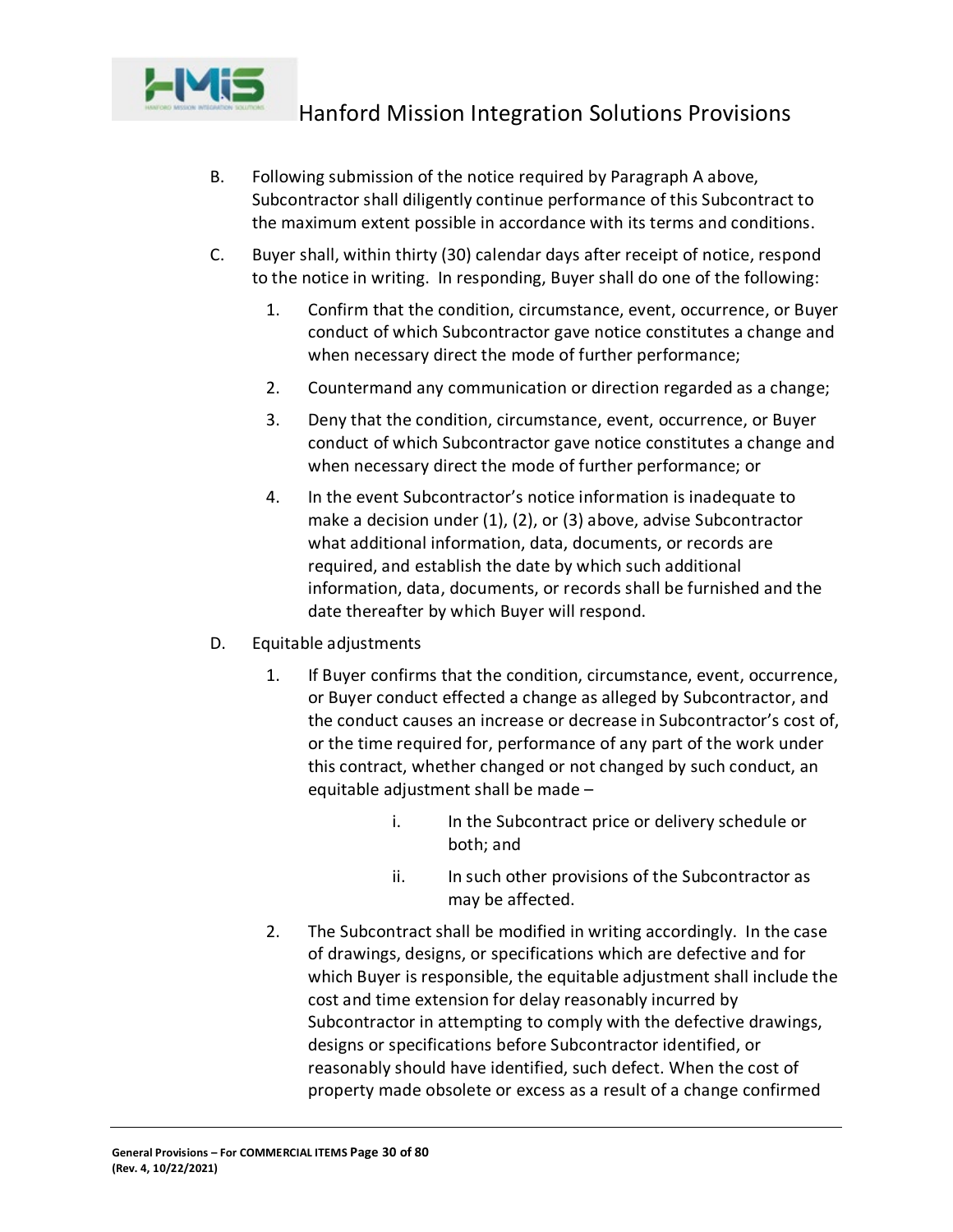B. Following submission of the notice required by Paragraph A above, Subcontractor shall diligently continue performance of this Subcontract to the maximum extent possible in accordance with its terms and conditions.

C. Buyer shall, within thirty (30) calendar days after receipt of notice, respond to the notice in writing. In responding, Buyer shall do one of the following:

   1. Confirm that the condition, circumstance, event, occurrence, or Buyer conduct of which Subcontractor gave notice constitutes a change and when necessary direct the mode of further performance;

   2. Countermand any communication or direction regarded as a change;

   3. Deny that the condition, circumstance, event, occurrence, or Buyer conduct of which Subcontractor gave notice constitutes a change and when necessary direct the mode of further performance; or

   4. In the event Subcontractor's notice information is inadequate to make a decision under (1), (2), or (3) above, advise Subcontractor what additional information, data, documents, or records are required, and establish the date by which such additional information, data, documents, or records shall be furnished and the date thereafter by which Buyer will respond.

D. Equitable adjustments

   1. If Buyer confirms that the condition, circumstance, event, occurrence, or Buyer conduct effected a change as alleged by Subcontractor, and the conduct causes an increase or decrease in Subcontractor's cost of, or the time required for, performance of any part of the work under this contract, whether changed or not changed by such conduct, an equitable adjustment shall be made –

      i. In the Subcontract price or delivery schedule or both; and

      ii. In such other provisions of the Subcontractor as may be affected.

   2. The Subcontract shall be modified in writing accordingly. In the case of drawings, designs, or specifications which are defective and for which Buyer is responsible, the equitable adjustment shall include the cost and time extension for delay reasonably incurred by Subcontractor in attempting to comply with the defective drawings, designs or specifications before Subcontractor identified, or reasonably should have identified, such defect. When the cost of property made obsolete or excess as a result of a change confirmed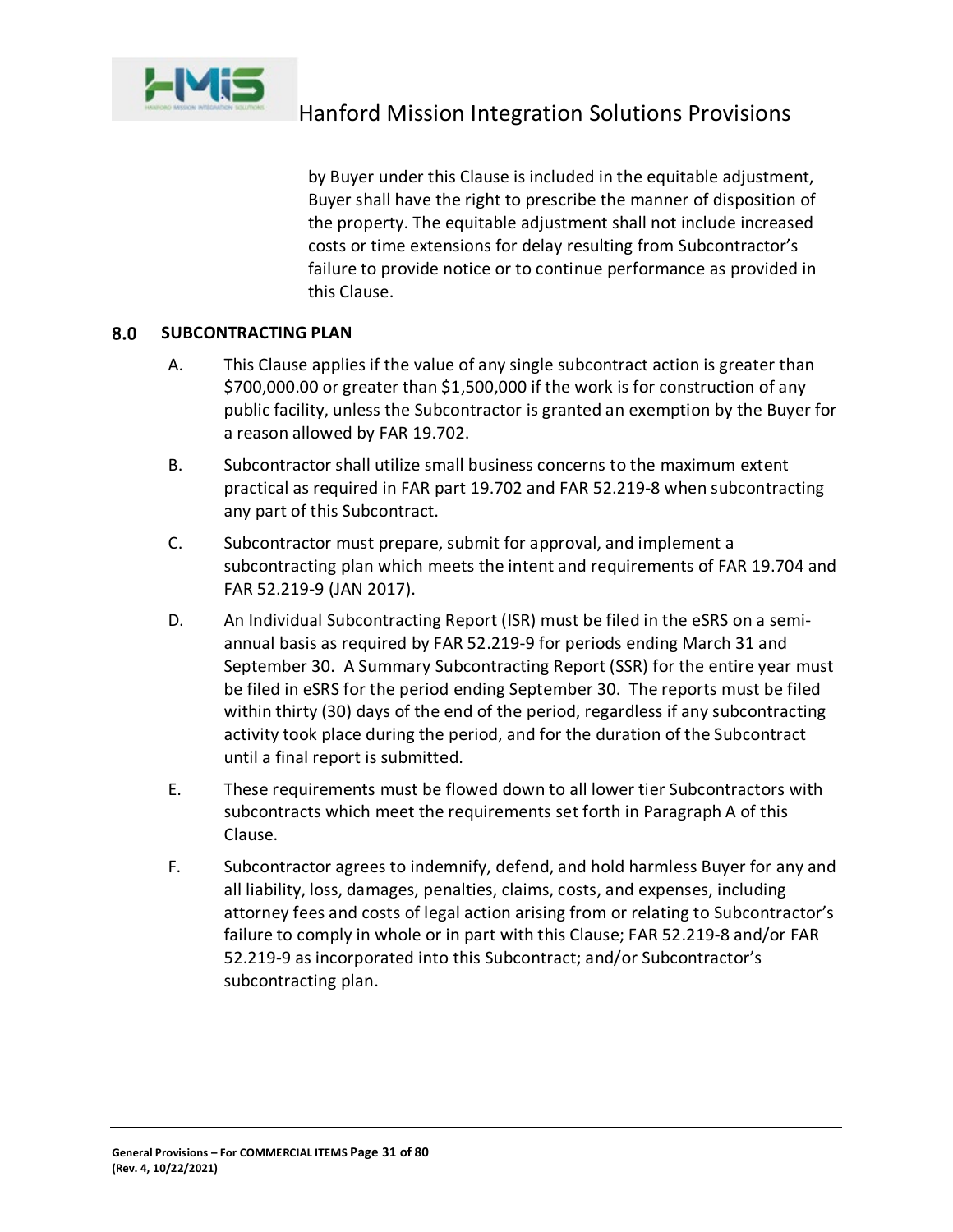by Buyer under this Clause is included in the equitable adjustment, Buyer shall have the right to prescribe the manner of disposition of the property. The equitable adjustment shall not include increased costs or time extensions for delay resulting from Subcontractor's failure to provide notice or to continue performance as provided in this Clause.

## 8.0 SUBCONTRACTING PLAN

A. This Clause applies if the value of any single subcontract action is greater than $700,000.00 or greater than $1,500,000 if the work is for construction of any public facility, unless the Subcontractor is granted an exemption by the Buyer for a reason allowed by FAR 19.702.

B. Subcontractor shall utilize small business concerns to the maximum extent practical as required in FAR part 19.702 and FAR 52.219-8 when subcontracting any part of this Subcontract.

C. Subcontractor must prepare, submit for approval, and implement a subcontracting plan which meets the intent and requirements of FAR 19.704 and FAR 52.219-9 (JAN 2017).

D. An Individual Subcontracting Report (ISR) must be filed in the eSRS on a semi-annual basis as required by FAR 52.219-9 for periods ending March 31 and September 30. A Summary Subcontracting Report (SSR) for the entire year must be filed in eSRS for the period ending September 30. The reports must be filed within thirty (30) days of the end of the period, regardless if any subcontracting activity took place during the period, and for the duration of the Subcontract until a final report is submitted.

E. These requirements must be flowed down to all lower tier Subcontractors with subcontracts which meet the requirements set forth in Paragraph A of this Clause.

F. Subcontractor agrees to indemnify, defend, and hold harmless Buyer for any and all liability, loss, damages, penalties, claims, costs, and expenses, including attorney fees and costs of legal action arising from or relating to Subcontractor's failure to comply in whole or in part with this Clause; FAR 52.219-8 and/or FAR 52.219-9 as incorporated into this Subcontract; and/or Subcontractor's subcontracting plan.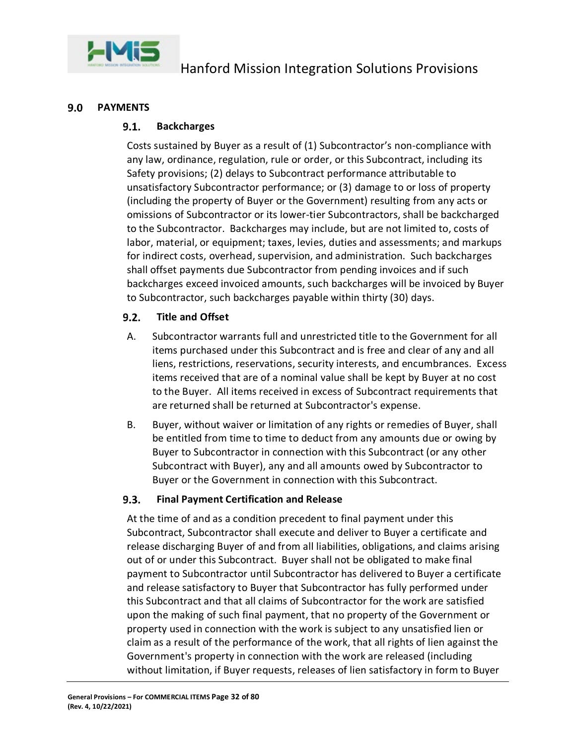## 9.0 PAYMENTS

### 9.1. Backcharges

Costs sustained by Buyer as a result of (1) Subcontractor's non-compliance with any law, ordinance, regulation, rule or order, or this Subcontract, including its Safety provisions; (2) delays to Subcontract performance attributable to unsatisfactory Subcontractor performance; or (3) damage to or loss of property (including the property of Buyer or the Government) resulting from any acts or omissions of Subcontractor or its lower-tier Subcontractors, shall be backcharged to the Subcontractor. Backcharges may include, but are not limited to, costs of labor, material, or equipment; taxes, levies, duties and assessments; and markups for indirect costs, overhead, supervision, and administration. Such backcharges shall offset payments due Subcontractor from pending invoices and if such backcharges exceed invoiced amounts, such backcharges will be invoiced by Buyer to Subcontractor, such backcharges payable within thirty (30) days.

### 9.2. Title and Offset

A. Subcontractor warrants full and unrestricted title to the Government for all items purchased under this Subcontract and is free and clear of any and all liens, restrictions, reservations, security interests, and encumbrances. Excess items received that are of a nominal value shall be kept by Buyer at no cost to the Buyer. All items received in excess of Subcontract requirements that are returned shall be returned at Subcontractor's expense.

B. Buyer, without waiver or limitation of any rights or remedies of Buyer, shall be entitled from time to time to deduct from any amounts due or owing by Buyer to Subcontractor in connection with this Subcontract (or any other Subcontract with Buyer), any and all amounts owed by Subcontractor to Buyer or the Government in connection with this Subcontract.

### 9.3. Final Payment Certification and Release

At the time of and as a condition precedent to final payment under this Subcontract, Subcontractor shall execute and deliver to Buyer a certificate and release discharging Buyer of and from all liabilities, obligations, and claims arising out of or under this Subcontract. Buyer shall not be obligated to make final payment to Subcontractor until Subcontractor has delivered to Buyer a certificate and release satisfactory to Buyer that Subcontractor has fully performed under this Subcontract and that all claims of Subcontractor for the work are satisfied upon the making of such final payment, that no property of the Government or property used in connection with the work is subject to any unsatisfied lien or claim as a result of the performance of the work, that all rights of lien against the Government's property in connection with the work are released (including without limitation, if Buyer requests, releases of lien satisfactory in form to Buyer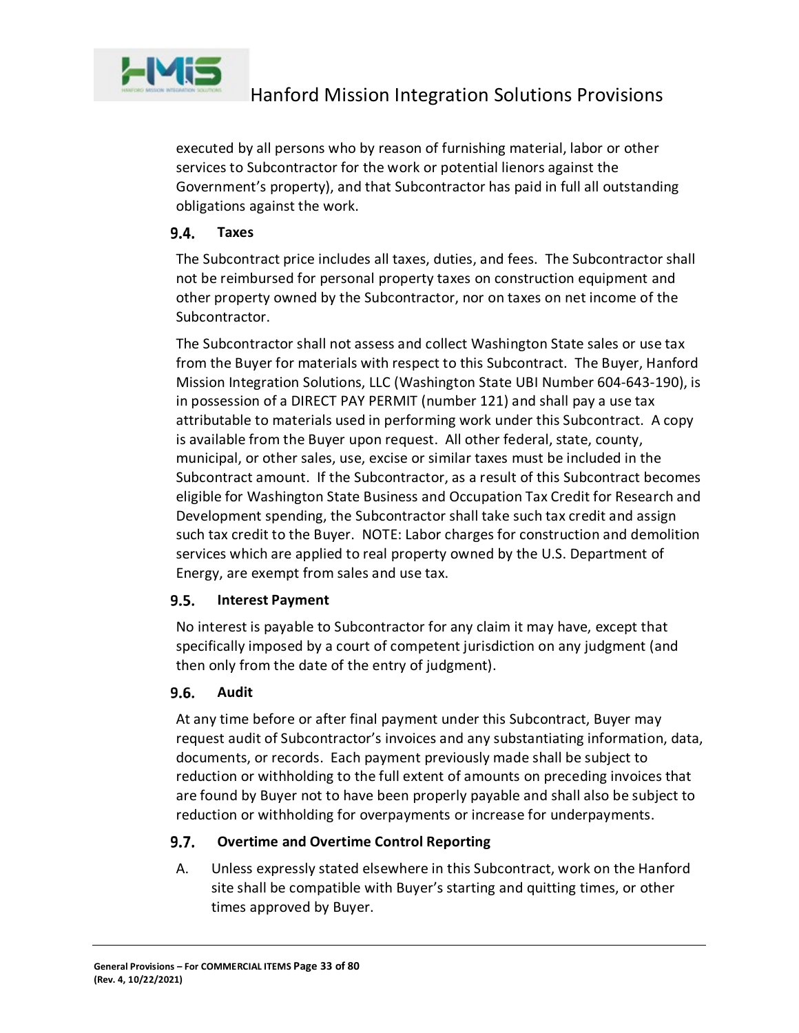executed by all persons who by reason of furnishing material, labor or other services to Subcontractor for the work or potential lienors against the Government's property), and that Subcontractor has paid in full all outstanding obligations against the work.

### 9.4. Taxes

The Subcontract price includes all taxes, duties, and fees. The Subcontractor shall not be reimbursed for personal property taxes on construction equipment and other property owned by the Subcontractor, nor on taxes on net income of the Subcontractor.

The Subcontractor shall not assess and collect Washington State sales or use tax from the Buyer for materials with respect to this Subcontract. The Buyer, Hanford Mission Integration Solutions, LLC (Washington State UBI Number 604-643-190), is in possession of a DIRECT PAY PERMIT (number 121) and shall pay a use tax attributable to materials used in performing work under this Subcontract. A copy is available from the Buyer upon request. All other federal, state, county, municipal, or other sales, use, excise or similar taxes must be included in the Subcontract amount. If the Subcontractor, as a result of this Subcontract becomes eligible for Washington State Business and Occupation Tax Credit for Research and Development spending, the Subcontractor shall take such tax credit and assign such tax credit to the Buyer. NOTE: Labor charges for construction and demolition services which are applied to real property owned by the U.S. Department of Energy, are exempt from sales and use tax.

### 9.5. Interest Payment

No interest is payable to Subcontractor for any claim it may have, except that specifically imposed by a court of competent jurisdiction on any judgment (and then only from the date of the entry of judgment).

### 9.6. Audit

At any time before or after final payment under this Subcontract, Buyer may request audit of Subcontractor's invoices and any substantiating information, data, documents, or records. Each payment previously made shall be subject to reduction or withholding to the full extent of amounts on preceding invoices that are found by Buyer not to have been properly payable and shall also be subject to reduction or withholding for overpayments or increase for underpayments.

### 9.7. Overtime and Overtime Control Reporting

A. Unless expressly stated elsewhere in this Subcontract, work on the Hanford site shall be compatible with Buyer's starting and quitting times, or other times approved by Buyer.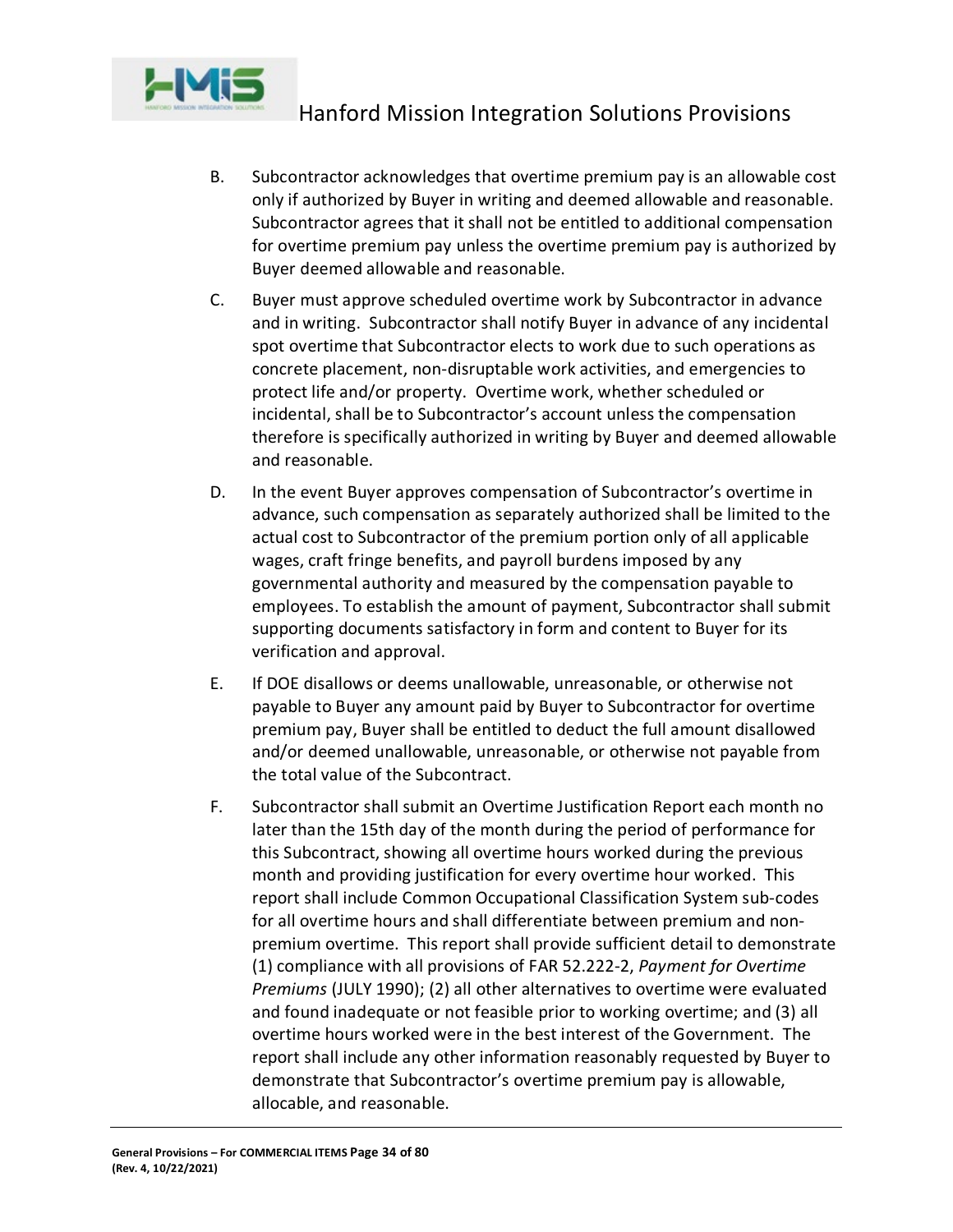B. Subcontractor acknowledges that overtime premium pay is an allowable cost only if authorized by Buyer in writing and deemed allowable and reasonable. Subcontractor agrees that it shall not be entitled to additional compensation for overtime premium pay unless the overtime premium pay is authorized by Buyer deemed allowable and reasonable.

C. Buyer must approve scheduled overtime work by Subcontractor in advance and in writing. Subcontractor shall notify Buyer in advance of any incidental spot overtime that Subcontractor elects to work due to such operations as concrete placement, non-disruptable work activities, and emergencies to protect life and/or property. Overtime work, whether scheduled or incidental, shall be to Subcontractor's account unless the compensation therefore is specifically authorized in writing by Buyer and deemed allowable and reasonable.

D. In the event Buyer approves compensation of Subcontractor's overtime in advance, such compensation as separately authorized shall be limited to the actual cost to Subcontractor of the premium portion only of all applicable wages, craft fringe benefits, and payroll burdens imposed by any governmental authority and measured by the compensation payable to employees. To establish the amount of payment, Subcontractor shall submit supporting documents satisfactory in form and content to Buyer for its verification and approval.

E. If DOE disallows or deems unallowable, unreasonable, or otherwise not payable to Buyer any amount paid by Buyer to Subcontractor for overtime premium pay, Buyer shall be entitled to deduct the full amount disallowed and/or deemed unallowable, unreasonable, or otherwise not payable from the total value of the Subcontract.

F. Subcontractor shall submit an Overtime Justification Report each month no later than the 15th day of the month during the period of performance for this Subcontract, showing all overtime hours worked during the previous month and providing justification for every overtime hour worked. This report shall include Common Occupational Classification System sub-codes for all overtime hours and shall differentiate between premium and non-premium overtime. This report shall provide sufficient detail to demonstrate (1) compliance with all provisions of FAR 52.222-2, *Payment for Overtime Premiums* (JULY 1990); (2) all other alternatives to overtime were evaluated and found inadequate or not feasible prior to working overtime; and (3) all overtime hours worked were in the best interest of the Government. The report shall include any other information reasonably requested by Buyer to demonstrate that Subcontractor's overtime premium pay is allowable, allocable, and reasonable.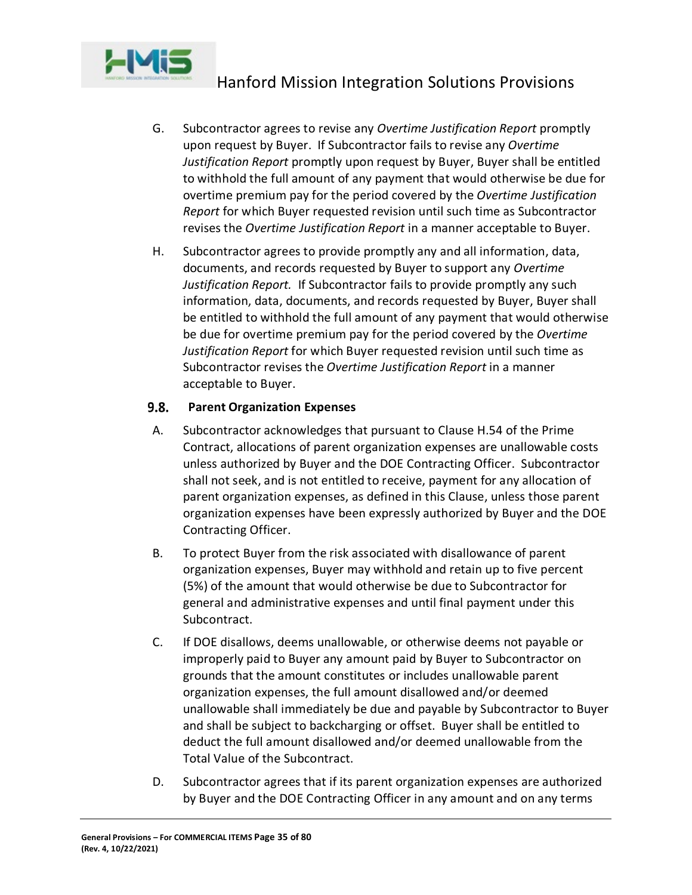G. Subcontractor agrees to revise any *Overtime Justification Report* promptly upon request by Buyer. If Subcontractor fails to revise any *Overtime Justification Report* promptly upon request by Buyer, Buyer shall be entitled to withhold the full amount of any payment that would otherwise be due for overtime premium pay for the period covered by the *Overtime Justification Report* for which Buyer requested revision until such time as Subcontractor revises the *Overtime Justification Report* in a manner acceptable to Buyer.

H. Subcontractor agrees to provide promptly any and all information, data, documents, and records requested by Buyer to support any *Overtime Justification Report.* If Subcontractor fails to provide promptly any such information, data, documents, and records requested by Buyer, Buyer shall be entitled to withhold the full amount of any payment that would otherwise be due for overtime premium pay for the period covered by the *Overtime Justification Report* for which Buyer requested revision until such time as Subcontractor revises the *Overtime Justification Report* in a manner acceptable to Buyer.

### 9.8. Parent Organization Expenses

A. Subcontractor acknowledges that pursuant to Clause H.54 of the Prime Contract, allocations of parent organization expenses are unallowable costs unless authorized by Buyer and the DOE Contracting Officer. Subcontractor shall not seek, and is not entitled to receive, payment for any allocation of parent organization expenses, as defined in this Clause, unless those parent organization expenses have been expressly authorized by Buyer and the DOE Contracting Officer.

B. To protect Buyer from the risk associated with disallowance of parent organization expenses, Buyer may withhold and retain up to five percent (5%) of the amount that would otherwise be due to Subcontractor for general and administrative expenses and until final payment under this Subcontract.

C. If DOE disallows, deems unallowable, or otherwise deems not payable or improperly paid to Buyer any amount paid by Buyer to Subcontractor on grounds that the amount constitutes or includes unallowable parent organization expenses, the full amount disallowed and/or deemed unallowable shall immediately be due and payable by Subcontractor to Buyer and shall be subject to backcharging or offset. Buyer shall be entitled to deduct the full amount disallowed and/or deemed unallowable from the Total Value of the Subcontract.

D. Subcontractor agrees that if its parent organization expenses are authorized by Buyer and the DOE Contracting Officer in any amount and on any terms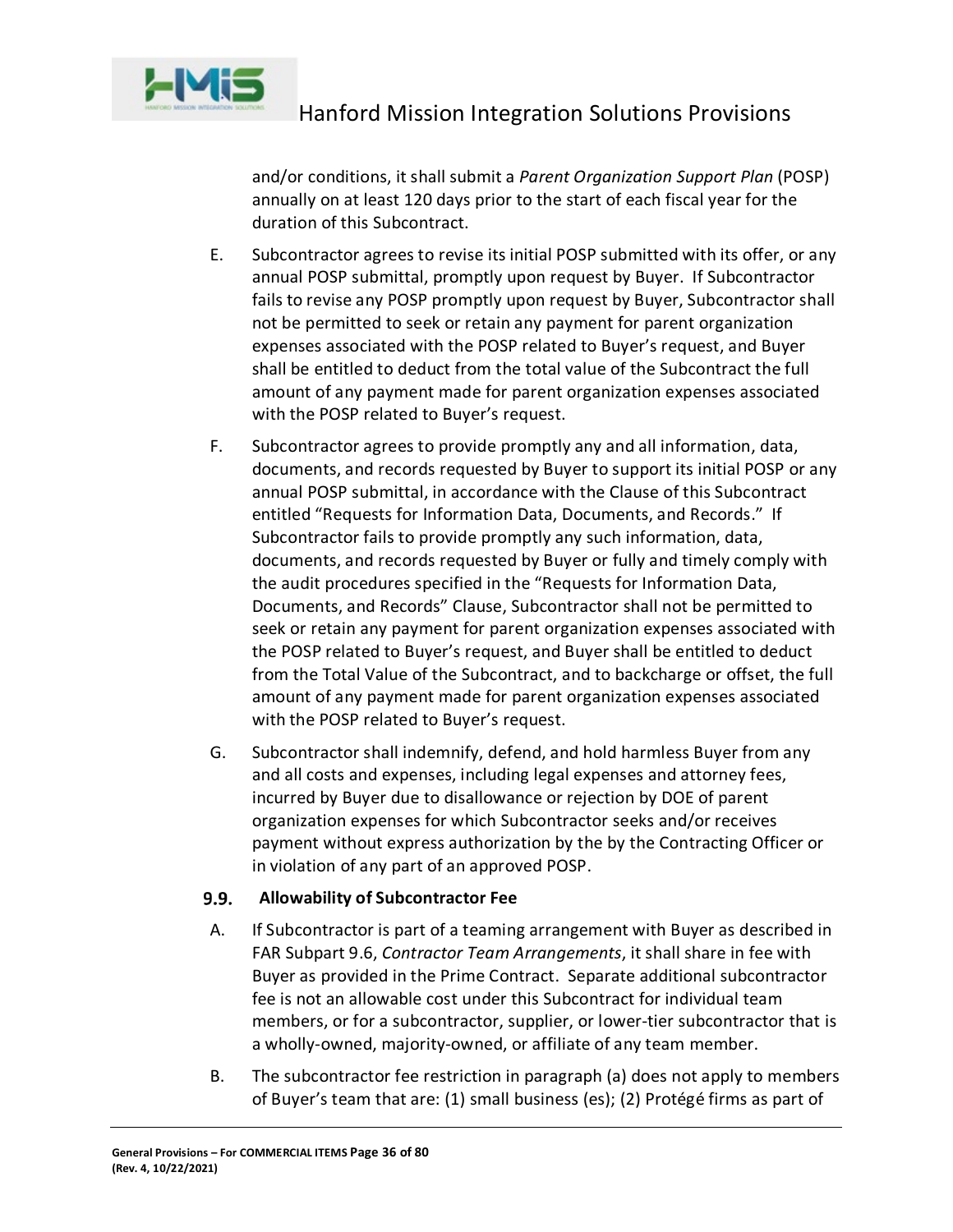and/or conditions, it shall submit a *Parent Organization Support Plan* (POSP) annually on at least 120 days prior to the start of each fiscal year for the duration of this Subcontract.

E. Subcontractor agrees to revise its initial POSP submitted with its offer, or any annual POSP submittal, promptly upon request by Buyer. If Subcontractor fails to revise any POSP promptly upon request by Buyer, Subcontractor shall not be permitted to seek or retain any payment for parent organization expenses associated with the POSP related to Buyer's request, and Buyer shall be entitled to deduct from the total value of the Subcontract the full amount of any payment made for parent organization expenses associated with the POSP related to Buyer's request.

F. Subcontractor agrees to provide promptly any and all information, data, documents, and records requested by Buyer to support its initial POSP or any annual POSP submittal, in accordance with the Clause of this Subcontract entitled "Requests for Information Data, Documents, and Records." If Subcontractor fails to provide promptly any such information, data, documents, and records requested by Buyer or fully and timely comply with the audit procedures specified in the "Requests for Information Data, Documents, and Records" Clause, Subcontractor shall not be permitted to seek or retain any payment for parent organization expenses associated with the POSP related to Buyer's request, and Buyer shall be entitled to deduct from the Total Value of the Subcontract, and to backcharge or offset, the full amount of any payment made for parent organization expenses associated with the POSP related to Buyer's request.

G. Subcontractor shall indemnify, defend, and hold harmless Buyer from any and all costs and expenses, including legal expenses and attorney fees, incurred by Buyer due to disallowance or rejection by DOE of parent organization expenses for which Subcontractor seeks and/or receives payment without express authorization by the by the Contracting Officer or in violation of any part of an approved POSP.

### 9.9. Allowability of Subcontractor Fee

A. If Subcontractor is part of a teaming arrangement with Buyer as described in FAR Subpart 9.6, *Contractor Team Arrangements*, it shall share in fee with Buyer as provided in the Prime Contract. Separate additional subcontractor fee is not an allowable cost under this Subcontract for individual team members, or for a subcontractor, supplier, or lower-tier subcontractor that is a wholly-owned, majority-owned, or affiliate of any team member.

B. The subcontractor fee restriction in paragraph (a) does not apply to members of Buyer's team that are: (1) small business (es); (2) Protégé firms as part of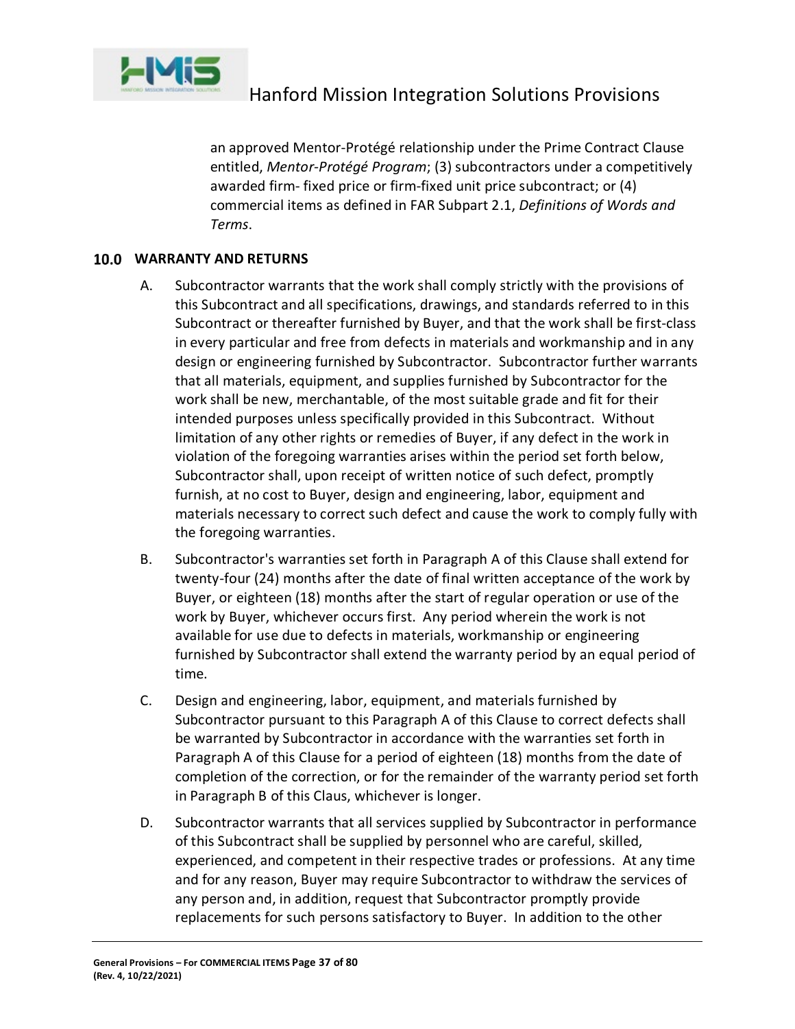an approved Mentor-Protégé relationship under the Prime Contract Clause entitled, *Mentor-Protégé Program*; (3) subcontractors under a competitively awarded firm- fixed price or firm-fixed unit price subcontract; or (4) commercial items as defined in FAR Subpart 2.1, *Definitions of Words and Terms*.

## 10.0 WARRANTY AND RETURNS

A. Subcontractor warrants that the work shall comply strictly with the provisions of this Subcontract and all specifications, drawings, and standards referred to in this Subcontract or thereafter furnished by Buyer, and that the work shall be first-class in every particular and free from defects in materials and workmanship and in any design or engineering furnished by Subcontractor. Subcontractor further warrants that all materials, equipment, and supplies furnished by Subcontractor for the work shall be new, merchantable, of the most suitable grade and fit for their intended purposes unless specifically provided in this Subcontract. Without limitation of any other rights or remedies of Buyer, if any defect in the work in violation of the foregoing warranties arises within the period set forth below, Subcontractor shall, upon receipt of written notice of such defect, promptly furnish, at no cost to Buyer, design and engineering, labor, equipment and materials necessary to correct such defect and cause the work to comply fully with the foregoing warranties.

B. Subcontractor's warranties set forth in Paragraph A of this Clause shall extend for twenty-four (24) months after the date of final written acceptance of the work by Buyer, or eighteen (18) months after the start of regular operation or use of the work by Buyer, whichever occurs first. Any period wherein the work is not available for use due to defects in materials, workmanship or engineering furnished by Subcontractor shall extend the warranty period by an equal period of time.

C. Design and engineering, labor, equipment, and materials furnished by Subcontractor pursuant to this Paragraph A of this Clause to correct defects shall be warranted by Subcontractor in accordance with the warranties set forth in Paragraph A of this Clause for a period of eighteen (18) months from the date of completion of the correction, or for the remainder of the warranty period set forth in Paragraph B of this Claus, whichever is longer.

D. Subcontractor warrants that all services supplied by Subcontractor in performance of this Subcontract shall be supplied by personnel who are careful, skilled, experienced, and competent in their respective trades or professions. At any time and for any reason, Buyer may require Subcontractor to withdraw the services of any person and, in addition, request that Subcontractor promptly provide replacements for such persons satisfactory to Buyer. In addition to the other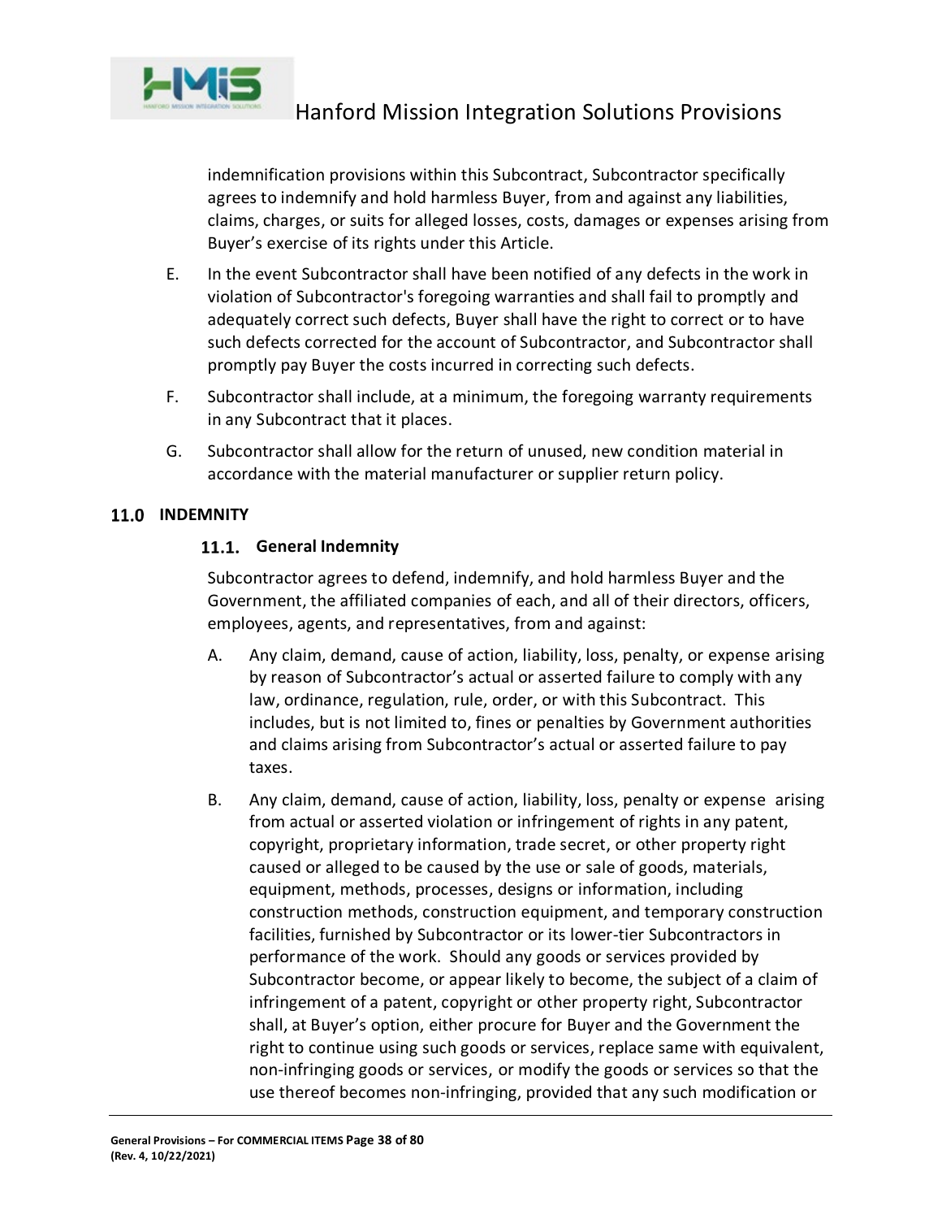indemnification provisions within this Subcontract, Subcontractor specifically agrees to indemnify and hold harmless Buyer, from and against any liabilities, claims, charges, or suits for alleged losses, costs, damages or expenses arising from Buyer's exercise of its rights under this Article.

E. In the event Subcontractor shall have been notified of any defects in the work in violation of Subcontractor's foregoing warranties and shall fail to promptly and adequately correct such defects, Buyer shall have the right to correct or to have such defects corrected for the account of Subcontractor, and Subcontractor shall promptly pay Buyer the costs incurred in correcting such defects.

F. Subcontractor shall include, at a minimum, the foregoing warranty requirements in any Subcontract that it places.

G. Subcontractor shall allow for the return of unused, new condition material in accordance with the material manufacturer or supplier return policy.

## 11.0 INDEMNITY

### 11.1. General Indemnity

Subcontractor agrees to defend, indemnify, and hold harmless Buyer and the Government, the affiliated companies of each, and all of their directors, officers, employees, agents, and representatives, from and against:

A. Any claim, demand, cause of action, liability, loss, penalty, or expense arising by reason of Subcontractor's actual or asserted failure to comply with any law, ordinance, regulation, rule, order, or with this Subcontract. This includes, but is not limited to, fines or penalties by Government authorities and claims arising from Subcontractor's actual or asserted failure to pay taxes.

B. Any claim, demand, cause of action, liability, loss, penalty or expense arising from actual or asserted violation or infringement of rights in any patent, copyright, proprietary information, trade secret, or other property right caused or alleged to be caused by the use or sale of goods, materials, equipment, methods, processes, designs or information, including construction methods, construction equipment, and temporary construction facilities, furnished by Subcontractor or its lower-tier Subcontractors in performance of the work. Should any goods or services provided by Subcontractor become, or appear likely to become, the subject of a claim of infringement of a patent, copyright or other property right, Subcontractor shall, at Buyer's option, either procure for Buyer and the Government the right to continue using such goods or services, replace same with equivalent, non-infringing goods or services, or modify the goods or services so that the use thereof becomes non-infringing, provided that any such modification or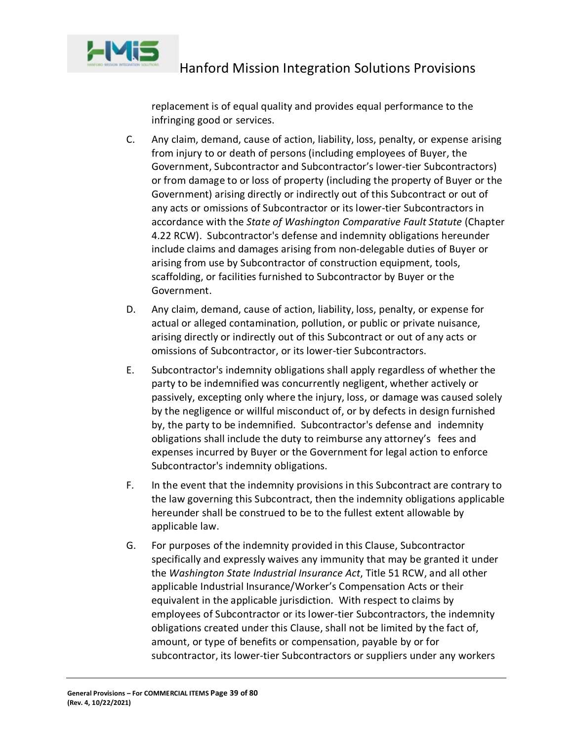replacement is of equal quality and provides equal performance to the infringing good or services.

C. Any claim, demand, cause of action, liability, loss, penalty, or expense arising from injury to or death of persons (including employees of Buyer, the Government, Subcontractor and Subcontractor's lower-tier Subcontractors) or from damage to or loss of property (including the property of Buyer or the Government) arising directly or indirectly out of this Subcontract or out of any acts or omissions of Subcontractor or its lower-tier Subcontractors in accordance with the *State of Washington Comparative Fault Statute* (Chapter 4.22 RCW). Subcontractor's defense and indemnity obligations hereunder include claims and damages arising from non-delegable duties of Buyer or arising from use by Subcontractor of construction equipment, tools, scaffolding, or facilities furnished to Subcontractor by Buyer or the Government.

D. Any claim, demand, cause of action, liability, loss, penalty, or expense for actual or alleged contamination, pollution, or public or private nuisance, arising directly or indirectly out of this Subcontract or out of any acts or omissions of Subcontractor, or its lower-tier Subcontractors.

E. Subcontractor's indemnity obligations shall apply regardless of whether the party to be indemnified was concurrently negligent, whether actively or passively, excepting only where the injury, loss, or damage was caused solely by the negligence or willful misconduct of, or by defects in design furnished by, the party to be indemnified. Subcontractor's defense and indemnity obligations shall include the duty to reimburse any attorney's fees and expenses incurred by Buyer or the Government for legal action to enforce Subcontractor's indemnity obligations.

F. In the event that the indemnity provisions in this Subcontract are contrary to the law governing this Subcontract, then the indemnity obligations applicable hereunder shall be construed to be to the fullest extent allowable by applicable law.

G. For purposes of the indemnity provided in this Clause, Subcontractor specifically and expressly waives any immunity that may be granted it under the *Washington State Industrial Insurance Act*, Title 51 RCW, and all other applicable Industrial Insurance/Worker's Compensation Acts or their equivalent in the applicable jurisdiction. With respect to claims by employees of Subcontractor or its lower-tier Subcontractors, the indemnity obligations created under this Clause, shall not be limited by the fact of, amount, or type of benefits or compensation, payable by or for subcontractor, its lower-tier Subcontractors or suppliers under any workers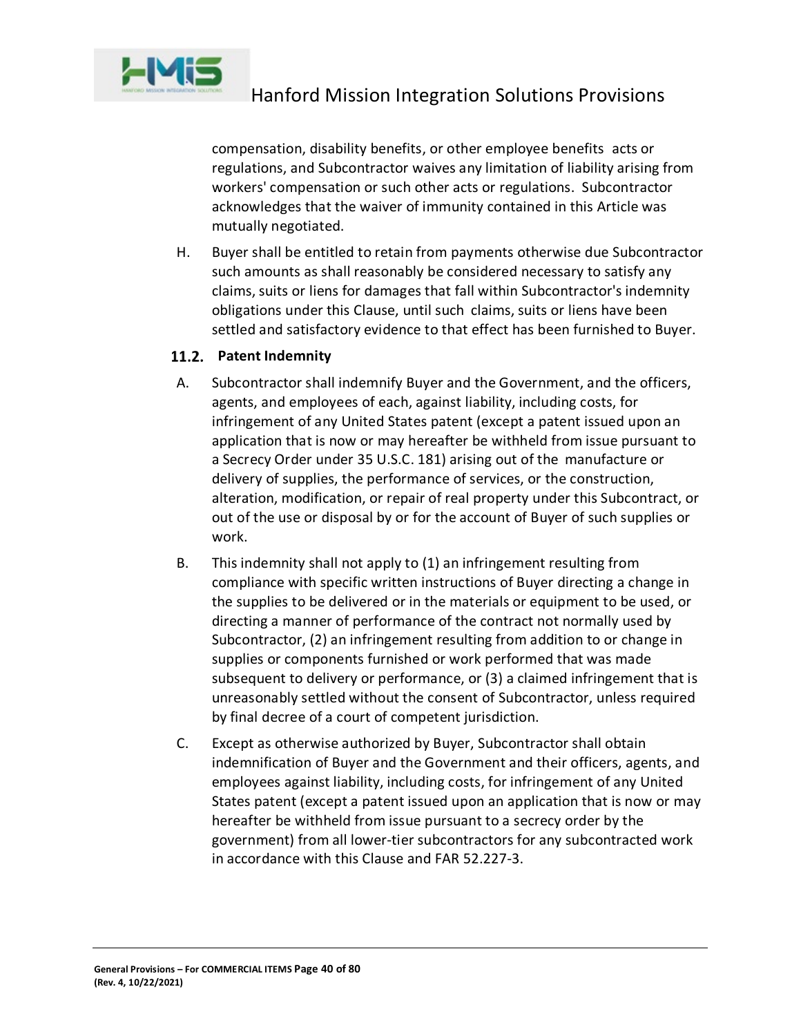compensation, disability benefits, or other employee benefits acts or regulations, and Subcontractor waives any limitation of liability arising from workers' compensation or such other acts or regulations. Subcontractor acknowledges that the waiver of immunity contained in this Article was mutually negotiated.

H. Buyer shall be entitled to retain from payments otherwise due Subcontractor such amounts as shall reasonably be considered necessary to satisfy any claims, suits or liens for damages that fall within Subcontractor's indemnity obligations under this Clause, until such claims, suits or liens have been settled and satisfactory evidence to that effect has been furnished to Buyer.

### 11.2. Patent Indemnity

A. Subcontractor shall indemnify Buyer and the Government, and the officers, agents, and employees of each, against liability, including costs, for infringement of any United States patent (except a patent issued upon an application that is now or may hereafter be withheld from issue pursuant to a Secrecy Order under 35 U.S.C. 181) arising out of the manufacture or delivery of supplies, the performance of services, or the construction, alteration, modification, or repair of real property under this Subcontract, or out of the use or disposal by or for the account of Buyer of such supplies or work.

B. This indemnity shall not apply to (1) an infringement resulting from compliance with specific written instructions of Buyer directing a change in the supplies to be delivered or in the materials or equipment to be used, or directing a manner of performance of the contract not normally used by Subcontractor, (2) an infringement resulting from addition to or change in supplies or components furnished or work performed that was made subsequent to delivery or performance, or (3) a claimed infringement that is unreasonably settled without the consent of Subcontractor, unless required by final decree of a court of competent jurisdiction.

C. Except as otherwise authorized by Buyer, Subcontractor shall obtain indemnification of Buyer and the Government and their officers, agents, and employees against liability, including costs, for infringement of any United States patent (except a patent issued upon an application that is now or may hereafter be withheld from issue pursuant to a secrecy order by the government) from all lower-tier subcontractors for any subcontracted work in accordance with this Clause and FAR 52.227-3.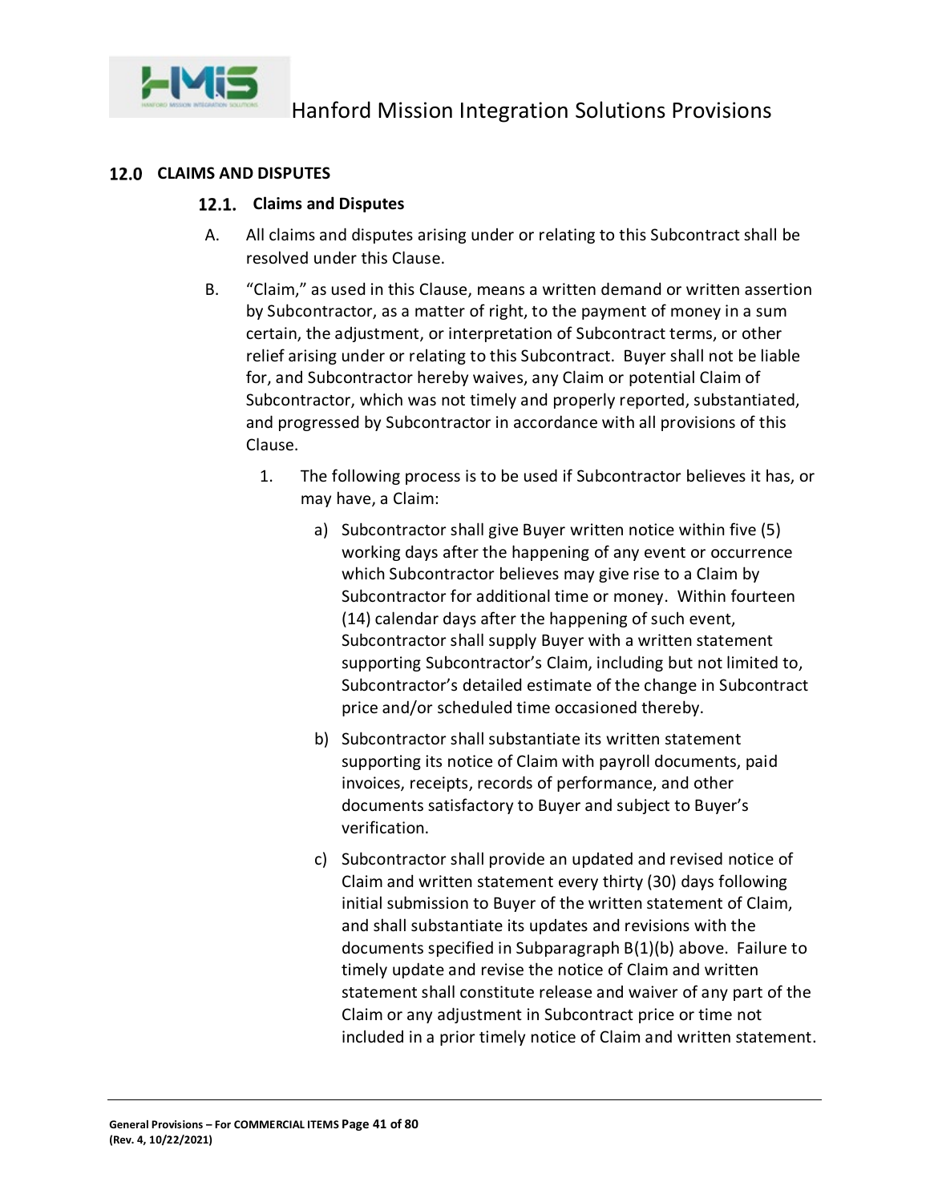## 12.0 CLAIMS AND DISPUTES

### 12.1. Claims and Disputes

A. All claims and disputes arising under or relating to this Subcontract shall be resolved under this Clause.

B. "Claim," as used in this Clause, means a written demand or written assertion by Subcontractor, as a matter of right, to the payment of money in a sum certain, the adjustment, or interpretation of Subcontract terms, or other relief arising under or relating to this Subcontract. Buyer shall not be liable for, and Subcontractor hereby waives, any Claim or potential Claim of Subcontractor, which was not timely and properly reported, substantiated, and progressed by Subcontractor in accordance with all provisions of this Clause.

1. The following process is to be used if Subcontractor believes it has, or may have, a Claim:

   a) Subcontractor shall give Buyer written notice within five (5) working days after the happening of any event or occurrence which Subcontractor believes may give rise to a Claim by Subcontractor for additional time or money. Within fourteen (14) calendar days after the happening of such event, Subcontractor shall supply Buyer with a written statement supporting Subcontractor's Claim, including but not limited to, Subcontractor's detailed estimate of the change in Subcontract price and/or scheduled time occasioned thereby.

   b) Subcontractor shall substantiate its written statement supporting its notice of Claim with payroll documents, paid invoices, receipts, records of performance, and other documents satisfactory to Buyer and subject to Buyer's verification.

   c) Subcontractor shall provide an updated and revised notice of Claim and written statement every thirty (30) days following initial submission to Buyer of the written statement of Claim, and shall substantiate its updates and revisions with the documents specified in Subparagraph B(1)(b) above. Failure to timely update and revise the notice of Claim and written statement shall constitute release and waiver of any part of the Claim or any adjustment in Subcontract price or time not included in a prior timely notice of Claim and written statement.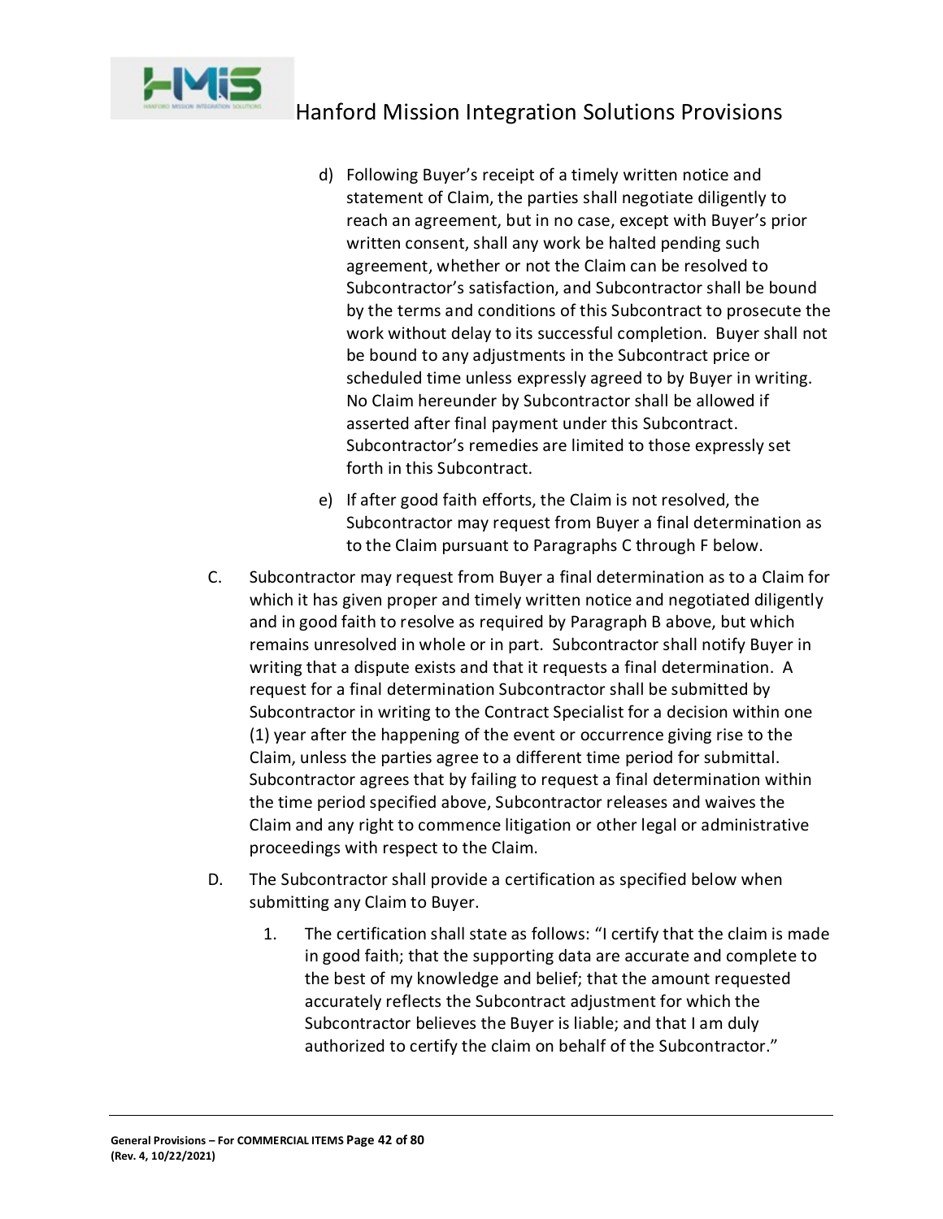d) Following Buyer's receipt of a timely written notice and statement of Claim, the parties shall negotiate diligently to reach an agreement, but in no case, except with Buyer's prior written consent, shall any work be halted pending such agreement, whether or not the Claim can be resolved to Subcontractor's satisfaction, and Subcontractor shall be bound by the terms and conditions of this Subcontract to prosecute the work without delay to its successful completion. Buyer shall not be bound to any adjustments in the Subcontract price or scheduled time unless expressly agreed to by Buyer in writing. No Claim hereunder by Subcontractor shall be allowed if asserted after final payment under this Subcontract. Subcontractor's remedies are limited to those expressly set forth in this Subcontract.

e) If after good faith efforts, the Claim is not resolved, the Subcontractor may request from Buyer a final determination as to the Claim pursuant to Paragraphs C through F below.

C. Subcontractor may request from Buyer a final determination as to a Claim for which it has given proper and timely written notice and negotiated diligently and in good faith to resolve as required by Paragraph B above, but which remains unresolved in whole or in part. Subcontractor shall notify Buyer in writing that a dispute exists and that it requests a final determination. A request for a final determination Subcontractor shall be submitted by Subcontractor in writing to the Contract Specialist for a decision within one (1) year after the happening of the event or occurrence giving rise to the Claim, unless the parties agree to a different time period for submittal. Subcontractor agrees that by failing to request a final determination within the time period specified above, Subcontractor releases and waives the Claim and any right to commence litigation or other legal or administrative proceedings with respect to the Claim.

D. The Subcontractor shall provide a certification as specified below when submitting any Claim to Buyer.

1. The certification shall state as follows: "I certify that the claim is made in good faith; that the supporting data are accurate and complete to the best of my knowledge and belief; that the amount requested accurately reflects the Subcontract adjustment for which the Subcontractor believes the Buyer is liable; and that I am duly authorized to certify the claim on behalf of the Subcontractor."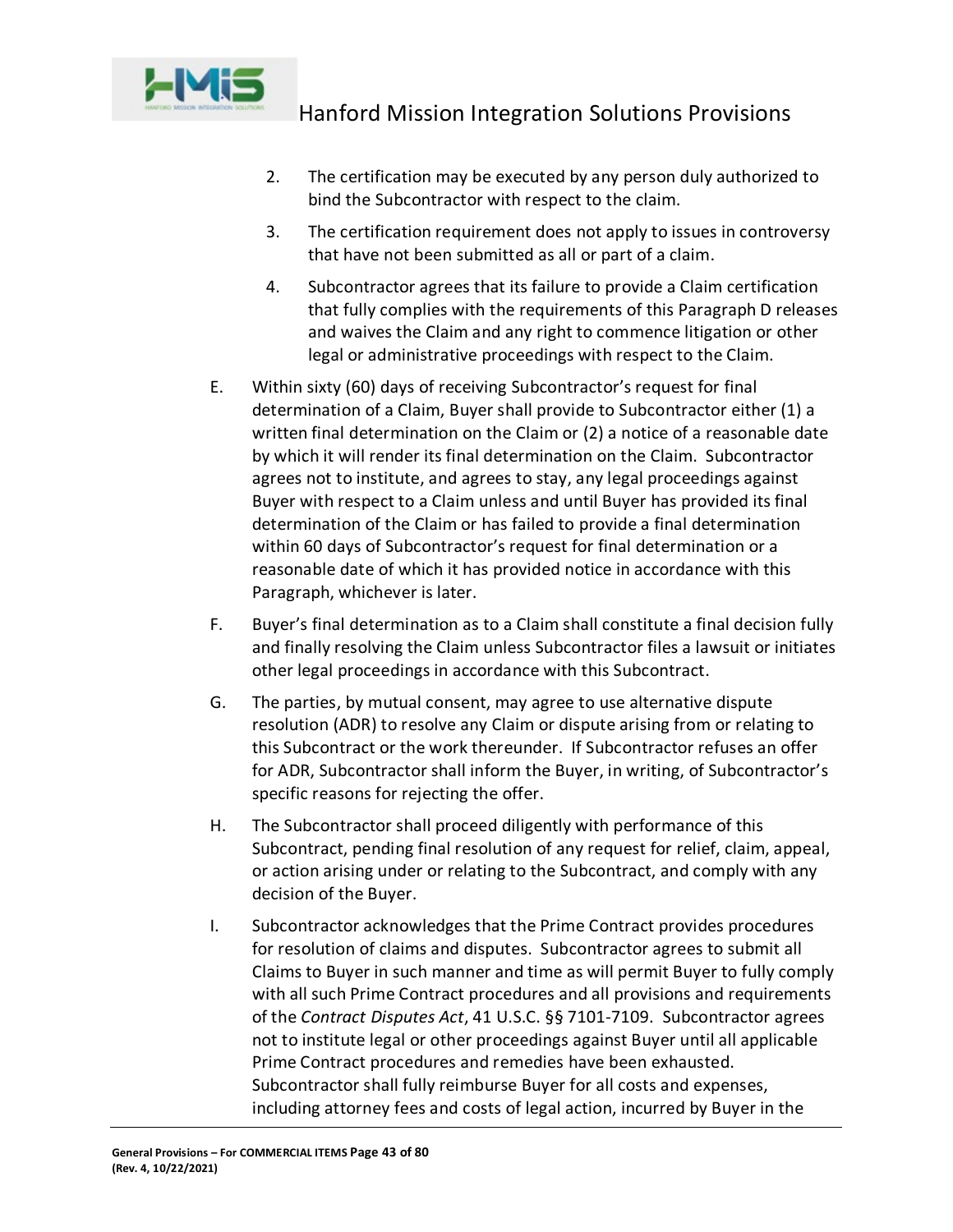2. The certification may be executed by any person duly authorized to bind the Subcontractor with respect to the claim.

3. The certification requirement does not apply to issues in controversy that have not been submitted as all or part of a claim.

4. Subcontractor agrees that its failure to provide a Claim certification that fully complies with the requirements of this Paragraph D releases and waives the Claim and any right to commence litigation or other legal or administrative proceedings with respect to the Claim.

E. Within sixty (60) days of receiving Subcontractor's request for final determination of a Claim, Buyer shall provide to Subcontractor either (1) a written final determination on the Claim or (2) a notice of a reasonable date by which it will render its final determination on the Claim. Subcontractor agrees not to institute, and agrees to stay, any legal proceedings against Buyer with respect to a Claim unless and until Buyer has provided its final determination of the Claim or has failed to provide a final determination within 60 days of Subcontractor's request for final determination or a reasonable date of which it has provided notice in accordance with this Paragraph, whichever is later.

F. Buyer's final determination as to a Claim shall constitute a final decision fully and finally resolving the Claim unless Subcontractor files a lawsuit or initiates other legal proceedings in accordance with this Subcontract.

G. The parties, by mutual consent, may agree to use alternative dispute resolution (ADR) to resolve any Claim or dispute arising from or relating to this Subcontract or the work thereunder. If Subcontractor refuses an offer for ADR, Subcontractor shall inform the Buyer, in writing, of Subcontractor's specific reasons for rejecting the offer.

H. The Subcontractor shall proceed diligently with performance of this Subcontract, pending final resolution of any request for relief, claim, appeal, or action arising under or relating to the Subcontract, and comply with any decision of the Buyer.

I. Subcontractor acknowledges that the Prime Contract provides procedures for resolution of claims and disputes. Subcontractor agrees to submit all Claims to Buyer in such manner and time as will permit Buyer to fully comply with all such Prime Contract procedures and all provisions and requirements of the *Contract Disputes Act*, 41 U.S.C. §§ 7101-7109. Subcontractor agrees not to institute legal or other proceedings against Buyer until all applicable Prime Contract procedures and remedies have been exhausted. Subcontractor shall fully reimburse Buyer for all costs and expenses, including attorney fees and costs of legal action, incurred by Buyer in the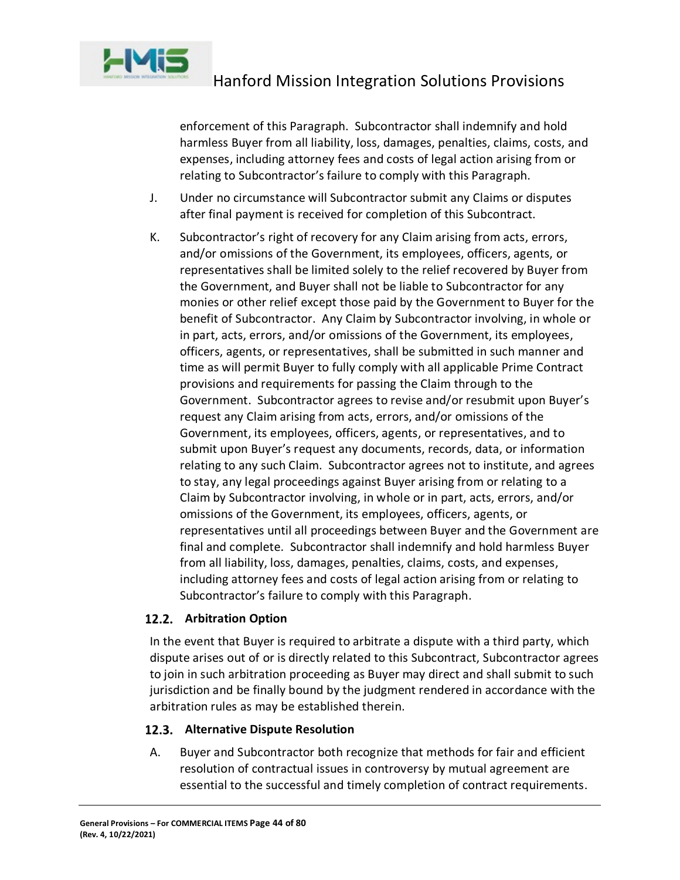enforcement of this Paragraph. Subcontractor shall indemnify and hold harmless Buyer from all liability, loss, damages, penalties, claims, costs, and expenses, including attorney fees and costs of legal action arising from or relating to Subcontractor's failure to comply with this Paragraph.

J. Under no circumstance will Subcontractor submit any Claims or disputes after final payment is received for completion of this Subcontract.

K. Subcontractor's right of recovery for any Claim arising from acts, errors, and/or omissions of the Government, its employees, officers, agents, or representatives shall be limited solely to the relief recovered by Buyer from the Government, and Buyer shall not be liable to Subcontractor for any monies or other relief except those paid by the Government to Buyer for the benefit of Subcontractor. Any Claim by Subcontractor involving, in whole or in part, acts, errors, and/or omissions of the Government, its employees, officers, agents, or representatives, shall be submitted in such manner and time as will permit Buyer to fully comply with all applicable Prime Contract provisions and requirements for passing the Claim through to the Government. Subcontractor agrees to revise and/or resubmit upon Buyer's request any Claim arising from acts, errors, and/or omissions of the Government, its employees, officers, agents, or representatives, and to submit upon Buyer's request any documents, records, data, or information relating to any such Claim. Subcontractor agrees not to institute, and agrees to stay, any legal proceedings against Buyer arising from or relating to a Claim by Subcontractor involving, in whole or in part, acts, errors, and/or omissions of the Government, its employees, officers, agents, or representatives until all proceedings between Buyer and the Government are final and complete. Subcontractor shall indemnify and hold harmless Buyer from all liability, loss, damages, penalties, claims, costs, and expenses, including attorney fees and costs of legal action arising from or relating to Subcontractor's failure to comply with this Paragraph.

### 12.2. Arbitration Option

In the event that Buyer is required to arbitrate a dispute with a third party, which dispute arises out of or is directly related to this Subcontract, Subcontractor agrees to join in such arbitration proceeding as Buyer may direct and shall submit to such jurisdiction and be finally bound by the judgment rendered in accordance with the arbitration rules as may be established therein.

### 12.3. Alternative Dispute Resolution

A. Buyer and Subcontractor both recognize that methods for fair and efficient resolution of contractual issues in controversy by mutual agreement are essential to the successful and timely completion of contract requirements.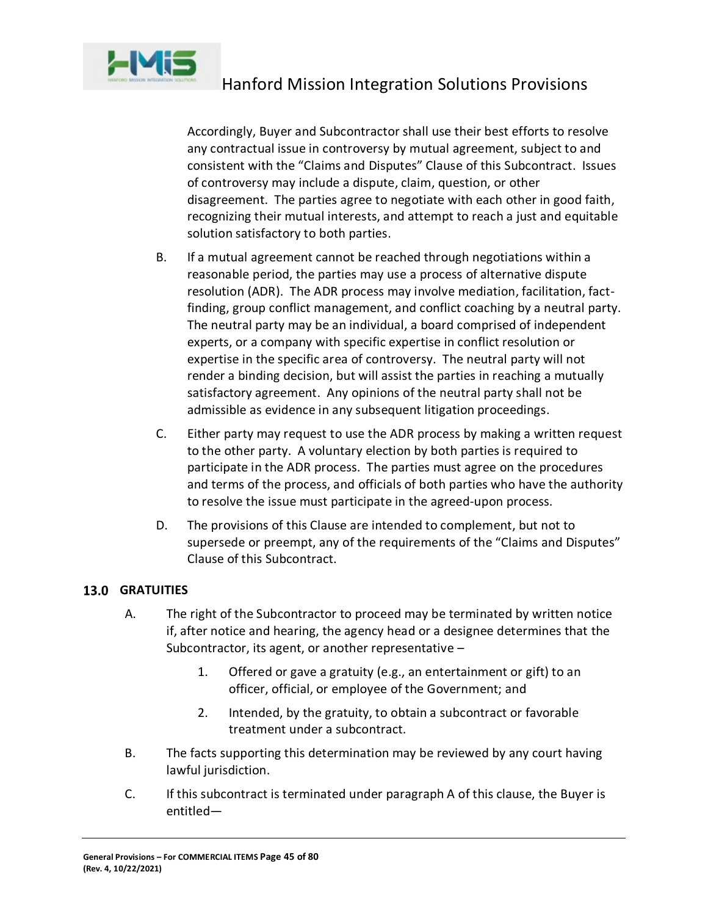Accordingly, Buyer and Subcontractor shall use their best efforts to resolve any contractual issue in controversy by mutual agreement, subject to and consistent with the "Claims and Disputes" Clause of this Subcontract. Issues of controversy may include a dispute, claim, question, or other disagreement. The parties agree to negotiate with each other in good faith, recognizing their mutual interests, and attempt to reach a just and equitable solution satisfactory to both parties.

B. If a mutual agreement cannot be reached through negotiations within a reasonable period, the parties may use a process of alternative dispute resolution (ADR). The ADR process may involve mediation, facilitation, fact-finding, group conflict management, and conflict coaching by a neutral party. The neutral party may be an individual, a board comprised of independent experts, or a company with specific expertise in conflict resolution or expertise in the specific area of controversy. The neutral party will not render a binding decision, but will assist the parties in reaching a mutually satisfactory agreement. Any opinions of the neutral party shall not be admissible as evidence in any subsequent litigation proceedings.

C. Either party may request to use the ADR process by making a written request to the other party. A voluntary election by both parties is required to participate in the ADR process. The parties must agree on the procedures and terms of the process, and officials of both parties who have the authority to resolve the issue must participate in the agreed-upon process.

D. The provisions of this Clause are intended to complement, but not to supersede or preempt, any of the requirements of the "Claims and Disputes" Clause of this Subcontract.

## 13.0 GRATUITIES

A. The right of the Subcontractor to proceed may be terminated by written notice if, after notice and hearing, the agency head or a designee determines that the Subcontractor, its agent, or another representative –

1. Offered or gave a gratuity (e.g., an entertainment or gift) to an officer, official, or employee of the Government; and

2. Intended, by the gratuity, to obtain a subcontract or favorable treatment under a subcontract.

B. The facts supporting this determination may be reviewed by any court having lawful jurisdiction.

C. If this subcontract is terminated under paragraph A of this clause, the Buyer is entitled—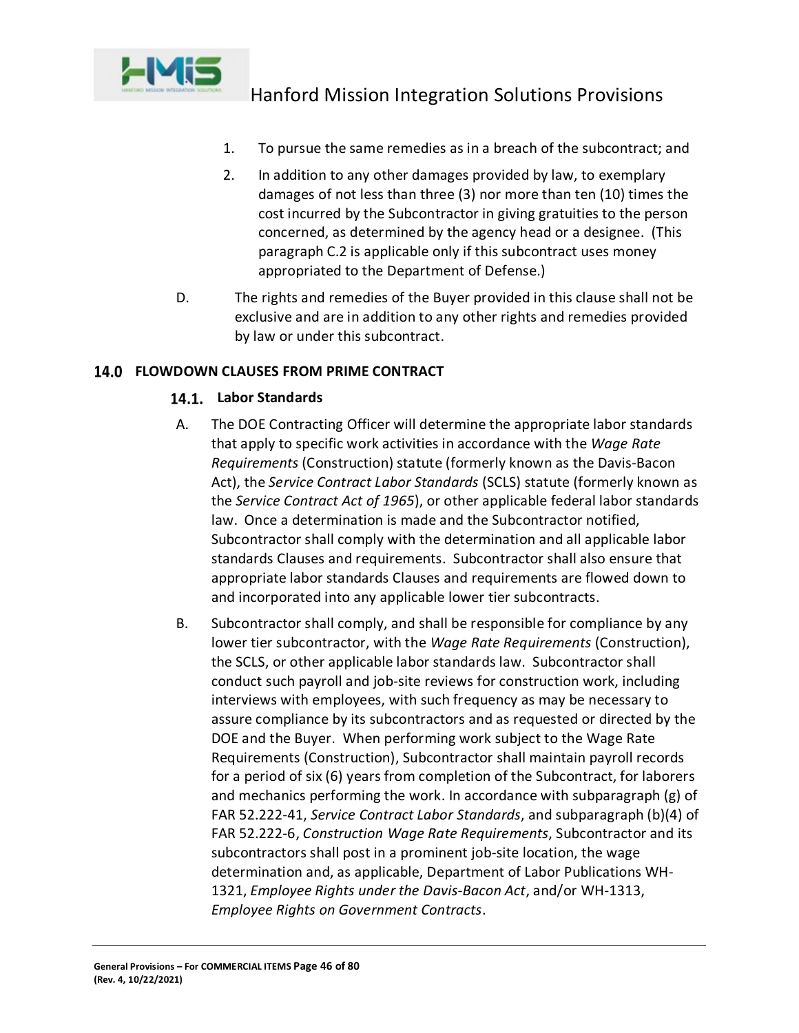1. To pursue the same remedies as in a breach of the subcontract; and
2. In addition to any other damages provided by law, to exemplary damages of not less than three (3) nor more than ten (10) times the cost incurred by the Subcontractor in giving gratuities to the person concerned, as determined by the agency head or a designee. (This paragraph C.2 is applicable only if this subcontract uses money appropriated to the Department of Defense.)

D. The rights and remedies of the Buyer provided in this clause shall not be exclusive and are in addition to any other rights and remedies provided by law or under this subcontract.

## 14.0 FLOWDOWN CLAUSES FROM PRIME CONTRACT

### 14.1. Labor Standards

A. The DOE Contracting Officer will determine the appropriate labor standards that apply to specific work activities in accordance with the *Wage Rate Requirements* (Construction) statute (formerly known as the Davis-Bacon Act), the *Service Contract Labor Standards* (SCLS) statute (formerly known as the *Service Contract Act of 1965*), or other applicable federal labor standards law. Once a determination is made and the Subcontractor notified, Subcontractor shall comply with the determination and all applicable labor standards Clauses and requirements. Subcontractor shall also ensure that appropriate labor standards Clauses and requirements are flowed down to and incorporated into any applicable lower tier subcontracts.

B. Subcontractor shall comply, and shall be responsible for compliance by any lower tier subcontractor, with the *Wage Rate Requirements* (Construction), the SCLS, or other applicable labor standards law. Subcontractor shall conduct such payroll and job-site reviews for construction work, including interviews with employees, with such frequency as may be necessary to assure compliance by its subcontractors and as requested or directed by the DOE and the Buyer. When performing work subject to the Wage Rate Requirements (Construction), Subcontractor shall maintain payroll records for a period of six (6) years from completion of the Subcontract, for laborers and mechanics performing the work. In accordance with subparagraph (g) of FAR 52.222-41, *Service Contract Labor Standards*, and subparagraph (b)(4) of FAR 52.222-6, *Construction Wage Rate Requirements*, Subcontractor and its subcontractors shall post in a prominent job-site location, the wage determination and, as applicable, Department of Labor Publications WH-1321, *Employee Rights under the Davis-Bacon Act*, and/or WH-1313, *Employee Rights on Government Contracts*.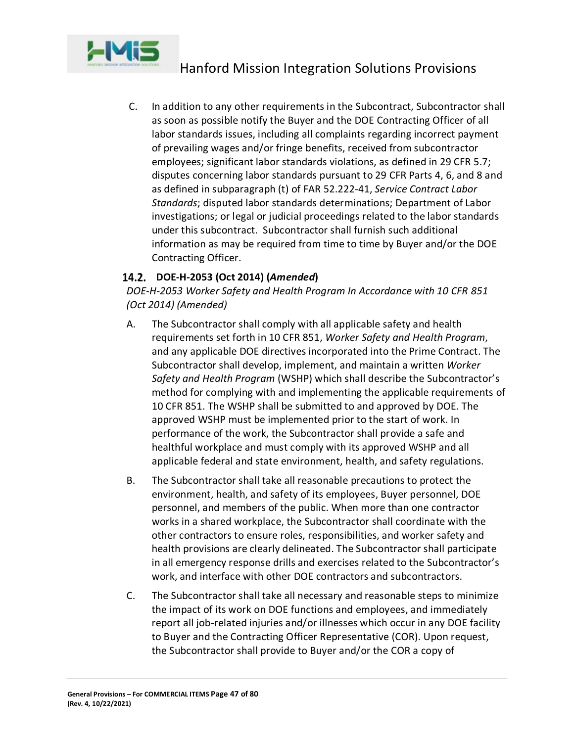C. In addition to any other requirements in the Subcontract, Subcontractor shall as soon as possible notify the Buyer and the DOE Contracting Officer of all labor standards issues, including all complaints regarding incorrect payment of prevailing wages and/or fringe benefits, received from subcontractor employees; significant labor standards violations, as defined in 29 CFR 5.7; disputes concerning labor standards pursuant to 29 CFR Parts 4, 6, and 8 and as defined in subparagraph (t) of FAR 52.222-41, *Service Contract Labor Standards*; disputed labor standards determinations; Department of Labor investigations; or legal or judicial proceedings related to the labor standards under this subcontract. Subcontractor shall furnish such additional information as may be required from time to time by Buyer and/or the DOE Contracting Officer.

### 14.2. DOE-H-2053 (Oct 2014) (*Amended*)

*DOE-H-2053 Worker Safety and Health Program In Accordance with 10 CFR 851 (Oct 2014) (Amended)*

A. The Subcontractor shall comply with all applicable safety and health requirements set forth in 10 CFR 851, *Worker Safety and Health Program*, and any applicable DOE directives incorporated into the Prime Contract. The Subcontractor shall develop, implement, and maintain a written *Worker Safety and Health Program* (WSHP) which shall describe the Subcontractor's method for complying with and implementing the applicable requirements of 10 CFR 851. The WSHP shall be submitted to and approved by DOE. The approved WSHP must be implemented prior to the start of work. In performance of the work, the Subcontractor shall provide a safe and healthful workplace and must comply with its approved WSHP and all applicable federal and state environment, health, and safety regulations.

B. The Subcontractor shall take all reasonable precautions to protect the environment, health, and safety of its employees, Buyer personnel, DOE personnel, and members of the public. When more than one contractor works in a shared workplace, the Subcontractor shall coordinate with the other contractors to ensure roles, responsibilities, and worker safety and health provisions are clearly delineated. The Subcontractor shall participate in all emergency response drills and exercises related to the Subcontractor's work, and interface with other DOE contractors and subcontractors.

C. The Subcontractor shall take all necessary and reasonable steps to minimize the impact of its work on DOE functions and employees, and immediately report all job-related injuries and/or illnesses which occur in any DOE facility to Buyer and the Contracting Officer Representative (COR). Upon request, the Subcontractor shall provide to Buyer and/or the COR a copy of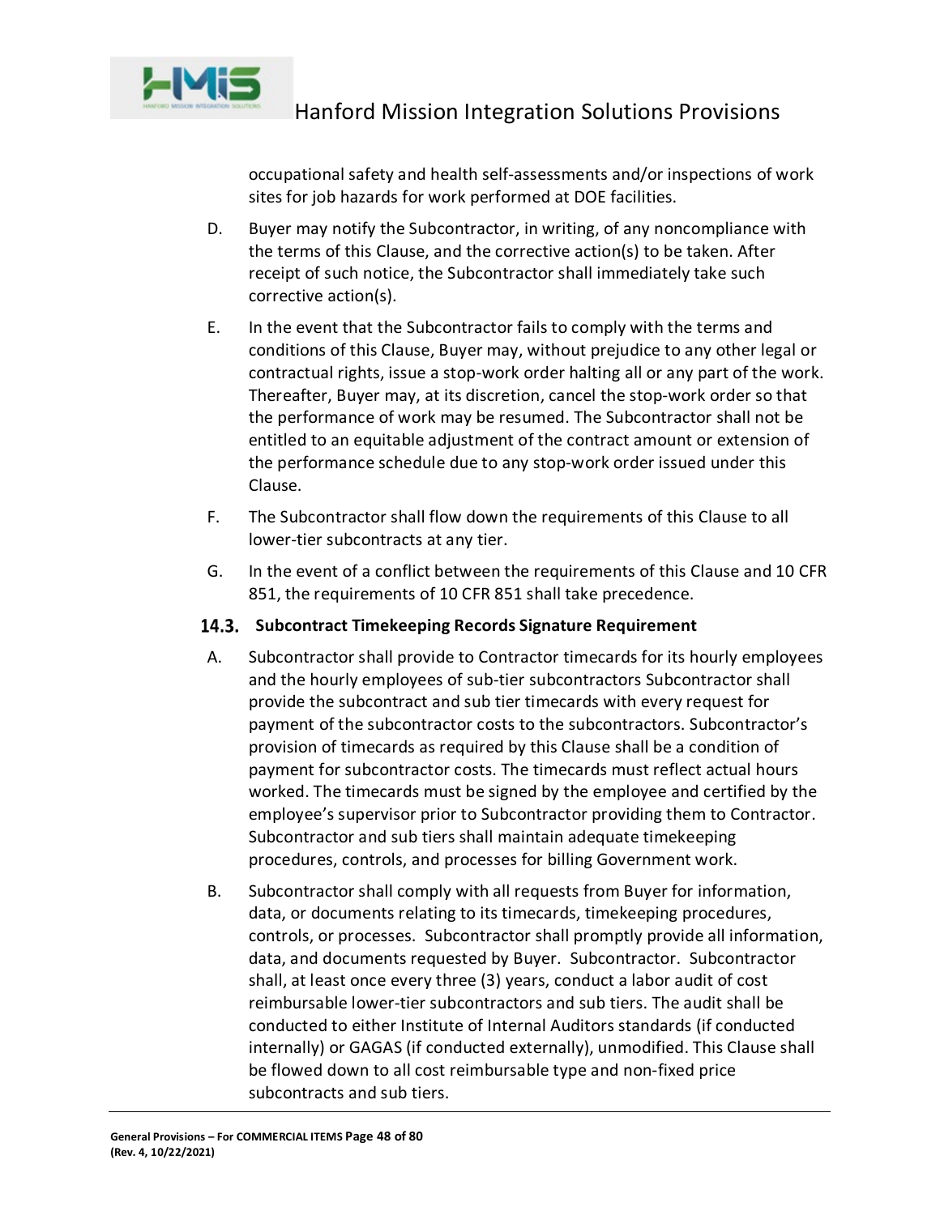occupational safety and health self-assessments and/or inspections of work sites for job hazards for work performed at DOE facilities.

D. Buyer may notify the Subcontractor, in writing, of any noncompliance with the terms of this Clause, and the corrective action(s) to be taken. After receipt of such notice, the Subcontractor shall immediately take such corrective action(s).

E. In the event that the Subcontractor fails to comply with the terms and conditions of this Clause, Buyer may, without prejudice to any other legal or contractual rights, issue a stop-work order halting all or any part of the work. Thereafter, Buyer may, at its discretion, cancel the stop-work order so that the performance of work may be resumed. The Subcontractor shall not be entitled to an equitable adjustment of the contract amount or extension of the performance schedule due to any stop-work order issued under this Clause.

F. The Subcontractor shall flow down the requirements of this Clause to all lower-tier subcontracts at any tier.

G. In the event of a conflict between the requirements of this Clause and 10 CFR 851, the requirements of 10 CFR 851 shall take precedence.

### 14.3. Subcontract Timekeeping Records Signature Requirement

A. Subcontractor shall provide to Contractor timecards for its hourly employees and the hourly employees of sub-tier subcontractors Subcontractor shall provide the subcontract and sub tier timecards with every request for payment of the subcontractor costs to the subcontractors. Subcontractor's provision of timecards as required by this Clause shall be a condition of payment for subcontractor costs. The timecards must reflect actual hours worked. The timecards must be signed by the employee and certified by the employee's supervisor prior to Subcontractor providing them to Contractor. Subcontractor and sub tiers shall maintain adequate timekeeping procedures, controls, and processes for billing Government work.

B. Subcontractor shall comply with all requests from Buyer for information, data, or documents relating to its timecards, timekeeping procedures, controls, or processes. Subcontractor shall promptly provide all information, data, and documents requested by Buyer. Subcontractor. Subcontractor shall, at least once every three (3) years, conduct a labor audit of cost reimbursable lower-tier subcontractors and sub tiers. The audit shall be conducted to either Institute of Internal Auditors standards (if conducted internally) or GAGAS (if conducted externally), unmodified. This Clause shall be flowed down to all cost reimbursable type and non-fixed price subcontracts and sub tiers.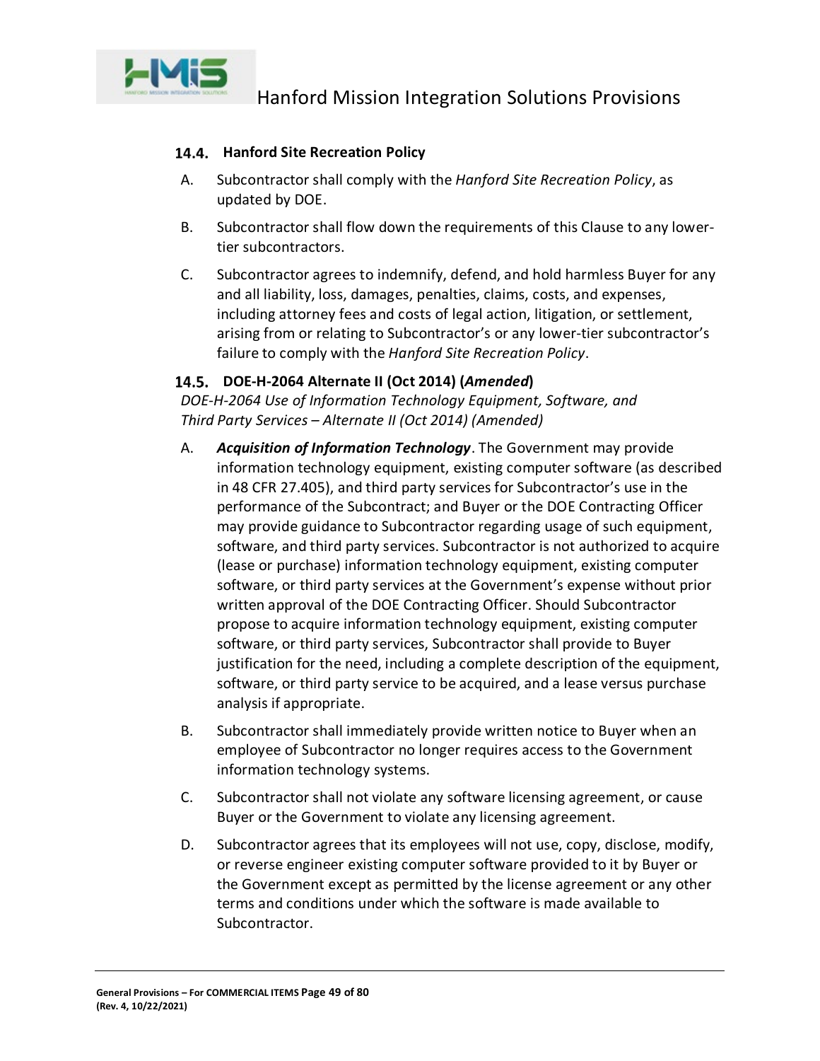### 14.4. Hanford Site Recreation Policy

A. Subcontractor shall comply with the *Hanford Site Recreation Policy*, as updated by DOE.

B. Subcontractor shall flow down the requirements of this Clause to any lower-tier subcontractors.

C. Subcontractor agrees to indemnify, defend, and hold harmless Buyer for any and all liability, loss, damages, penalties, claims, costs, and expenses, including attorney fees and costs of legal action, litigation, or settlement, arising from or relating to Subcontractor's or any lower-tier subcontractor's failure to comply with the *Hanford Site Recreation Policy*.

### 14.5. DOE-H-2064 Alternate II (Oct 2014) (*Amended*)

*DOE-H-2064 Use of Information Technology Equipment, Software, and Third Party Services – Alternate II (Oct 2014) (Amended)*

A. ***Acquisition of Information Technology***. The Government may provide information technology equipment, existing computer software (as described in 48 CFR 27.405), and third party services for Subcontractor's use in the performance of the Subcontract; and Buyer or the DOE Contracting Officer may provide guidance to Subcontractor regarding usage of such equipment, software, and third party services. Subcontractor is not authorized to acquire (lease or purchase) information technology equipment, existing computer software, or third party services at the Government's expense without prior written approval of the DOE Contracting Officer. Should Subcontractor propose to acquire information technology equipment, existing computer software, or third party services, Subcontractor shall provide to Buyer justification for the need, including a complete description of the equipment, software, or third party service to be acquired, and a lease versus purchase analysis if appropriate.

B. Subcontractor shall immediately provide written notice to Buyer when an employee of Subcontractor no longer requires access to the Government information technology systems.

C. Subcontractor shall not violate any software licensing agreement, or cause Buyer or the Government to violate any licensing agreement.

D. Subcontractor agrees that its employees will not use, copy, disclose, modify, or reverse engineer existing computer software provided to it by Buyer or the Government except as permitted by the license agreement or any other terms and conditions under which the software is made available to Subcontractor.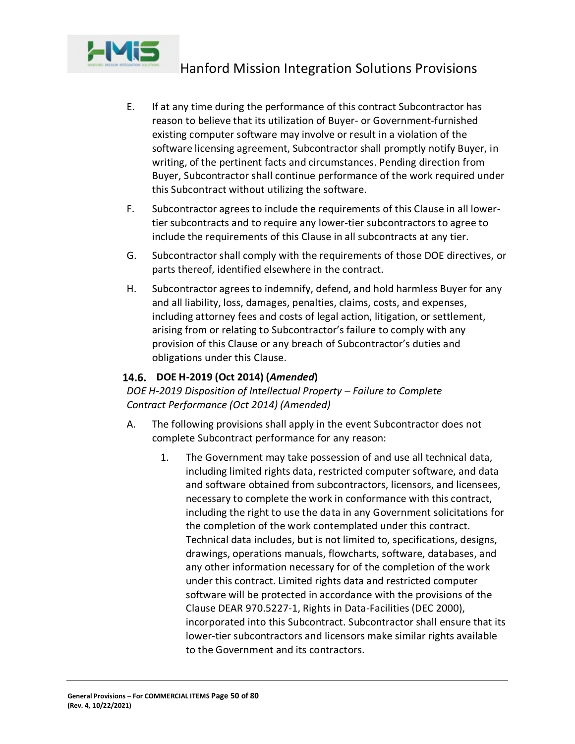E. If at any time during the performance of this contract Subcontractor has reason to believe that its utilization of Buyer- or Government-furnished existing computer software may involve or result in a violation of the software licensing agreement, Subcontractor shall promptly notify Buyer, in writing, of the pertinent facts and circumstances. Pending direction from Buyer, Subcontractor shall continue performance of the work required under this Subcontract without utilizing the software.

F. Subcontractor agrees to include the requirements of this Clause in all lower-tier subcontracts and to require any lower-tier subcontractors to agree to include the requirements of this Clause in all subcontracts at any tier.

G. Subcontractor shall comply with the requirements of those DOE directives, or parts thereof, identified elsewhere in the contract.

H. Subcontractor agrees to indemnify, defend, and hold harmless Buyer for any and all liability, loss, damages, penalties, claims, costs, and expenses, including attorney fees and costs of legal action, litigation, or settlement, arising from or relating to Subcontractor's failure to comply with any provision of this Clause or any breach of Subcontractor's duties and obligations under this Clause.

### 14.6. DOE H-2019 (Oct 2014) (*Amended*)

*DOE H-2019 Disposition of Intellectual Property – Failure to Complete Contract Performance (Oct 2014) (Amended)*

A. The following provisions shall apply in the event Subcontractor does not complete Subcontract performance for any reason:

   1. The Government may take possession of and use all technical data, including limited rights data, restricted computer software, and data and software obtained from subcontractors, licensors, and licensees, necessary to complete the work in conformance with this contract, including the right to use the data in any Government solicitations for the completion of the work contemplated under this contract. Technical data includes, but is not limited to, specifications, designs, drawings, operations manuals, flowcharts, software, databases, and any other information necessary for of the completion of the work under this contract. Limited rights data and restricted computer software will be protected in accordance with the provisions of the Clause DEAR 970.5227-1, Rights in Data-Facilities (DEC 2000), incorporated into this Subcontract. Subcontractor shall ensure that its lower-tier subcontractors and licensors make similar rights available to the Government and its contractors.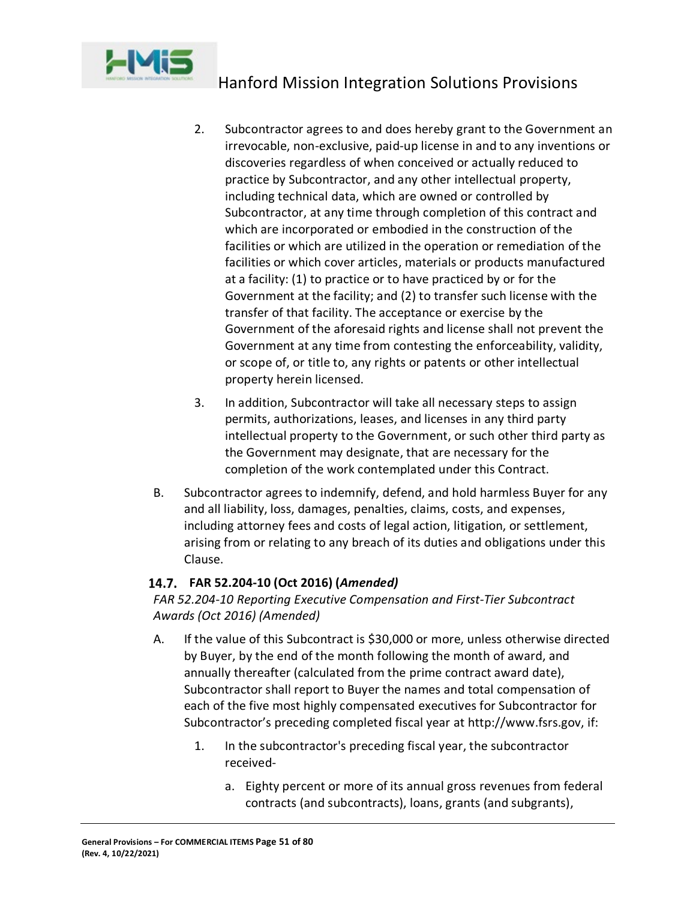2. Subcontractor agrees to and does hereby grant to the Government an irrevocable, non-exclusive, paid-up license in and to any inventions or discoveries regardless of when conceived or actually reduced to practice by Subcontractor, and any other intellectual property, including technical data, which are owned or controlled by Subcontractor, at any time through completion of this contract and which are incorporated or embodied in the construction of the facilities or which are utilized in the operation or remediation of the facilities or which cover articles, materials or products manufactured at a facility: (1) to practice or to have practiced by or for the Government at the facility; and (2) to transfer such license with the transfer of that facility. The acceptance or exercise by the Government of the aforesaid rights and license shall not prevent the Government at any time from contesting the enforceability, validity, or scope of, or title to, any rights or patents or other intellectual property herein licensed.

3. In addition, Subcontractor will take all necessary steps to assign permits, authorizations, leases, and licenses in any third party intellectual property to the Government, or such other third party as the Government may designate, that are necessary for the completion of the work contemplated under this Contract.

B. Subcontractor agrees to indemnify, defend, and hold harmless Buyer for any and all liability, loss, damages, penalties, claims, costs, and expenses, including attorney fees and costs of legal action, litigation, or settlement, arising from or relating to any breach of its duties and obligations under this Clause.

### 14.7. FAR 52.204-10 (Oct 2016) (*Amended)*

*FAR 52.204-10 Reporting Executive Compensation and First-Tier Subcontract Awards (Oct 2016) (Amended)*

A. If the value of this Subcontract is $30,000 or more, unless otherwise directed by Buyer, by the end of the month following the month of award, and annually thereafter (calculated from the prime contract award date), Subcontractor shall report to Buyer the names and total compensation of each of the five most highly compensated executives for Subcontractor for Subcontractor's preceding completed fiscal year at http://www.fsrs.gov, if:

1. In the subcontractor's preceding fiscal year, the subcontractor received-

   a. Eighty percent or more of its annual gross revenues from federal contracts (and subcontracts), loans, grants (and subgrants),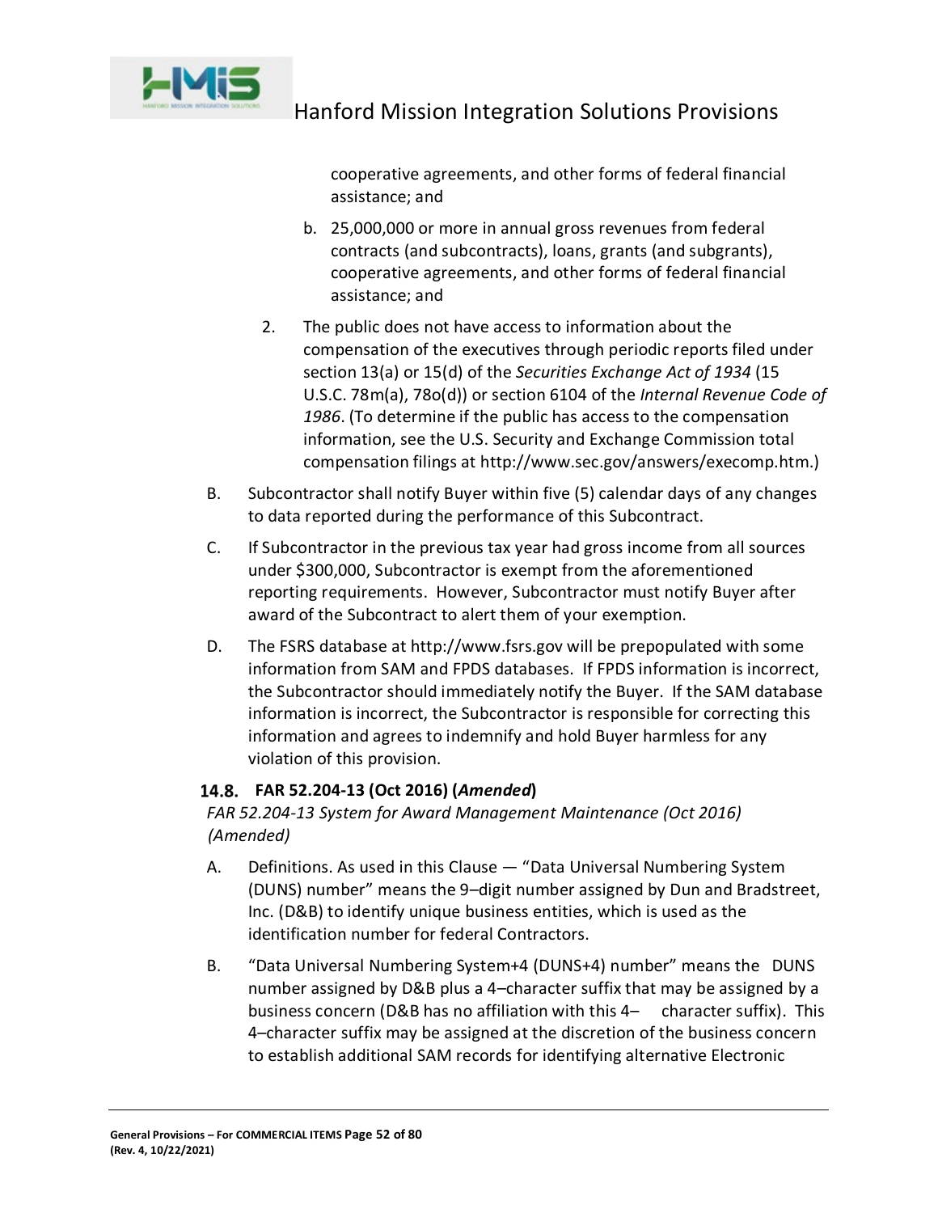cooperative agreements, and other forms of federal financial assistance; and

   b. 25,000,000 or more in annual gross revenues from federal contracts (and subcontracts), loans, grants (and subgrants), cooperative agreements, and other forms of federal financial assistance; and

2. The public does not have access to information about the compensation of the executives through periodic reports filed under section 13(a) or 15(d) of the *Securities Exchange Act of 1934* (15 U.S.C. 78m(a), 78o(d)) or section 6104 of the *Internal Revenue Code of 1986*. (To determine if the public has access to the compensation information, see the U.S. Security and Exchange Commission total compensation filings at http://www.sec.gov/answers/execomp.htm.)

B. Subcontractor shall notify Buyer within five (5) calendar days of any changes to data reported during the performance of this Subcontract.

C. If Subcontractor in the previous tax year had gross income from all sources under $300,000, Subcontractor is exempt from the aforementioned reporting requirements. However, Subcontractor must notify Buyer after award of the Subcontract to alert them of your exemption.

D. The FSRS database at http://www.fsrs.gov will be prepopulated with some information from SAM and FPDS databases. If FPDS information is incorrect, the Subcontractor should immediately notify the Buyer. If the SAM database information is incorrect, the Subcontractor is responsible for correcting this information and agrees to indemnify and hold Buyer harmless for any violation of this provision.

### 14.8. FAR 52.204-13 (Oct 2016) (*Amended*)

*FAR 52.204-13 System for Award Management Maintenance (Oct 2016) (Amended)*

A. Definitions. As used in this Clause — "Data Universal Numbering System (DUNS) number" means the 9–digit number assigned by Dun and Bradstreet, Inc. (D&B) to identify unique business entities, which is used as the identification number for federal Contractors.

B. "Data Universal Numbering System+4 (DUNS+4) number" means the DUNS number assigned by D&B plus a 4–character suffix that may be assigned by a business concern (D&B has no affiliation with this 4– character suffix). This 4–character suffix may be assigned at the discretion of the business concern to establish additional SAM records for identifying alternative Electronic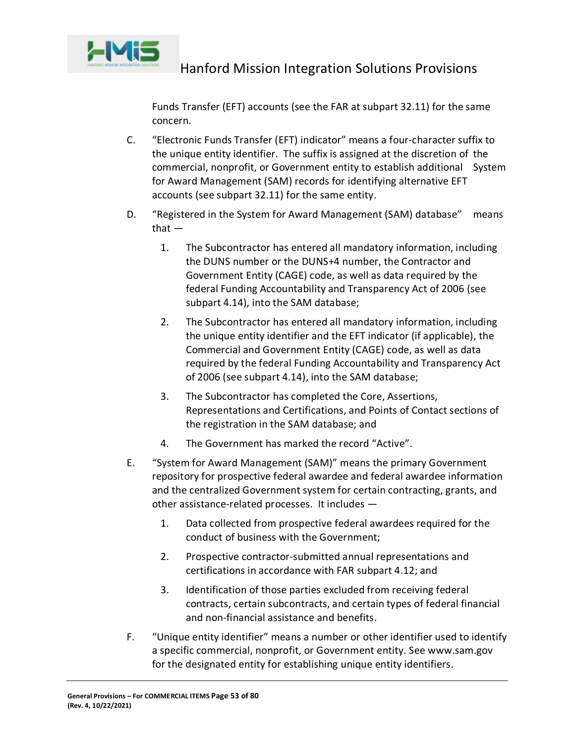Funds Transfer (EFT) accounts (see the FAR at subpart 32.11) for the same concern.

C. "Electronic Funds Transfer (EFT) indicator" means a four-character suffix to the unique entity identifier. The suffix is assigned at the discretion of the commercial, nonprofit, or Government entity to establish additional System for Award Management (SAM) records for identifying alternative EFT accounts (see subpart 32.11) for the same entity.

D. "Registered in the System for Award Management (SAM) database" means that —

   1. The Subcontractor has entered all mandatory information, including the DUNS number or the DUNS+4 number, the Contractor and Government Entity (CAGE) code, as well as data required by the federal Funding Accountability and Transparency Act of 2006 (see subpart 4.14), into the SAM database;

   2. The Subcontractor has entered all mandatory information, including the unique entity identifier and the EFT indicator (if applicable), the Commercial and Government Entity (CAGE) code, as well as data required by the federal Funding Accountability and Transparency Act of 2006 (see subpart 4.14), into the SAM database;

   3. The Subcontractor has completed the Core, Assertions, Representations and Certifications, and Points of Contact sections of the registration in the SAM database; and

   4. The Government has marked the record "Active".

E. "System for Award Management (SAM)" means the primary Government repository for prospective federal awardee and federal awardee information and the centralized Government system for certain contracting, grants, and other assistance-related processes. It includes —

   1. Data collected from prospective federal awardees required for the conduct of business with the Government;

   2. Prospective contractor-submitted annual representations and certifications in accordance with FAR subpart 4.12; and

   3. Identification of those parties excluded from receiving federal contracts, certain subcontracts, and certain types of federal financial and non-financial assistance and benefits.

F. "Unique entity identifier" means a number or other identifier used to identify a specific commercial, nonprofit, or Government entity. See www.sam.gov for the designated entity for establishing unique entity identifiers.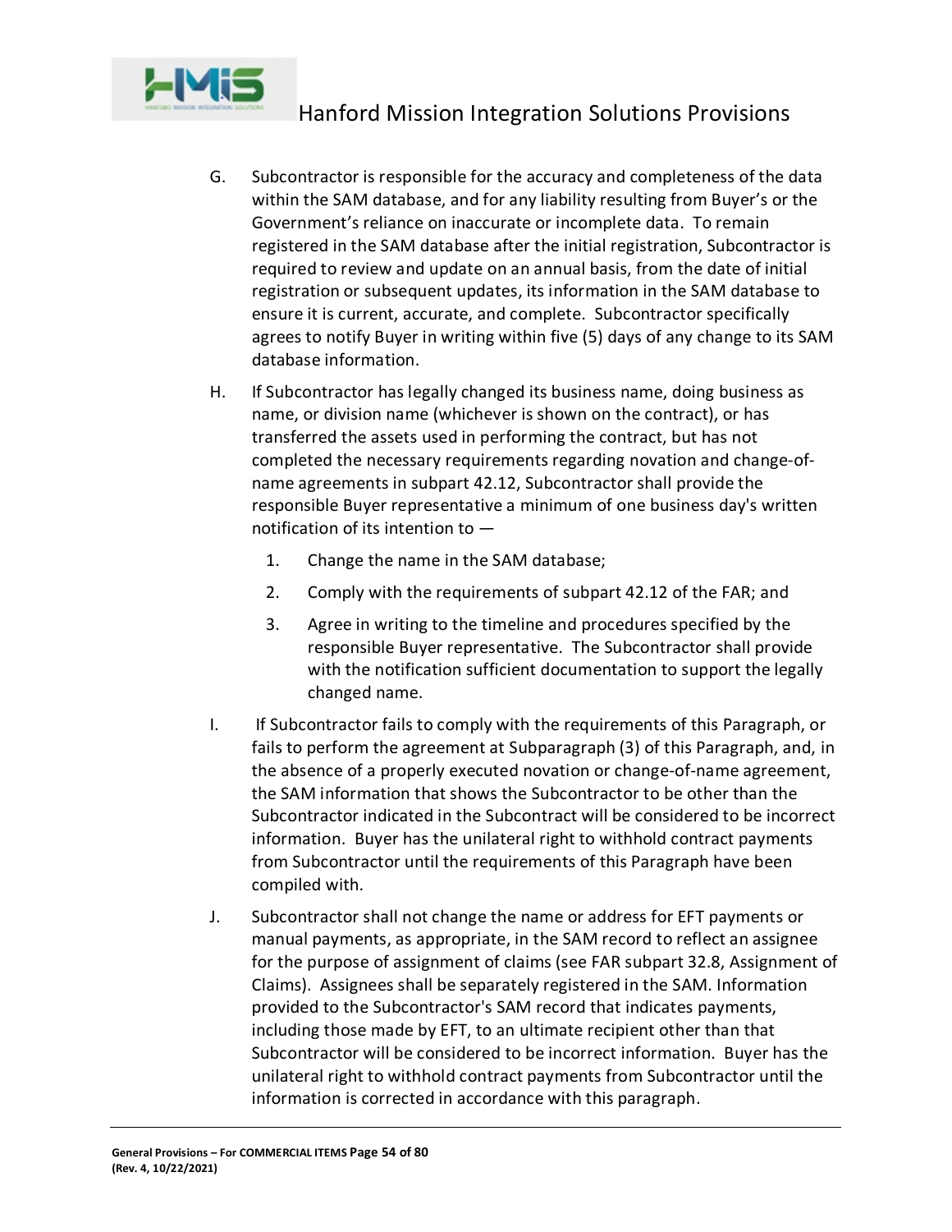G. Subcontractor is responsible for the accuracy and completeness of the data within the SAM database, and for any liability resulting from Buyer's or the Government's reliance on inaccurate or incomplete data. To remain registered in the SAM database after the initial registration, Subcontractor is required to review and update on an annual basis, from the date of initial registration or subsequent updates, its information in the SAM database to ensure it is current, accurate, and complete. Subcontractor specifically agrees to notify Buyer in writing within five (5) days of any change to its SAM database information.

H. If Subcontractor has legally changed its business name, doing business as name, or division name (whichever is shown on the contract), or has transferred the assets used in performing the contract, but has not completed the necessary requirements regarding novation and change-of-name agreements in subpart 42.12, Subcontractor shall provide the responsible Buyer representative a minimum of one business day's written notification of its intention to —

   1. Change the name in the SAM database;

   2. Comply with the requirements of subpart 42.12 of the FAR; and

   3. Agree in writing to the timeline and procedures specified by the responsible Buyer representative. The Subcontractor shall provide with the notification sufficient documentation to support the legally changed name.

I. If Subcontractor fails to comply with the requirements of this Paragraph, or fails to perform the agreement at Subparagraph (3) of this Paragraph, and, in the absence of a properly executed novation or change-of-name agreement, the SAM information that shows the Subcontractor to be other than the Subcontractor indicated in the Subcontract will be considered to be incorrect information. Buyer has the unilateral right to withhold contract payments from Subcontractor until the requirements of this Paragraph have been compiled with.

J. Subcontractor shall not change the name or address for EFT payments or manual payments, as appropriate, in the SAM record to reflect an assignee for the purpose of assignment of claims (see FAR subpart 32.8, Assignment of Claims). Assignees shall be separately registered in the SAM. Information provided to the Subcontractor's SAM record that indicates payments, including those made by EFT, to an ultimate recipient other than that Subcontractor will be considered to be incorrect information. Buyer has the unilateral right to withhold contract payments from Subcontractor until the information is corrected in accordance with this paragraph.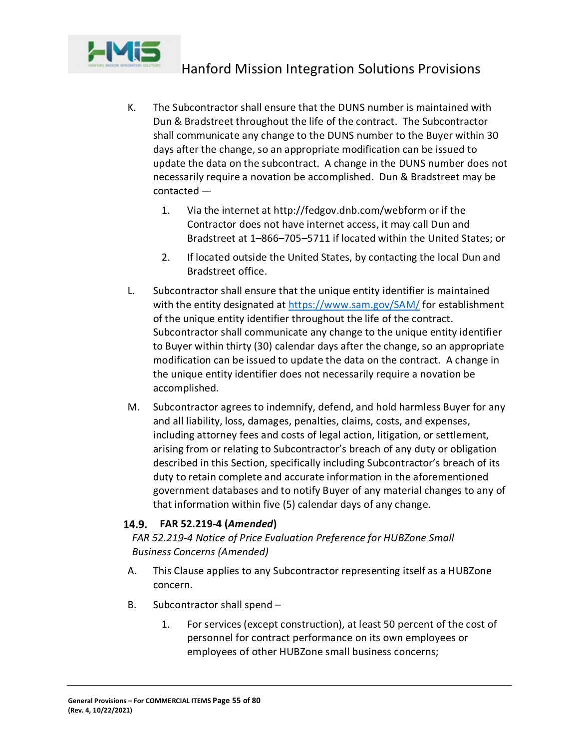K. The Subcontractor shall ensure that the DUNS number is maintained with Dun & Bradstreet throughout the life of the contract. The Subcontractor shall communicate any change to the DUNS number to the Buyer within 30 days after the change, so an appropriate modification can be issued to update the data on the subcontract. A change in the DUNS number does not necessarily require a novation be accomplished. Dun & Bradstreet may be contacted —

   1. Via the internet at http://fedgov.dnb.com/webform or if the Contractor does not have internet access, it may call Dun and Bradstreet at 1–866–705–5711 if located within the United States; or

   2. If located outside the United States, by contacting the local Dun and Bradstreet office.

L. Subcontractor shall ensure that the unique entity identifier is maintained with the entity designated at https://www.sam.gov/SAM/ for establishment of the unique entity identifier throughout the life of the contract. Subcontractor shall communicate any change to the unique entity identifier to Buyer within thirty (30) calendar days after the change, so an appropriate modification can be issued to update the data on the contract. A change in the unique entity identifier does not necessarily require a novation be accomplished.

M. Subcontractor agrees to indemnify, defend, and hold harmless Buyer for any and all liability, loss, damages, penalties, claims, costs, and expenses, including attorney fees and costs of legal action, litigation, or settlement, arising from or relating to Subcontractor's breach of any duty or obligation described in this Section, specifically including Subcontractor's breach of its duty to retain complete and accurate information in the aforementioned government databases and to notify Buyer of any material changes to any of that information within five (5) calendar days of any change.

### 14.9. FAR 52.219-4 (*Amended*)

*FAR 52.219-4 Notice of Price Evaluation Preference for HUBZone Small Business Concerns (Amended)*

A. This Clause applies to any Subcontractor representing itself as a HUBZone concern.

B. Subcontractor shall spend –

   1. For services (except construction), at least 50 percent of the cost of personnel for contract performance on its own employees or employees of other HUBZone small business concerns;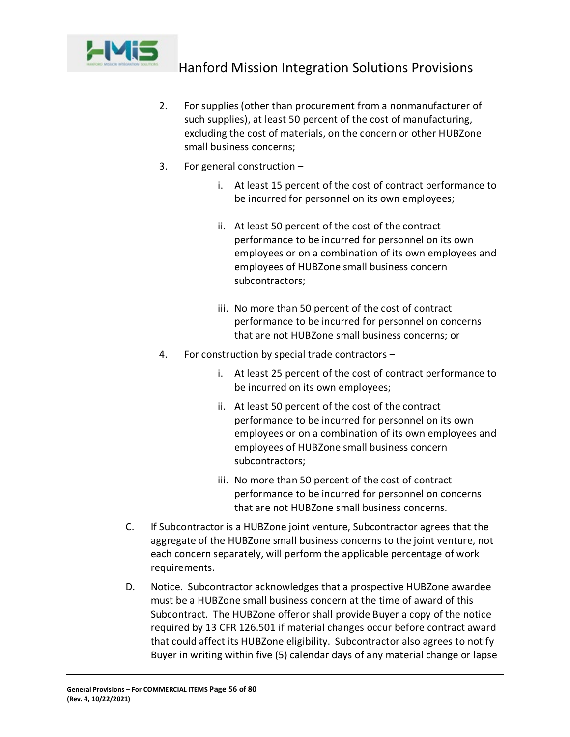2. For supplies (other than procurement from a nonmanufacturer of such supplies), at least 50 percent of the cost of manufacturing, excluding the cost of materials, on the concern or other HUBZone small business concerns;

3. For general construction –

   i. At least 15 percent of the cost of contract performance to be incurred for personnel on its own employees;

   ii. At least 50 percent of the cost of the contract performance to be incurred for personnel on its own employees or on a combination of its own employees and employees of HUBZone small business concern subcontractors;

   iii. No more than 50 percent of the cost of contract performance to be incurred for personnel on concerns that are not HUBZone small business concerns; or

4. For construction by special trade contractors –

   i. At least 25 percent of the cost of contract performance to be incurred on its own employees;

   ii. At least 50 percent of the cost of the contract performance to be incurred for personnel on its own employees or on a combination of its own employees and employees of HUBZone small business concern subcontractors;

   iii. No more than 50 percent of the cost of contract performance to be incurred for personnel on concerns that are not HUBZone small business concerns.

C. If Subcontractor is a HUBZone joint venture, Subcontractor agrees that the aggregate of the HUBZone small business concerns to the joint venture, not each concern separately, will perform the applicable percentage of work requirements.

D. Notice. Subcontractor acknowledges that a prospective HUBZone awardee must be a HUBZone small business concern at the time of award of this Subcontract. The HUBZone offeror shall provide Buyer a copy of the notice required by 13 CFR 126.501 if material changes occur before contract award that could affect its HUBZone eligibility. Subcontractor also agrees to notify Buyer in writing within five (5) calendar days of any material change or lapse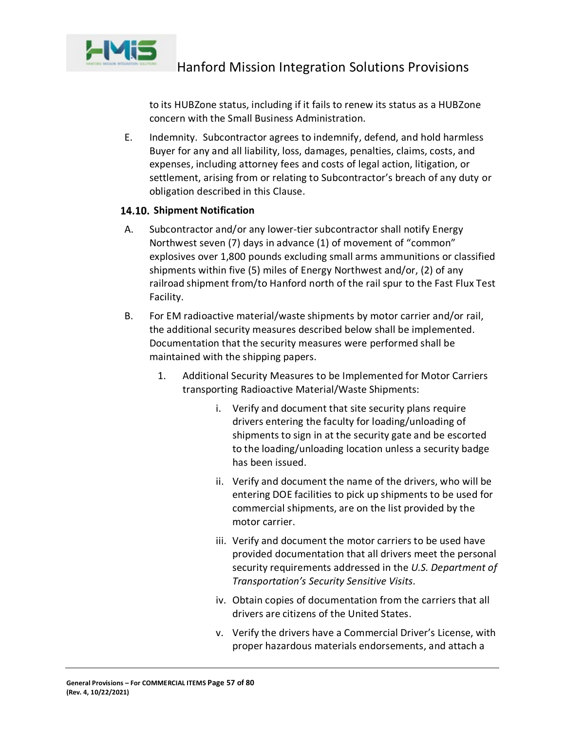to its HUBZone status, including if it fails to renew its status as a HUBZone concern with the Small Business Administration.

E. Indemnity. Subcontractor agrees to indemnify, defend, and hold harmless Buyer for any and all liability, loss, damages, penalties, claims, costs, and expenses, including attorney fees and costs of legal action, litigation, or settlement, arising from or relating to Subcontractor's breach of any duty or obligation described in this Clause.

### 14.10. Shipment Notification

A. Subcontractor and/or any lower-tier subcontractor shall notify Energy Northwest seven (7) days in advance (1) of movement of "common" explosives over 1,800 pounds excluding small arms ammunitions or classified shipments within five (5) miles of Energy Northwest and/or, (2) of any railroad shipment from/to Hanford north of the rail spur to the Fast Flux Test Facility.

B. For EM radioactive material/waste shipments by motor carrier and/or rail, the additional security measures described below shall be implemented. Documentation that the security measures were performed shall be maintained with the shipping papers.

   1. Additional Security Measures to be Implemented for Motor Carriers transporting Radioactive Material/Waste Shipments:

      i. Verify and document that site security plans require drivers entering the faculty for loading/unloading of shipments to sign in at the security gate and be escorted to the loading/unloading location unless a security badge has been issued.

      ii. Verify and document the name of the drivers, who will be entering DOE facilities to pick up shipments to be used for commercial shipments, are on the list provided by the motor carrier.

      iii. Verify and document the motor carriers to be used have provided documentation that all drivers meet the personal security requirements addressed in the *U.S. Department of Transportation's Security Sensitive Visits*.

      iv. Obtain copies of documentation from the carriers that all drivers are citizens of the United States.

      v. Verify the drivers have a Commercial Driver's License, with proper hazardous materials endorsements, and attach a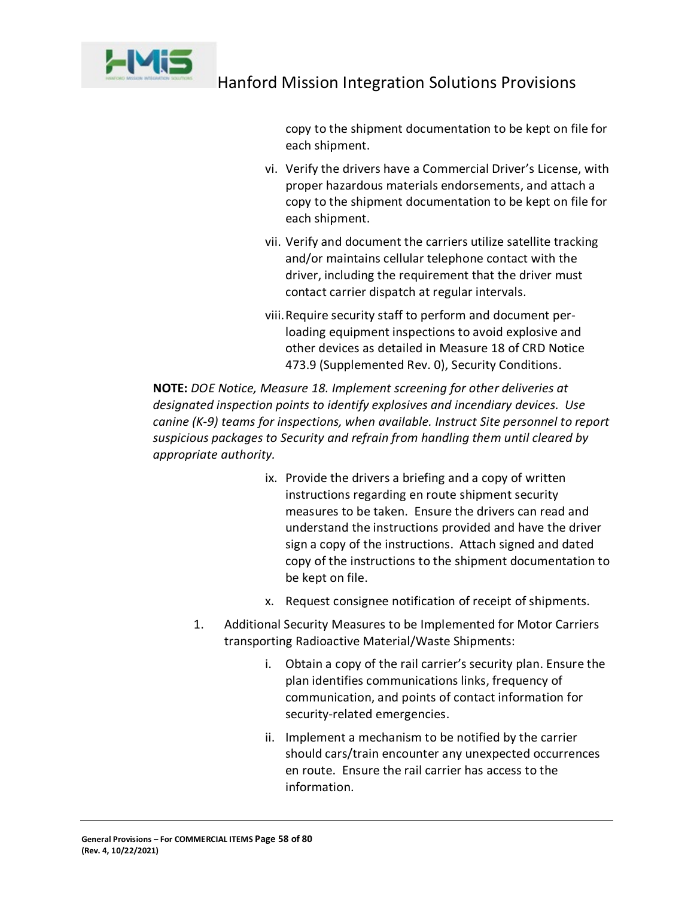copy to the shipment documentation to be kept on file for each shipment.

vi. Verify the drivers have a Commercial Driver's License, with proper hazardous materials endorsements, and attach a copy to the shipment documentation to be kept on file for each shipment.

vii. Verify and document the carriers utilize satellite tracking and/or maintains cellular telephone contact with the driver, including the requirement that the driver must contact carrier dispatch at regular intervals.

viii. Require security staff to perform and document per-loading equipment inspections to avoid explosive and other devices as detailed in Measure 18 of CRD Notice 473.9 (Supplemented Rev. 0), Security Conditions.

**NOTE:** *DOE Notice, Measure 18. Implement screening for other deliveries at designated inspection points to identify explosives and incendiary devices. Use canine (K-9) teams for inspections, when available. Instruct Site personnel to report suspicious packages to Security and refrain from handling them until cleared by appropriate authority.*

ix. Provide the drivers a briefing and a copy of written instructions regarding en route shipment security measures to be taken. Ensure the drivers can read and understand the instructions provided and have the driver sign a copy of the instructions. Attach signed and dated copy of the instructions to the shipment documentation to be kept on file.

x. Request consignee notification of receipt of shipments.

1. Additional Security Measures to be Implemented for Motor Carriers transporting Radioactive Material/Waste Shipments:

   i. Obtain a copy of the rail carrier's security plan. Ensure the plan identifies communications links, frequency of communication, and points of contact information for security-related emergencies.

   ii. Implement a mechanism to be notified by the carrier should cars/train encounter any unexpected occurrences en route. Ensure the rail carrier has access to the information.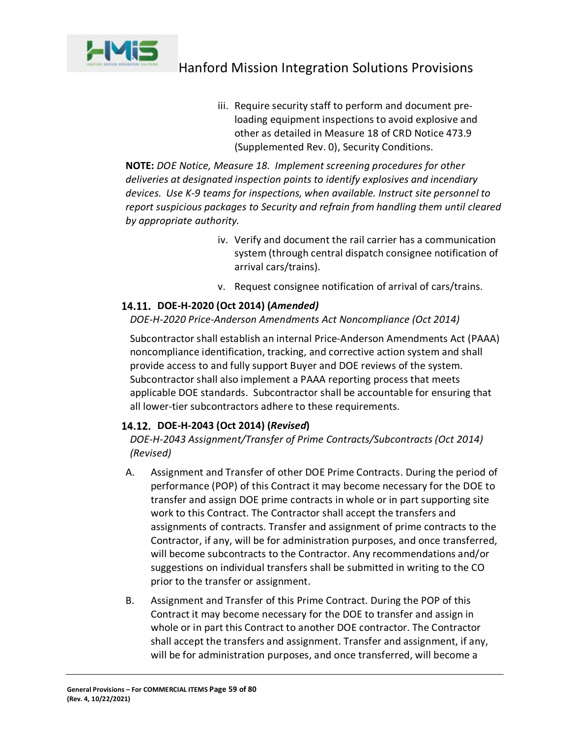iii. Require security staff to perform and document pre-loading equipment inspections to avoid explosive and other as detailed in Measure 18 of CRD Notice 473.9 (Supplemented Rev. 0), Security Conditions.

**NOTE:** *DOE Notice, Measure 18. Implement screening procedures for other deliveries at designated inspection points to identify explosives and incendiary devices. Use K-9 teams for inspections, when available. Instruct site personnel to report suspicious packages to Security and refrain from handling them until cleared by appropriate authority.*

iv. Verify and document the rail carrier has a communication system (through central dispatch consignee notification of arrival cars/trains).

v. Request consignee notification of arrival of cars/trains.

### 14.11. DOE-H-2020 (Oct 2014) (*Amended)*

*DOE-H-2020 Price-Anderson Amendments Act Noncompliance (Oct 2014)*

Subcontractor shall establish an internal Price-Anderson Amendments Act (PAAA) noncompliance identification, tracking, and corrective action system and shall provide access to and fully support Buyer and DOE reviews of the system. Subcontractor shall also implement a PAAA reporting process that meets applicable DOE standards. Subcontractor shall be accountable for ensuring that all lower-tier subcontractors adhere to these requirements.

### 14.12. DOE-H-2043 (Oct 2014) (*Revised*)

*DOE-H-2043 Assignment/Transfer of Prime Contracts/Subcontracts (Oct 2014) (Revised)*

A. Assignment and Transfer of other DOE Prime Contracts. During the period of performance (POP) of this Contract it may become necessary for the DOE to transfer and assign DOE prime contracts in whole or in part supporting site work to this Contract. The Contractor shall accept the transfers and assignments of contracts. Transfer and assignment of prime contracts to the Contractor, if any, will be for administration purposes, and once transferred, will become subcontracts to the Contractor. Any recommendations and/or suggestions on individual transfers shall be submitted in writing to the CO prior to the transfer or assignment.

B. Assignment and Transfer of this Prime Contract. During the POP of this Contract it may become necessary for the DOE to transfer and assign in whole or in part this Contract to another DOE contractor. The Contractor shall accept the transfers and assignment. Transfer and assignment, if any, will be for administration purposes, and once transferred, will become a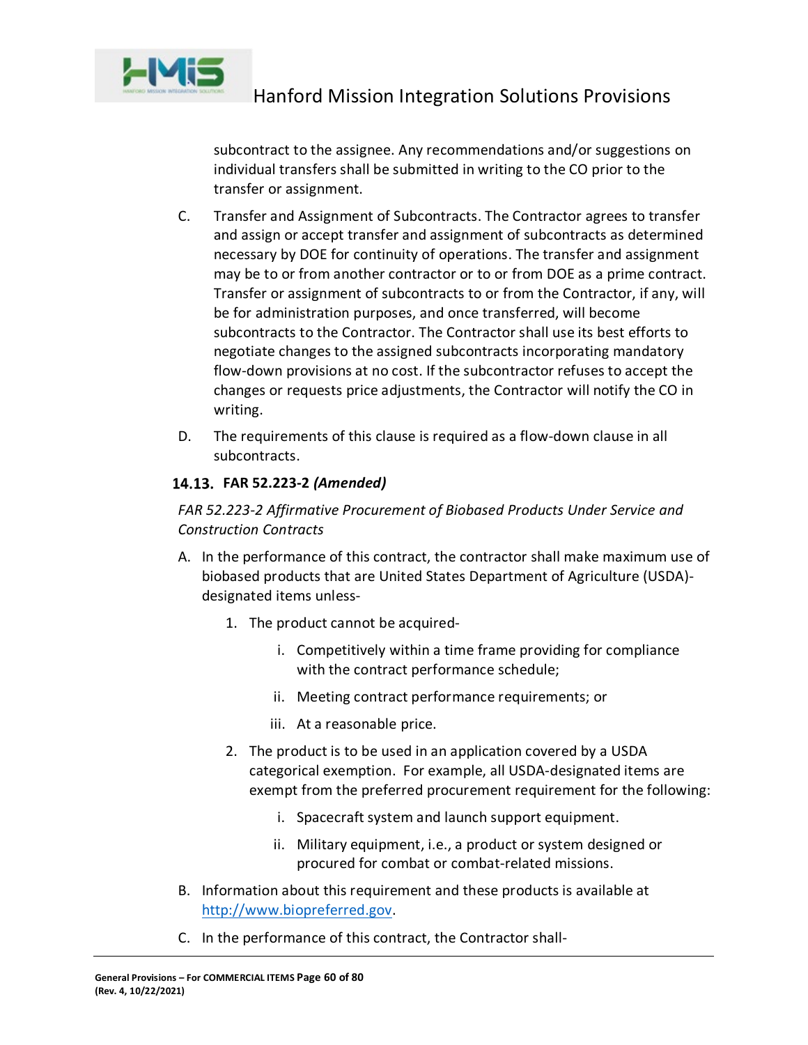subcontract to the assignee. Any recommendations and/or suggestions on individual transfers shall be submitted in writing to the CO prior to the transfer or assignment.

C. Transfer and Assignment of Subcontracts. The Contractor agrees to transfer and assign or accept transfer and assignment of subcontracts as determined necessary by DOE for continuity of operations. The transfer and assignment may be to or from another contractor or to or from DOE as a prime contract. Transfer or assignment of subcontracts to or from the Contractor, if any, will be for administration purposes, and once transferred, will become subcontracts to the Contractor. The Contractor shall use its best efforts to negotiate changes to the assigned subcontracts incorporating mandatory flow-down provisions at no cost. If the subcontractor refuses to accept the changes or requests price adjustments, the Contractor will notify the CO in writing.

D. The requirements of this clause is required as a flow-down clause in all subcontracts.

### 14.13. FAR 52.223-2 *(Amended)*

*FAR 52.223-2 Affirmative Procurement of Biobased Products Under Service and Construction Contracts*

A. In the performance of this contract, the contractor shall make maximum use of biobased products that are United States Department of Agriculture (USDA)-designated items unless-

   1. The product cannot be acquired-

      i. Competitively within a time frame providing for compliance with the contract performance schedule;

      ii. Meeting contract performance requirements; or

      iii. At a reasonable price.

   2. The product is to be used in an application covered by a USDA categorical exemption. For example, all USDA-designated items are exempt from the preferred procurement requirement for the following:

      i. Spacecraft system and launch support equipment.

      ii. Military equipment, i.e., a product or system designed or procured for combat or combat-related missions.

B. Information about this requirement and these products is available at http://www.biopreferred.gov.

C. In the performance of this contract, the Contractor shall-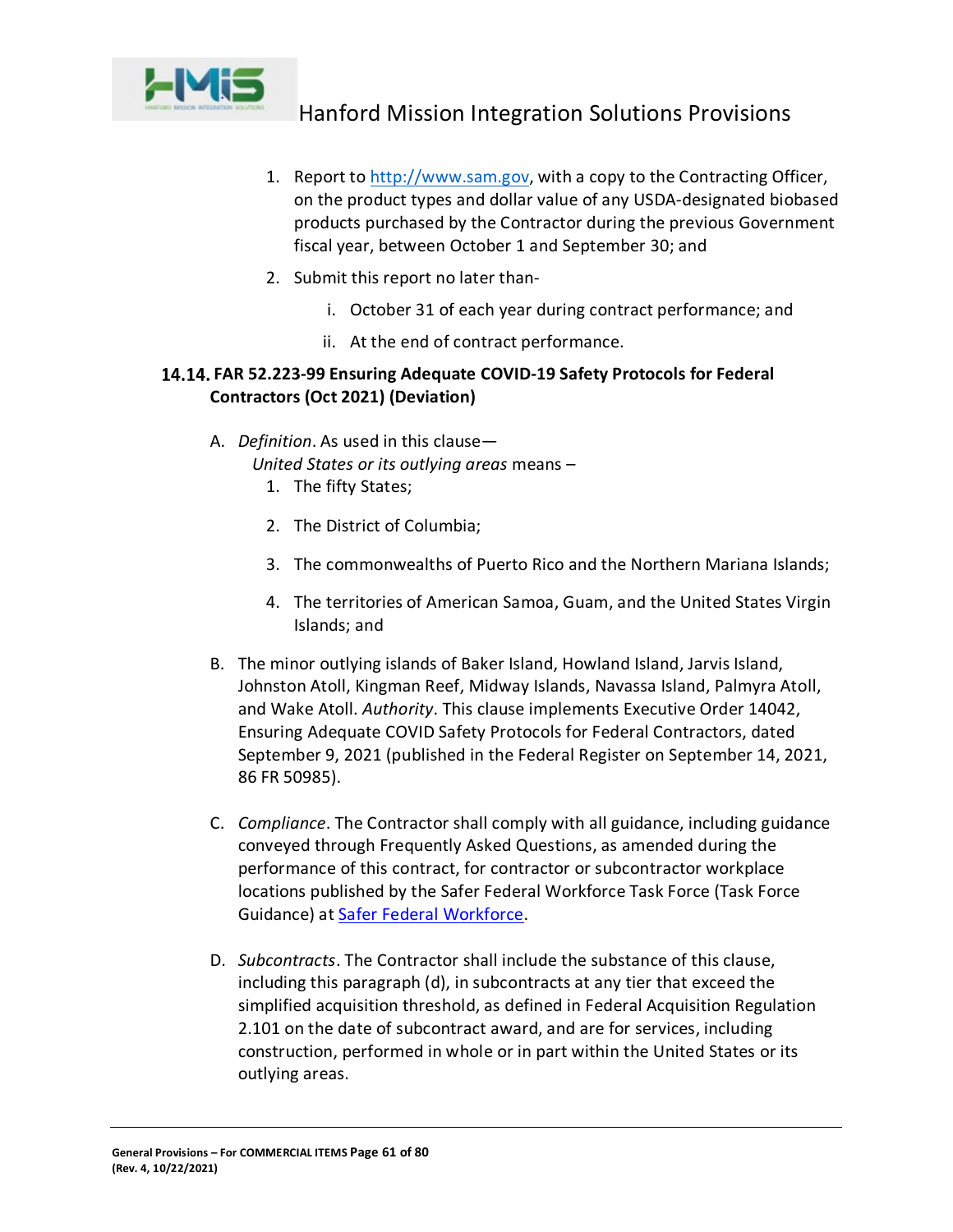1. Report to http://www.sam.gov, with a copy to the Contracting Officer, on the product types and dollar value of any USDA-designated biobased products purchased by the Contractor during the previous Government fiscal year, between October 1 and September 30; and
2. Submit this report no later than-
   i. October 31 of each year during contract performance; and
   ii. At the end of contract performance.

### 14.14. FAR 52.223-99 Ensuring Adequate COVID-19 Safety Protocols for Federal Contractors (Oct 2021) (Deviation)

A. *Definition*. As used in this clause—
   *United States or its outlying areas* means –
   1. The fifty States;
   2. The District of Columbia;
   3. The commonwealths of Puerto Rico and the Northern Mariana Islands;
   4. The territories of American Samoa, Guam, and the United States Virgin Islands; and

B. The minor outlying islands of Baker Island, Howland Island, Jarvis Island, Johnston Atoll, Kingman Reef, Midway Islands, Navassa Island, Palmyra Atoll, and Wake Atoll. *Authority*. This clause implements Executive Order 14042, Ensuring Adequate COVID Safety Protocols for Federal Contractors, dated September 9, 2021 (published in the Federal Register on September 14, 2021, 86 FR 50985).

C. *Compliance*. The Contractor shall comply with all guidance, including guidance conveyed through Frequently Asked Questions, as amended during the performance of this contract, for contractor or subcontractor workplace locations published by the Safer Federal Workforce Task Force (Task Force Guidance) at Safer Federal Workforce.

D. *Subcontracts*. The Contractor shall include the substance of this clause, including this paragraph (d), in subcontracts at any tier that exceed the simplified acquisition threshold, as defined in Federal Acquisition Regulation 2.101 on the date of subcontract award, and are for services, including construction, performed in whole or in part within the United States or its outlying areas.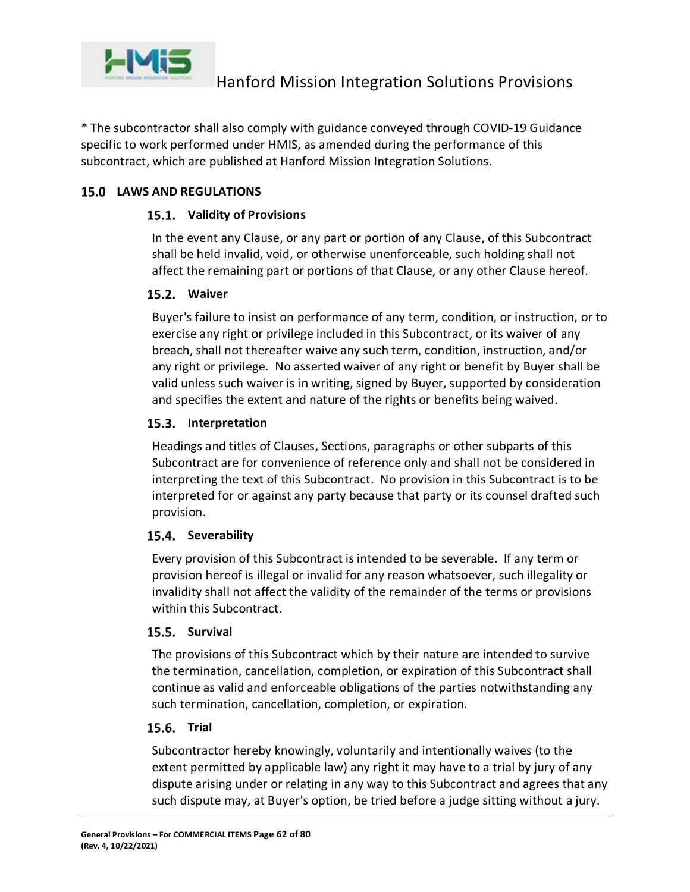* The subcontractor shall also comply with guidance conveyed through COVID-19 Guidance specific to work performed under HMIS, as amended during the performance of this subcontract, which are published at Hanford Mission Integration Solutions.

## 15.0 LAWS AND REGULATIONS

### 15.1. Validity of Provisions

In the event any Clause, or any part or portion of any Clause, of this Subcontract shall be held invalid, void, or otherwise unenforceable, such holding shall not affect the remaining part or portions of that Clause, or any other Clause hereof.

### 15.2. Waiver

Buyer's failure to insist on performance of any term, condition, or instruction, or to exercise any right or privilege included in this Subcontract, or its waiver of any breach, shall not thereafter waive any such term, condition, instruction, and/or any right or privilege. No asserted waiver of any right or benefit by Buyer shall be valid unless such waiver is in writing, signed by Buyer, supported by consideration and specifies the extent and nature of the rights or benefits being waived.

### 15.3. Interpretation

Headings and titles of Clauses, Sections, paragraphs or other subparts of this Subcontract are for convenience of reference only and shall not be considered in interpreting the text of this Subcontract. No provision in this Subcontract is to be interpreted for or against any party because that party or its counsel drafted such provision.

### 15.4. Severability

Every provision of this Subcontract is intended to be severable. If any term or provision hereof is illegal or invalid for any reason whatsoever, such illegality or invalidity shall not affect the validity of the remainder of the terms or provisions within this Subcontract.

### 15.5. Survival

The provisions of this Subcontract which by their nature are intended to survive the termination, cancellation, completion, or expiration of this Subcontract shall continue as valid and enforceable obligations of the parties notwithstanding any such termination, cancellation, completion, or expiration.

### 15.6. Trial

Subcontractor hereby knowingly, voluntarily and intentionally waives (to the extent permitted by applicable law) any right it may have to a trial by jury of any dispute arising under or relating in any way to this Subcontract and agrees that any such dispute may, at Buyer's option, be tried before a judge sitting without a jury.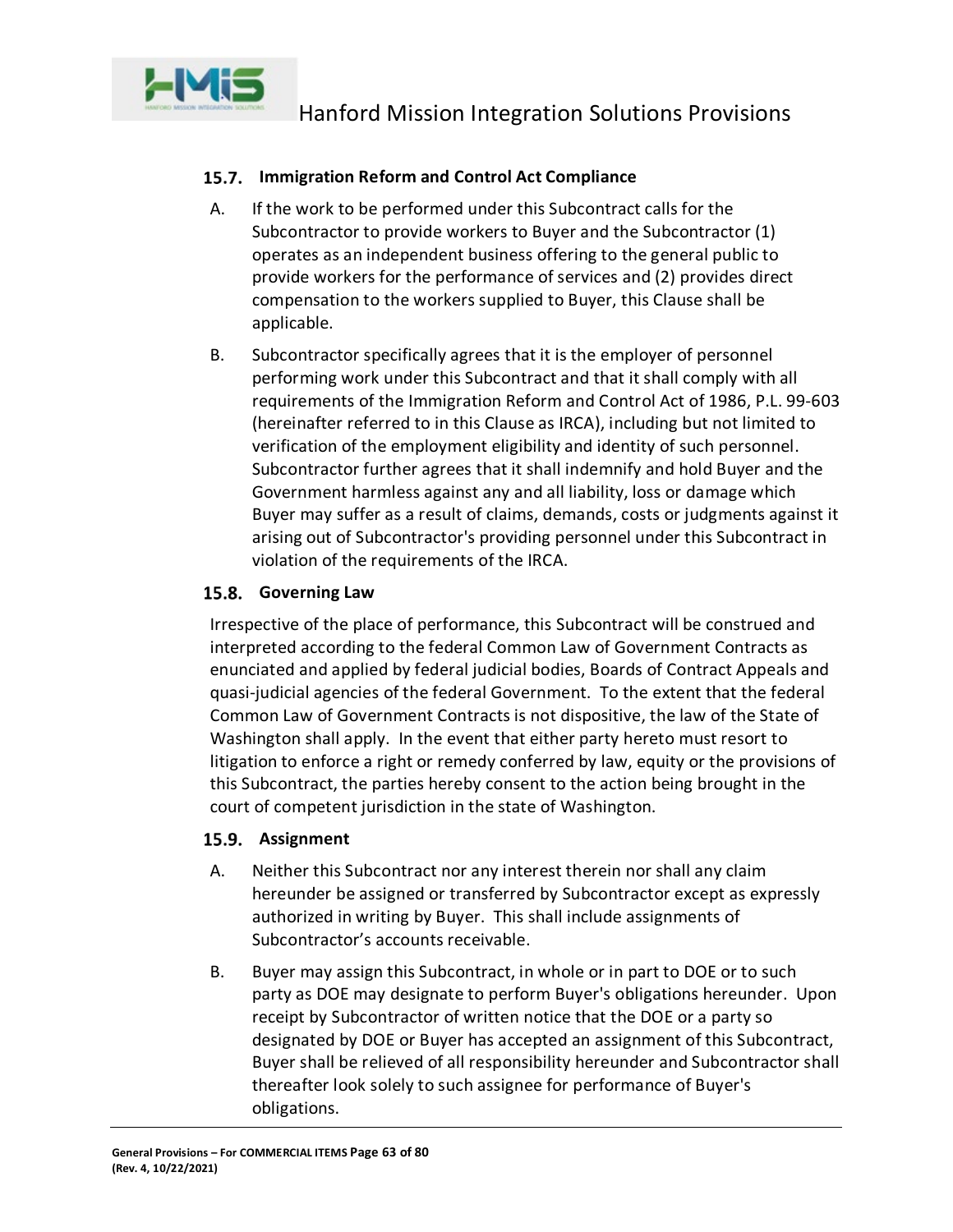### 15.7. Immigration Reform and Control Act Compliance

A. If the work to be performed under this Subcontract calls for the Subcontractor to provide workers to Buyer and the Subcontractor (1) operates as an independent business offering to the general public to provide workers for the performance of services and (2) provides direct compensation to the workers supplied to Buyer, this Clause shall be applicable.

B. Subcontractor specifically agrees that it is the employer of personnel performing work under this Subcontract and that it shall comply with all requirements of the Immigration Reform and Control Act of 1986, P.L. 99-603 (hereinafter referred to in this Clause as IRCA), including but not limited to verification of the employment eligibility and identity of such personnel. Subcontractor further agrees that it shall indemnify and hold Buyer and the Government harmless against any and all liability, loss or damage which Buyer may suffer as a result of claims, demands, costs or judgments against it arising out of Subcontractor's providing personnel under this Subcontract in violation of the requirements of the IRCA.

### 15.8. Governing Law

Irrespective of the place of performance, this Subcontract will be construed and interpreted according to the federal Common Law of Government Contracts as enunciated and applied by federal judicial bodies, Boards of Contract Appeals and quasi-judicial agencies of the federal Government. To the extent that the federal Common Law of Government Contracts is not dispositive, the law of the State of Washington shall apply. In the event that either party hereto must resort to litigation to enforce a right or remedy conferred by law, equity or the provisions of this Subcontract, the parties hereby consent to the action being brought in the court of competent jurisdiction in the state of Washington.

### 15.9. Assignment

A. Neither this Subcontract nor any interest therein nor shall any claim hereunder be assigned or transferred by Subcontractor except as expressly authorized in writing by Buyer. This shall include assignments of Subcontractor's accounts receivable.

B. Buyer may assign this Subcontract, in whole or in part to DOE or to such party as DOE may designate to perform Buyer's obligations hereunder. Upon receipt by Subcontractor of written notice that the DOE or a party so designated by DOE or Buyer has accepted an assignment of this Subcontract, Buyer shall be relieved of all responsibility hereunder and Subcontractor shall thereafter look solely to such assignee for performance of Buyer's obligations.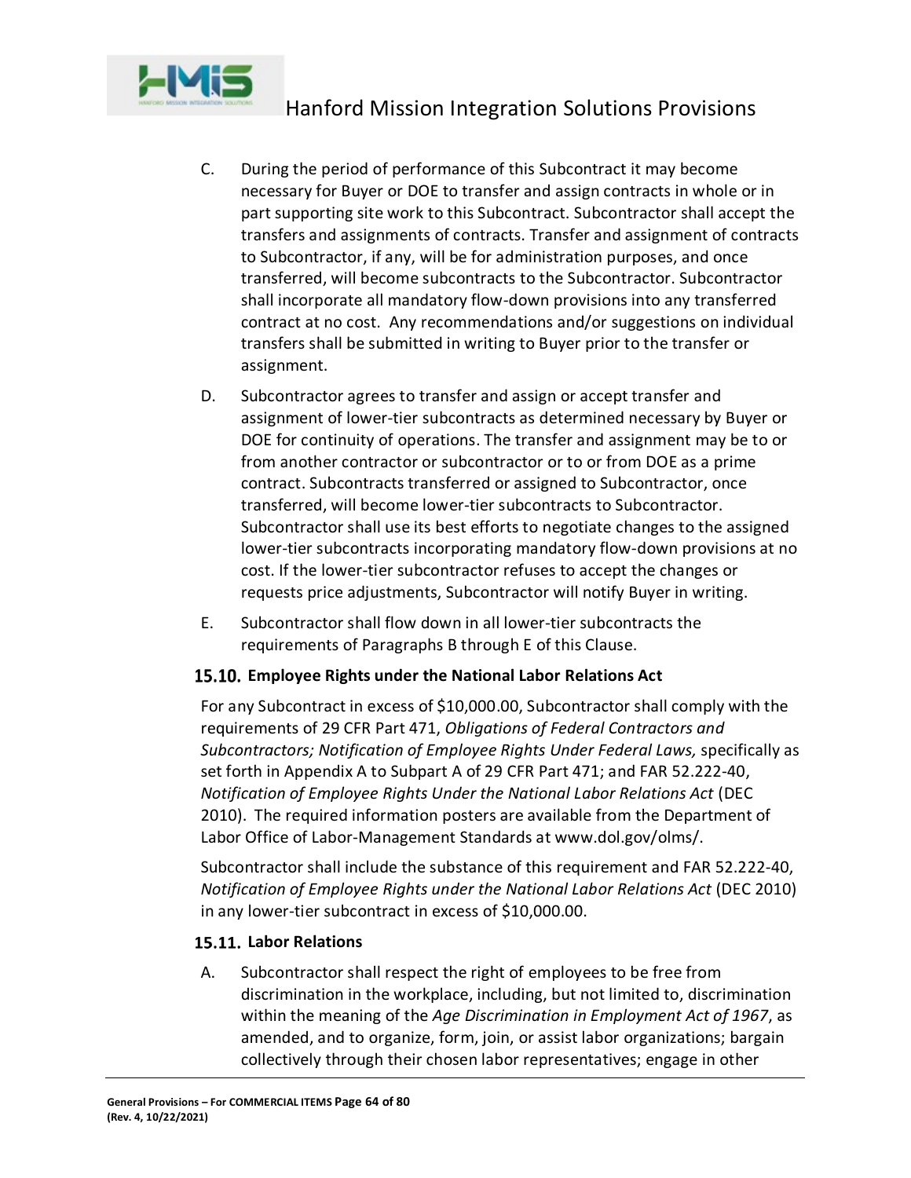C. During the period of performance of this Subcontract it may become necessary for Buyer or DOE to transfer and assign contracts in whole or in part supporting site work to this Subcontract. Subcontractor shall accept the transfers and assignments of contracts. Transfer and assignment of contracts to Subcontractor, if any, will be for administration purposes, and once transferred, will become subcontracts to the Subcontractor. Subcontractor shall incorporate all mandatory flow-down provisions into any transferred contract at no cost. Any recommendations and/or suggestions on individual transfers shall be submitted in writing to Buyer prior to the transfer or assignment.

D. Subcontractor agrees to transfer and assign or accept transfer and assignment of lower-tier subcontracts as determined necessary by Buyer or DOE for continuity of operations. The transfer and assignment may be to or from another contractor or subcontractor or to or from DOE as a prime contract. Subcontracts transferred or assigned to Subcontractor, once transferred, will become lower-tier subcontracts to Subcontractor. Subcontractor shall use its best efforts to negotiate changes to the assigned lower-tier subcontracts incorporating mandatory flow-down provisions at no cost. If the lower-tier subcontractor refuses to accept the changes or requests price adjustments, Subcontractor will notify Buyer in writing.

E. Subcontractor shall flow down in all lower-tier subcontracts the requirements of Paragraphs B through E of this Clause.

### 15.10. Employee Rights under the National Labor Relations Act

For any Subcontract in excess of $10,000.00, Subcontractor shall comply with the requirements of 29 CFR Part 471, *Obligations of Federal Contractors and Subcontractors; Notification of Employee Rights Under Federal Laws,* specifically as set forth in Appendix A to Subpart A of 29 CFR Part 471; and FAR 52.222-40, *Notification of Employee Rights Under the National Labor Relations Act* (DEC 2010). The required information posters are available from the Department of Labor Office of Labor-Management Standards at www.dol.gov/olms/.

Subcontractor shall include the substance of this requirement and FAR 52.222-40, *Notification of Employee Rights under the National Labor Relations Act* (DEC 2010) in any lower-tier subcontract in excess of $10,000.00.

### 15.11. Labor Relations

A. Subcontractor shall respect the right of employees to be free from discrimination in the workplace, including, but not limited to, discrimination within the meaning of the *Age Discrimination in Employment Act of 1967*, as amended, and to organize, form, join, or assist labor organizations; bargain collectively through their chosen labor representatives; engage in other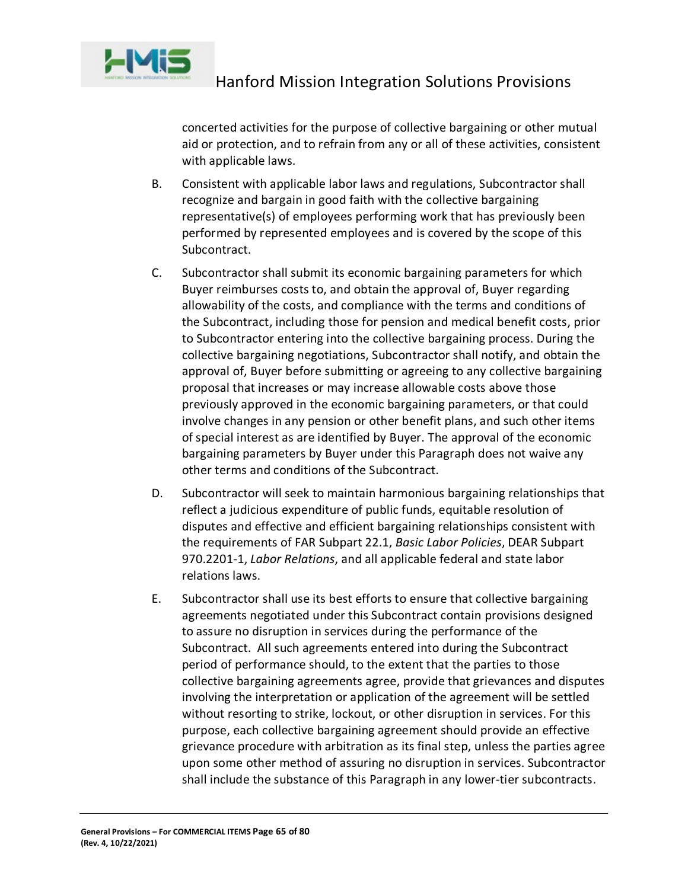concerted activities for the purpose of collective bargaining or other mutual aid or protection, and to refrain from any or all of these activities, consistent with applicable laws.

B. Consistent with applicable labor laws and regulations, Subcontractor shall recognize and bargain in good faith with the collective bargaining representative(s) of employees performing work that has previously been performed by represented employees and is covered by the scope of this Subcontract.

C. Subcontractor shall submit its economic bargaining parameters for which Buyer reimburses costs to, and obtain the approval of, Buyer regarding allowability of the costs, and compliance with the terms and conditions of the Subcontract, including those for pension and medical benefit costs, prior to Subcontractor entering into the collective bargaining process. During the collective bargaining negotiations, Subcontractor shall notify, and obtain the approval of, Buyer before submitting or agreeing to any collective bargaining proposal that increases or may increase allowable costs above those previously approved in the economic bargaining parameters, or that could involve changes in any pension or other benefit plans, and such other items of special interest as are identified by Buyer. The approval of the economic bargaining parameters by Buyer under this Paragraph does not waive any other terms and conditions of the Subcontract.

D. Subcontractor will seek to maintain harmonious bargaining relationships that reflect a judicious expenditure of public funds, equitable resolution of disputes and effective and efficient bargaining relationships consistent with the requirements of FAR Subpart 22.1, *Basic Labor Policies*, DEAR Subpart 970.2201-1, *Labor Relations*, and all applicable federal and state labor relations laws.

E. Subcontractor shall use its best efforts to ensure that collective bargaining agreements negotiated under this Subcontract contain provisions designed to assure no disruption in services during the performance of the Subcontract. All such agreements entered into during the Subcontract period of performance should, to the extent that the parties to those collective bargaining agreements agree, provide that grievances and disputes involving the interpretation or application of the agreement will be settled without resorting to strike, lockout, or other disruption in services. For this purpose, each collective bargaining agreement should provide an effective grievance procedure with arbitration as its final step, unless the parties agree upon some other method of assuring no disruption in services. Subcontractor shall include the substance of this Paragraph in any lower-tier subcontracts.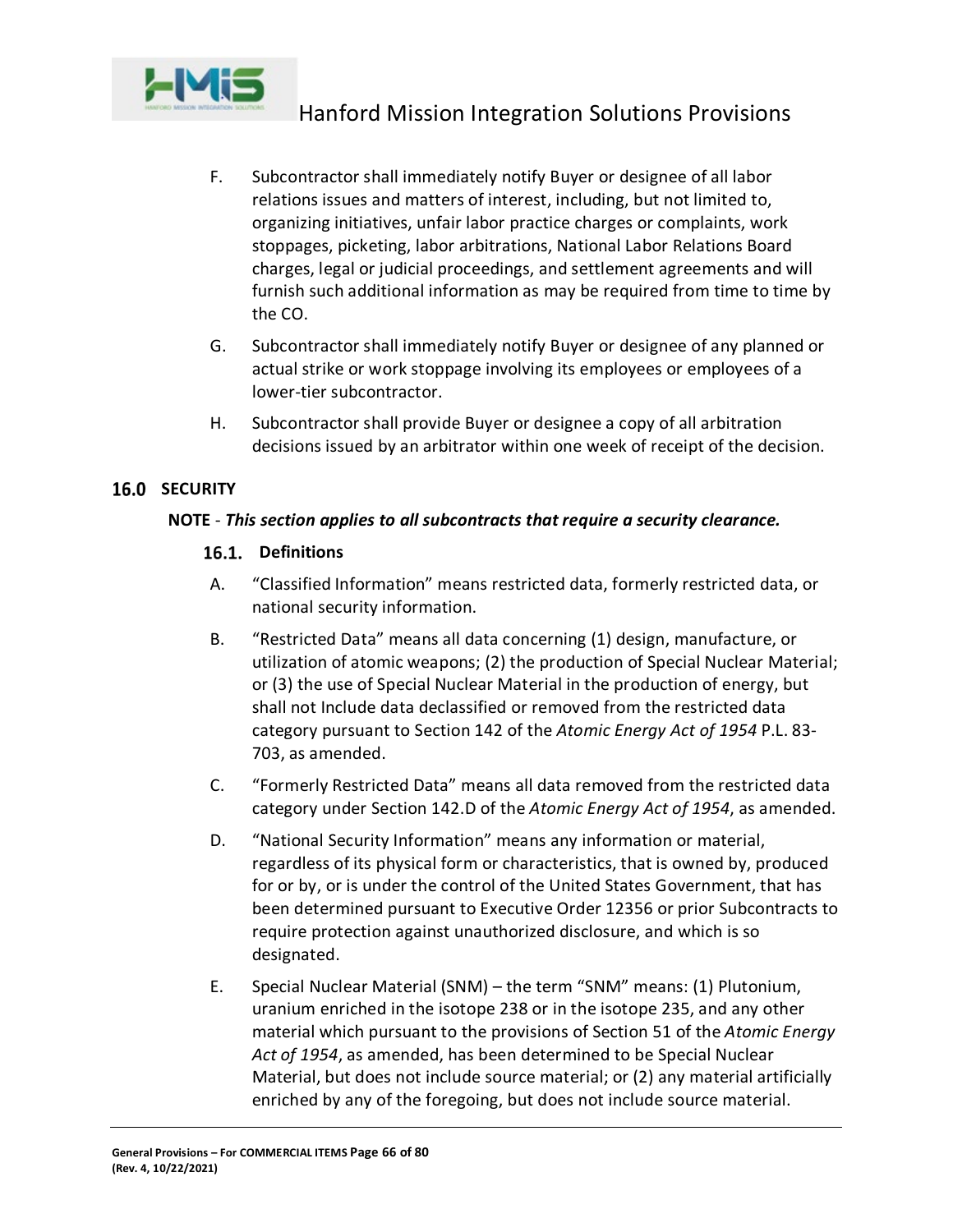F. Subcontractor shall immediately notify Buyer or designee of all labor relations issues and matters of interest, including, but not limited to, organizing initiatives, unfair labor practice charges or complaints, work stoppages, picketing, labor arbitrations, National Labor Relations Board charges, legal or judicial proceedings, and settlement agreements and will furnish such additional information as may be required from time to time by the CO.

G. Subcontractor shall immediately notify Buyer or designee of any planned or actual strike or work stoppage involving its employees or employees of a lower-tier subcontractor.

H. Subcontractor shall provide Buyer or designee a copy of all arbitration decisions issued by an arbitrator within one week of receipt of the decision.

## 16.0 SECURITY

**NOTE** - ***This section applies to all subcontracts that require a security clearance.***

### 16.1. Definitions

A. "Classified Information" means restricted data, formerly restricted data, or national security information.

B. "Restricted Data" means all data concerning (1) design, manufacture, or utilization of atomic weapons; (2) the production of Special Nuclear Material; or (3) the use of Special Nuclear Material in the production of energy, but shall not Include data declassified or removed from the restricted data category pursuant to Section 142 of the *Atomic Energy Act of 1954* P.L. 83-703, as amended.

C. "Formerly Restricted Data" means all data removed from the restricted data category under Section 142.D of the *Atomic Energy Act of 1954*, as amended.

D. "National Security Information" means any information or material, regardless of its physical form or characteristics, that is owned by, produced for or by, or is under the control of the United States Government, that has been determined pursuant to Executive Order 12356 or prior Subcontracts to require protection against unauthorized disclosure, and which is so designated.

E. Special Nuclear Material (SNM) – the term "SNM" means: (1) Plutonium, uranium enriched in the isotope 238 or in the isotope 235, and any other material which pursuant to the provisions of Section 51 of the *Atomic Energy Act of 1954*, as amended, has been determined to be Special Nuclear Material, but does not include source material; or (2) any material artificially enriched by any of the foregoing, but does not include source material.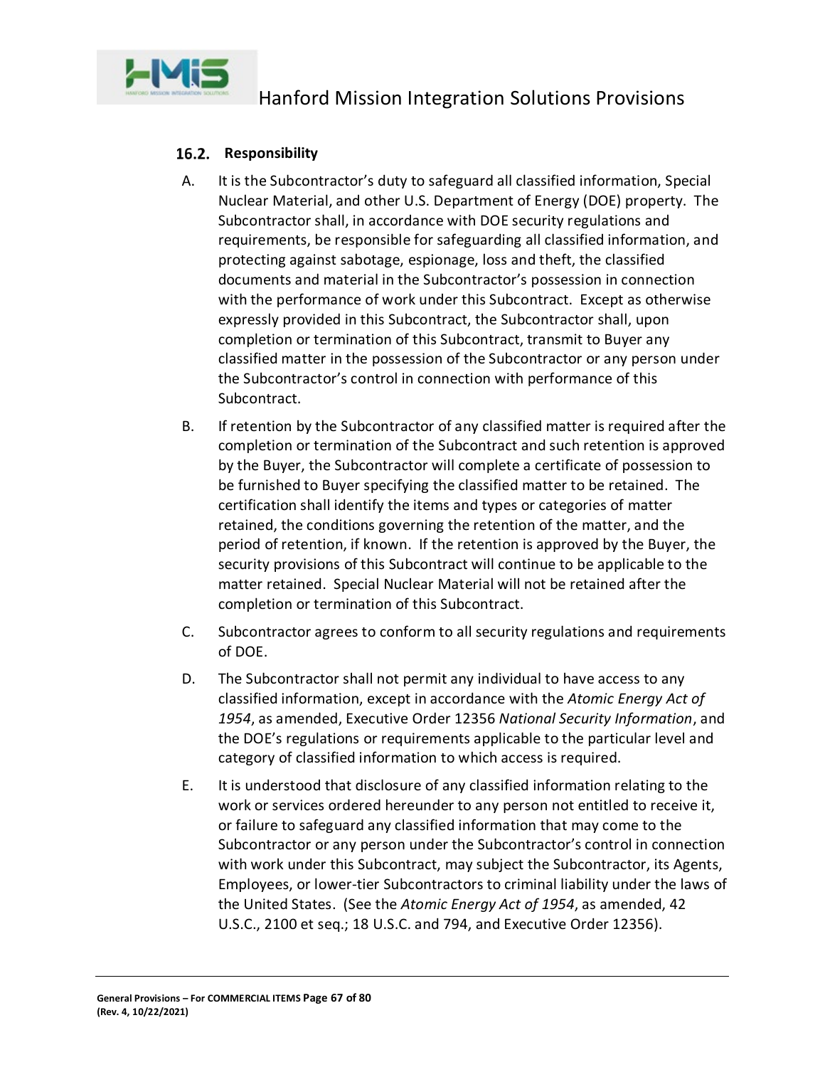## 16.2. Responsibility

A. It is the Subcontractor's duty to safeguard all classified information, Special Nuclear Material, and other U.S. Department of Energy (DOE) property. The Subcontractor shall, in accordance with DOE security regulations and requirements, be responsible for safeguarding all classified information, and protecting against sabotage, espionage, loss and theft, the classified documents and material in the Subcontractor's possession in connection with the performance of work under this Subcontract. Except as otherwise expressly provided in this Subcontract, the Subcontractor shall, upon completion or termination of this Subcontract, transmit to Buyer any classified matter in the possession of the Subcontractor or any person under the Subcontractor's control in connection with performance of this Subcontract.

B. If retention by the Subcontractor of any classified matter is required after the completion or termination of the Subcontract and such retention is approved by the Buyer, the Subcontractor will complete a certificate of possession to be furnished to Buyer specifying the classified matter to be retained. The certification shall identify the items and types or categories of matter retained, the conditions governing the retention of the matter, and the period of retention, if known. If the retention is approved by the Buyer, the security provisions of this Subcontract will continue to be applicable to the matter retained. Special Nuclear Material will not be retained after the completion or termination of this Subcontract.

C. Subcontractor agrees to conform to all security regulations and requirements of DOE.

D. The Subcontractor shall not permit any individual to have access to any classified information, except in accordance with the *Atomic Energy Act of 1954*, as amended, Executive Order 12356 *National Security Information*, and the DOE's regulations or requirements applicable to the particular level and category of classified information to which access is required.

E. It is understood that disclosure of any classified information relating to the work or services ordered hereunder to any person not entitled to receive it, or failure to safeguard any classified information that may come to the Subcontractor or any person under the Subcontractor's control in connection with work under this Subcontract, may subject the Subcontractor, its Agents, Employees, or lower-tier Subcontractors to criminal liability under the laws of the United States. (See the *Atomic Energy Act of 1954*, as amended, 42 U.S.C., 2100 et seq.; 18 U.S.C. and 794, and Executive Order 12356).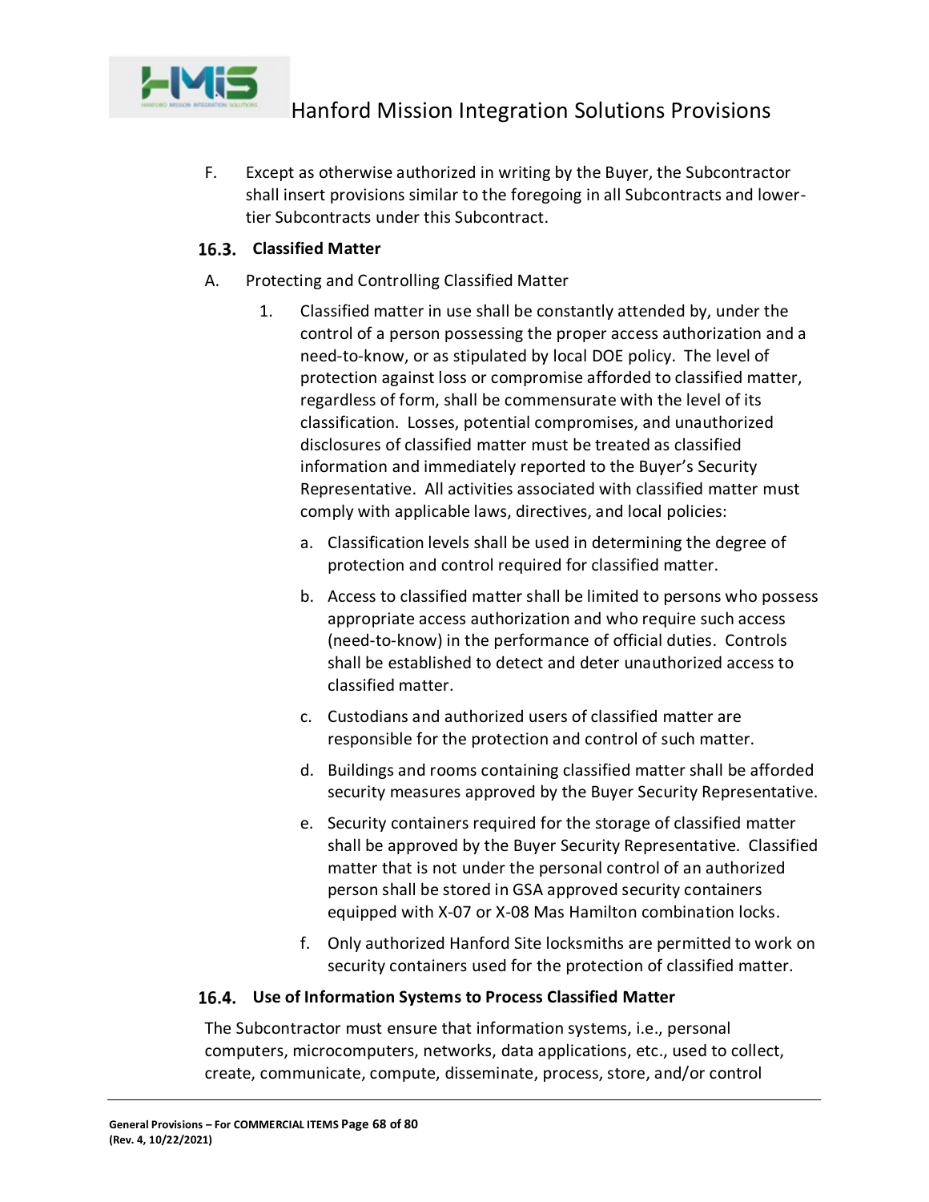F. Except as otherwise authorized in writing by the Buyer, the Subcontractor shall insert provisions similar to the foregoing in all Subcontracts and lower-tier Subcontracts under this Subcontract.

### 16.3. Classified Matter

A. Protecting and Controlling Classified Matter

1. Classified matter in use shall be constantly attended by, under the control of a person possessing the proper access authorization and a need-to-know, or as stipulated by local DOE policy. The level of protection against loss or compromise afforded to classified matter, regardless of form, shall be commensurate with the level of its classification. Losses, potential compromises, and unauthorized disclosures of classified matter must be treated as classified information and immediately reported to the Buyer's Security Representative. All activities associated with classified matter must comply with applicable laws, directives, and local policies:

    a. Classification levels shall be used in determining the degree of protection and control required for classified matter.

    b. Access to classified matter shall be limited to persons who possess appropriate access authorization and who require such access (need-to-know) in the performance of official duties. Controls shall be established to detect and deter unauthorized access to classified matter.

    c. Custodians and authorized users of classified matter are responsible for the protection and control of such matter.

    d. Buildings and rooms containing classified matter shall be afforded security measures approved by the Buyer Security Representative.

    e. Security containers required for the storage of classified matter shall be approved by the Buyer Security Representative. Classified matter that is not under the personal control of an authorized person shall be stored in GSA approved security containers equipped with X-07 or X-08 Mas Hamilton combination locks.

    f. Only authorized Hanford Site locksmiths are permitted to work on security containers used for the protection of classified matter.

### 16.4. Use of Information Systems to Process Classified Matter

The Subcontractor must ensure that information systems, i.e., personal computers, microcomputers, networks, data applications, etc., used to collect, create, communicate, compute, disseminate, process, store, and/or control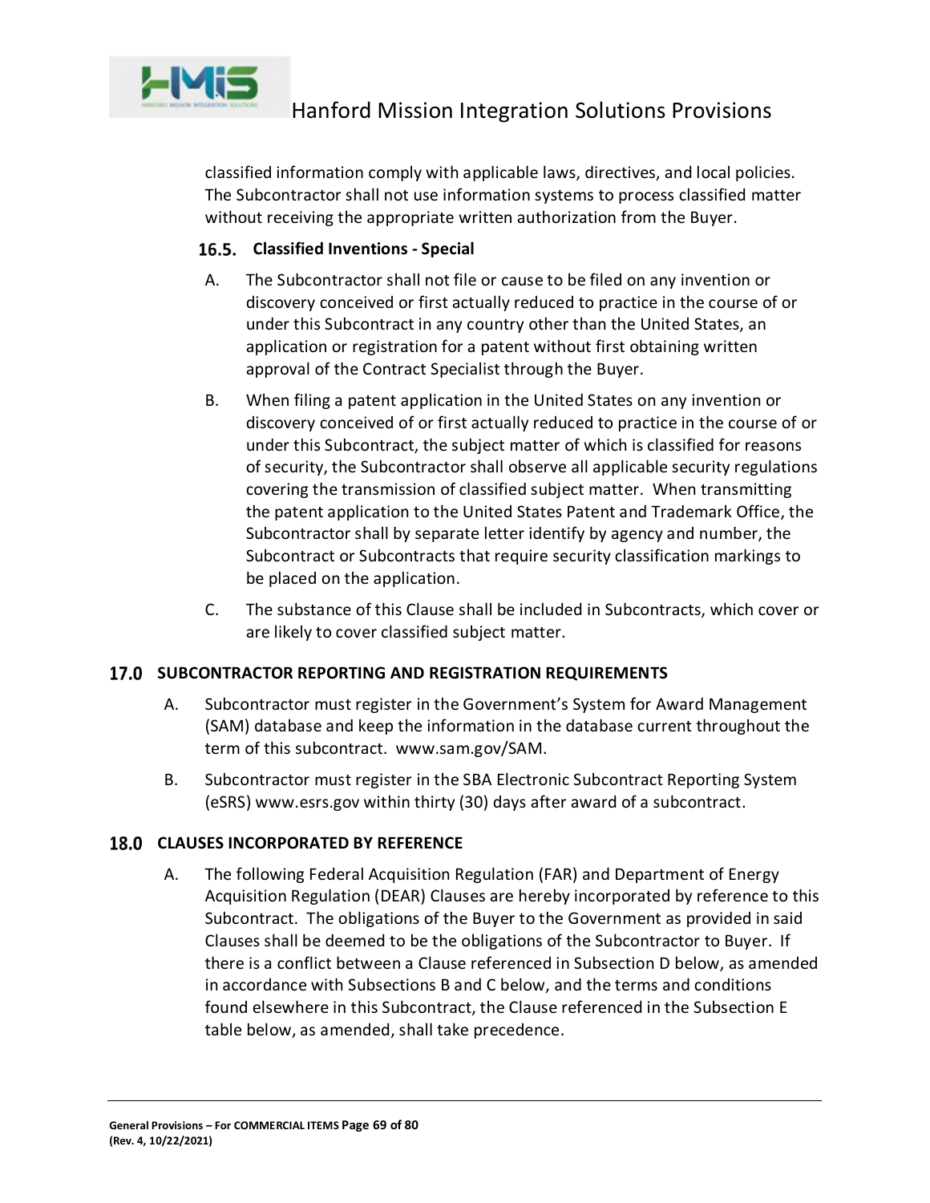classified information comply with applicable laws, directives, and local policies. The Subcontractor shall not use information systems to process classified matter without receiving the appropriate written authorization from the Buyer.

### 16.5. Classified Inventions - Special

A. The Subcontractor shall not file or cause to be filed on any invention or discovery conceived or first actually reduced to practice in the course of or under this Subcontract in any country other than the United States, an application or registration for a patent without first obtaining written approval of the Contract Specialist through the Buyer.

B. When filing a patent application in the United States on any invention or discovery conceived of or first actually reduced to practice in the course of or under this Subcontract, the subject matter of which is classified for reasons of security, the Subcontractor shall observe all applicable security regulations covering the transmission of classified subject matter. When transmitting the patent application to the United States Patent and Trademark Office, the Subcontractor shall by separate letter identify by agency and number, the Subcontract or Subcontracts that require security classification markings to be placed on the application.

C. The substance of this Clause shall be included in Subcontracts, which cover or are likely to cover classified subject matter.

## 17.0 SUBCONTRACTOR REPORTING AND REGISTRATION REQUIREMENTS

A. Subcontractor must register in the Government's System for Award Management (SAM) database and keep the information in the database current throughout the term of this subcontract. www.sam.gov/SAM.

B. Subcontractor must register in the SBA Electronic Subcontract Reporting System (eSRS) www.esrs.gov within thirty (30) days after award of a subcontract.

## 18.0 CLAUSES INCORPORATED BY REFERENCE

A. The following Federal Acquisition Regulation (FAR) and Department of Energy Acquisition Regulation (DEAR) Clauses are hereby incorporated by reference to this Subcontract. The obligations of the Buyer to the Government as provided in said Clauses shall be deemed to be the obligations of the Subcontractor to Buyer. If there is a conflict between a Clause referenced in Subsection D below, as amended in accordance with Subsections B and C below, and the terms and conditions found elsewhere in this Subcontract, the Clause referenced in the Subsection E table below, as amended, shall take precedence.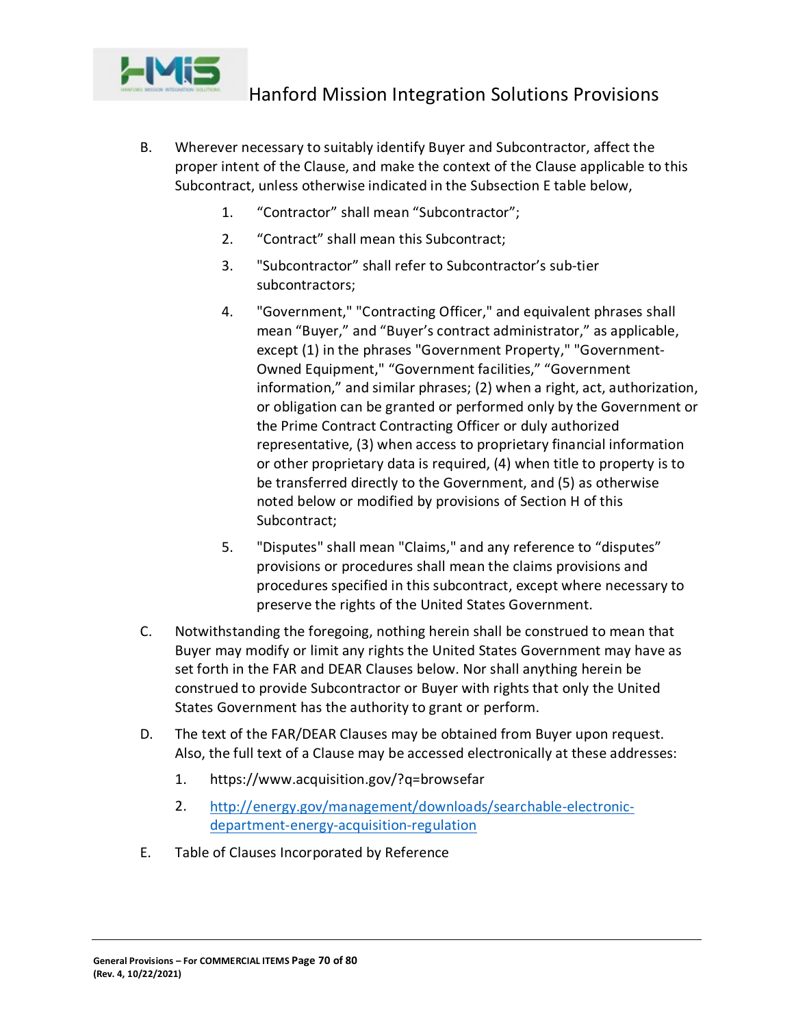B. Wherever necessary to suitably identify Buyer and Subcontractor, affect the proper intent of the Clause, and make the context of the Clause applicable to this Subcontract, unless otherwise indicated in the Subsection E table below,

   1. “Contractor” shall mean “Subcontractor”;

   2. “Contract” shall mean this Subcontract;

   3. "Subcontractor” shall refer to Subcontractor’s sub-tier subcontractors;

   4. "Government," "Contracting Officer," and equivalent phrases shall mean “Buyer,” and “Buyer’s contract administrator,” as applicable, except (1) in the phrases "Government Property," "Government-Owned Equipment," “Government facilities,” “Government information,” and similar phrases; (2) when a right, act, authorization, or obligation can be granted or performed only by the Government or the Prime Contract Contracting Officer or duly authorized representative, (3) when access to proprietary financial information or other proprietary data is required, (4) when title to property is to be transferred directly to the Government, and (5) as otherwise noted below or modified by provisions of Section H of this Subcontract;

   5. "Disputes" shall mean "Claims," and any reference to “disputes” provisions or procedures shall mean the claims provisions and procedures specified in this subcontract, except where necessary to preserve the rights of the United States Government.

C. Notwithstanding the foregoing, nothing herein shall be construed to mean that Buyer may modify or limit any rights the United States Government may have as set forth in the FAR and DEAR Clauses below. Nor shall anything herein be construed to provide Subcontractor or Buyer with rights that only the United States Government has the authority to grant or perform.

D. The text of the FAR/DEAR Clauses may be obtained from Buyer upon request. Also, the full text of a Clause may be accessed electronically at these addresses:

   1. https://www.acquisition.gov/?q=browsefar

   2. [http://energy.gov/management/downloads/searchable-electronic-department-energy-acquisition-regulation](http://energy.gov/management/downloads/searchable-electronic-department-energy-acquisition-regulation)

E. Table of Clauses Incorporated by Reference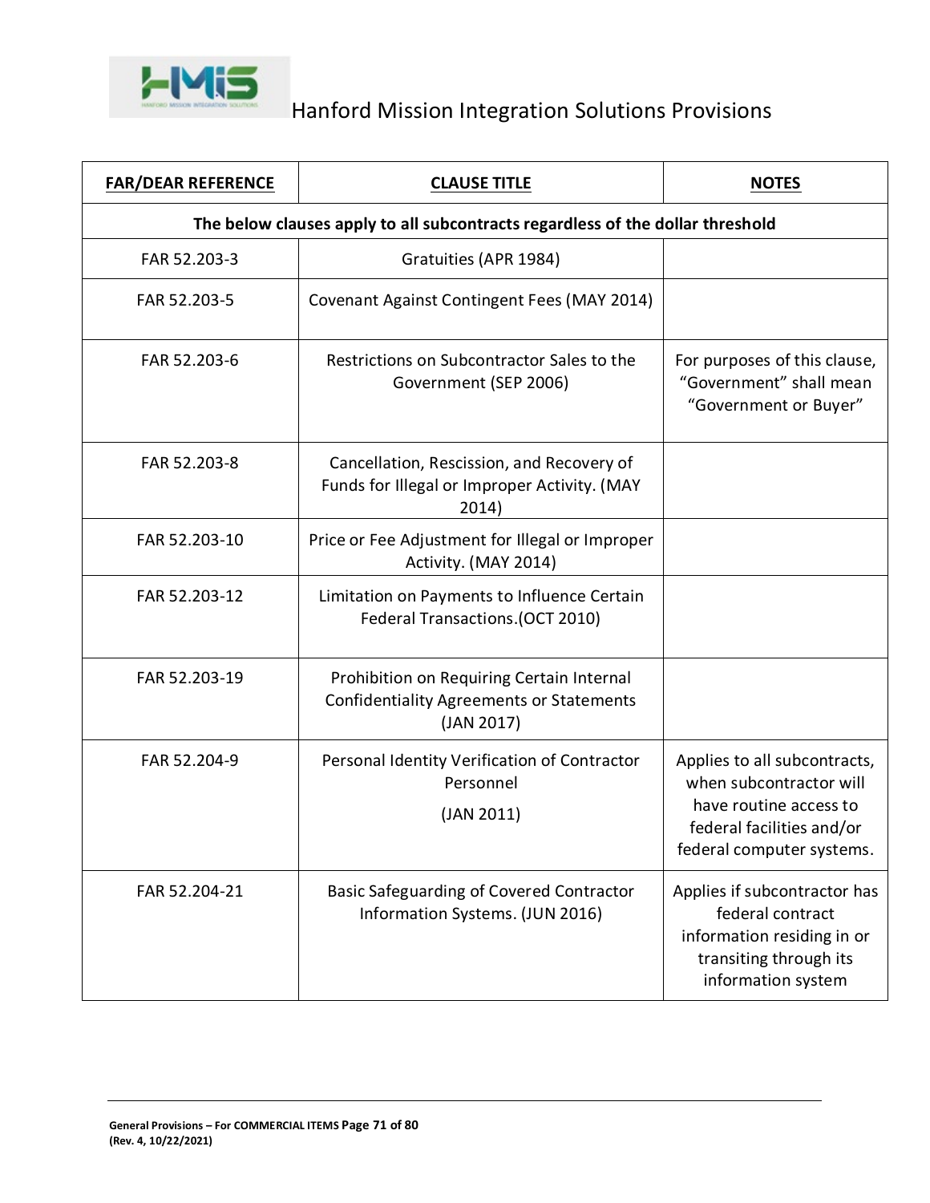# Hanford Mission Integration Solutions Provisions

| FAR/DEAR REFERENCE | CLAUSE TITLE | NOTES |
|---|---|---|
| **The below clauses apply to all subcontracts regardless of the dollar threshold** | | |
| FAR 52.203-3 | Gratuities (APR 1984) | |
| FAR 52.203-5 | Covenant Against Contingent Fees (MAY 2014) | |
| FAR 52.203-6 | Restrictions on Subcontractor Sales to the Government (SEP 2006) | For purposes of this clause, "Government" shall mean "Government or Buyer" |
| FAR 52.203-8 | Cancellation, Rescission, and Recovery of Funds for Illegal or Improper Activity. (MAY 2014) | |
| FAR 52.203-10 | Price or Fee Adjustment for Illegal or Improper Activity. (MAY 2014) | |
| FAR 52.203-12 | Limitation on Payments to Influence Certain Federal Transactions.(OCT 2010) | |
| FAR 52.203-19 | Prohibition on Requiring Certain Internal Confidentiality Agreements or Statements (JAN 2017) | |
| FAR 52.204-9 | Personal Identity Verification of Contractor Personnel (JAN 2011) | Applies to all subcontracts, when subcontractor will have routine access to federal facilities and/or federal computer systems. |
| FAR 52.204-21 | Basic Safeguarding of Covered Contractor Information Systems. (JUN 2016) | Applies if subcontractor has federal contract information residing in or transiting through its information system |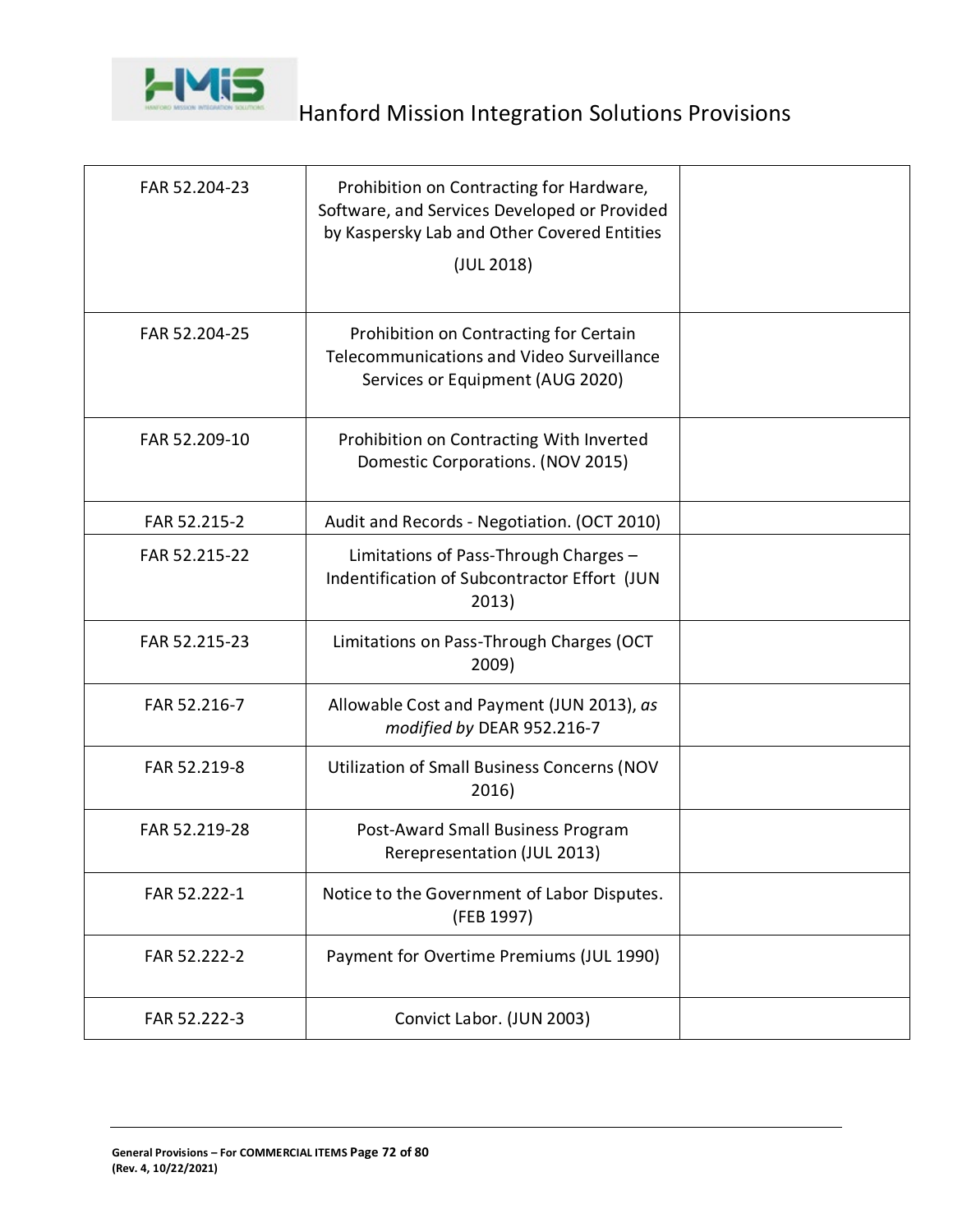| FAR 52.204-23 | Prohibition on Contracting for Hardware, Software, and Services Developed or Provided by Kaspersky Lab and Other Covered Entities (JUL 2018) | |
|---|---|---|
| FAR 52.204-25 | Prohibition on Contracting for Certain Telecommunications and Video Surveillance Services or Equipment (AUG 2020) | |
| FAR 52.209-10 | Prohibition on Contracting With Inverted Domestic Corporations. (NOV 2015) | |
| FAR 52.215-2 | Audit and Records - Negotiation. (OCT 2010) | |
| FAR 52.215-22 | Limitations of Pass-Through Charges – Indentification of Subcontractor Effort (JUN 2013) | |
| FAR 52.215-23 | Limitations on Pass-Through Charges (OCT 2009) | |
| FAR 52.216-7 | Allowable Cost and Payment (JUN 2013), *as modified by* DEAR 952.216-7 | |
| FAR 52.219-8 | Utilization of Small Business Concerns (NOV 2016) | |
| FAR 52.219-28 | Post-Award Small Business Program Rerepresentation (JUL 2013) | |
| FAR 52.222-1 | Notice to the Government of Labor Disputes. (FEB 1997) | |
| FAR 52.222-2 | Payment for Overtime Premiums (JUL 1990) | |
| FAR 52.222-3 | Convict Labor. (JUN 2003) | |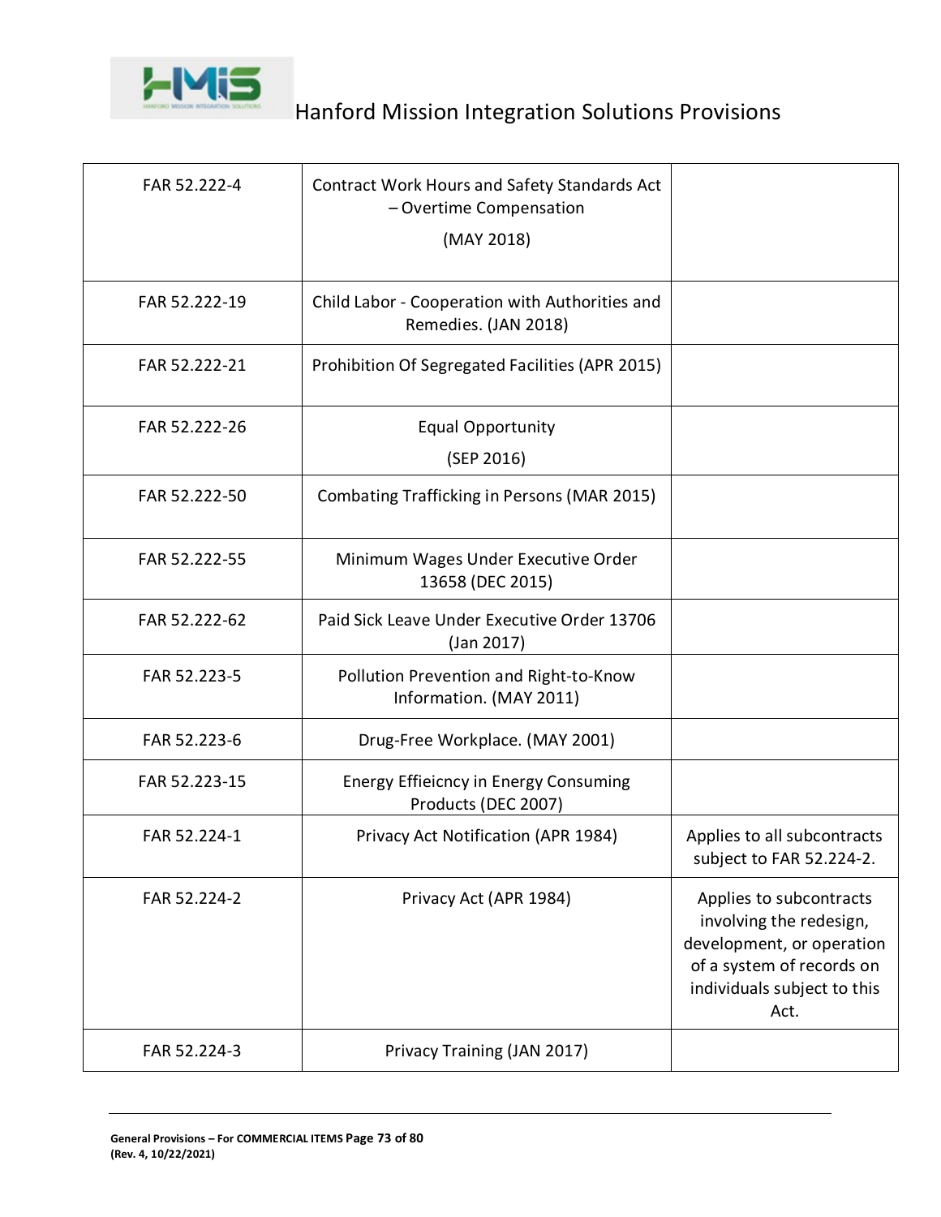| FAR 52.222-4 | Contract Work Hours and Safety Standards Act – Overtime Compensation (MAY 2018) | |
|---|---|---|
| FAR 52.222-19 | Child Labor - Cooperation with Authorities and Remedies. (JAN 2018) | |
| FAR 52.222-21 | Prohibition Of Segregated Facilities (APR 2015) | |
| FAR 52.222-26 | Equal Opportunity (SEP 2016) | |
| FAR 52.222-50 | Combating Trafficking in Persons (MAR 2015) | |
| FAR 52.222-55 | Minimum Wages Under Executive Order 13658 (DEC 2015) | |
| FAR 52.222-62 | Paid Sick Leave Under Executive Order 13706 (Jan 2017) | |
| FAR 52.223-5 | Pollution Prevention and Right-to-Know Information. (MAY 2011) | |
| FAR 52.223-6 | Drug-Free Workplace. (MAY 2001) | |
| FAR 52.223-15 | Energy Effieicncy in Energy Consuming Products (DEC 2007) | |
| FAR 52.224-1 | Privacy Act Notification (APR 1984) | Applies to all subcontracts subject to FAR 52.224-2. |
| FAR 52.224-2 | Privacy Act (APR 1984) | Applies to subcontracts involving the redesign, development, or operation of a system of records on individuals subject to this Act. |
| FAR 52.224-3 | Privacy Training (JAN 2017) | |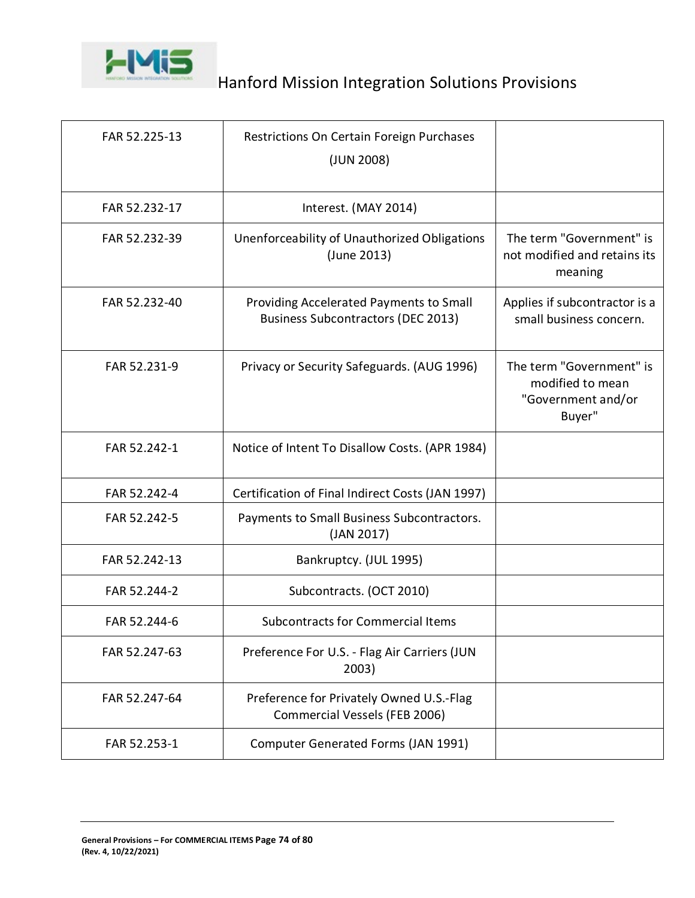| | | |
|---|---|---|
| FAR 52.225-13 | Restrictions On Certain Foreign Purchases (JUN 2008) | |
| FAR 52.232-17 | Interest. (MAY 2014) | |
| FAR 52.232-39 | Unenforceability of Unauthorized Obligations (June 2013) | The term "Government" is not modified and retains its meaning |
| FAR 52.232-40 | Providing Accelerated Payments to Small Business Subcontractors (DEC 2013) | Applies if subcontractor is a small business concern. |
| FAR 52.231-9 | Privacy or Security Safeguards. (AUG 1996) | The term "Government" is modified to mean "Government and/or Buyer" |
| FAR 52.242-1 | Notice of Intent To Disallow Costs. (APR 1984) | |
| FAR 52.242-4 | Certification of Final Indirect Costs (JAN 1997) | |
| FAR 52.242-5 | Payments to Small Business Subcontractors. (JAN 2017) | |
| FAR 52.242-13 | Bankruptcy. (JUL 1995) | |
| FAR 52.244-2 | Subcontracts. (OCT 2010) | |
| FAR 52.244-6 | Subcontracts for Commercial Items | |
| FAR 52.247-63 | Preference For U.S. - Flag Air Carriers (JUN 2003) | |
| FAR 52.247-64 | Preference for Privately Owned U.S.-Flag Commercial Vessels (FEB 2006) | |
| FAR 52.253-1 | Computer Generated Forms (JAN 1991) | |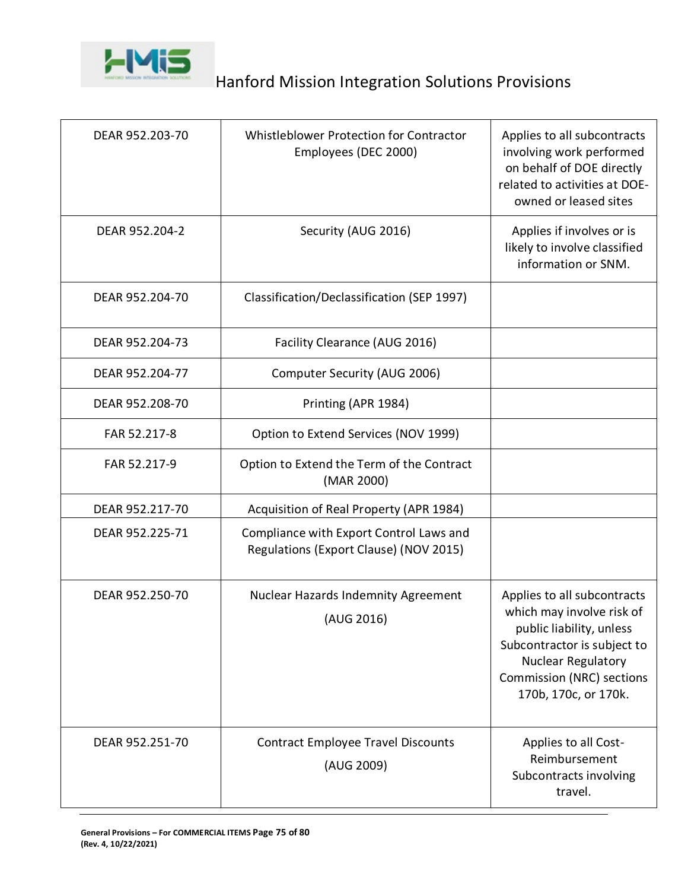| DEAR 952.203-70 | Whistleblower Protection for Contractor Employees (DEC 2000) | Applies to all subcontracts involving work performed on behalf of DOE directly related to activities at DOE-owned or leased sites |
|---|---|---|
| DEAR 952.204-2 | Security (AUG 2016) | Applies if involves or is likely to involve classified information or SNM. |
| DEAR 952.204-70 | Classification/Declassification (SEP 1997) | |
| DEAR 952.204-73 | Facility Clearance (AUG 2016) | |
| DEAR 952.204-77 | Computer Security (AUG 2006) | |
| DEAR 952.208-70 | Printing (APR 1984) | |
| FAR 52.217-8 | Option to Extend Services (NOV 1999) | |
| FAR 52.217-9 | Option to Extend the Term of the Contract (MAR 2000) | |
| DEAR 952.217-70 | Acquisition of Real Property (APR 1984) | |
| DEAR 952.225-71 | Compliance with Export Control Laws and Regulations (Export Clause) (NOV 2015) | |
| DEAR 952.250-70 | Nuclear Hazards Indemnity Agreement (AUG 2016) | Applies to all subcontracts which may involve risk of public liability, unless Subcontractor is subject to Nuclear Regulatory Commission (NRC) sections 170b, 170c, or 170k. |
| DEAR 952.251-70 | Contract Employee Travel Discounts (AUG 2009) | Applies to all Cost-Reimbursement Subcontracts involving travel. |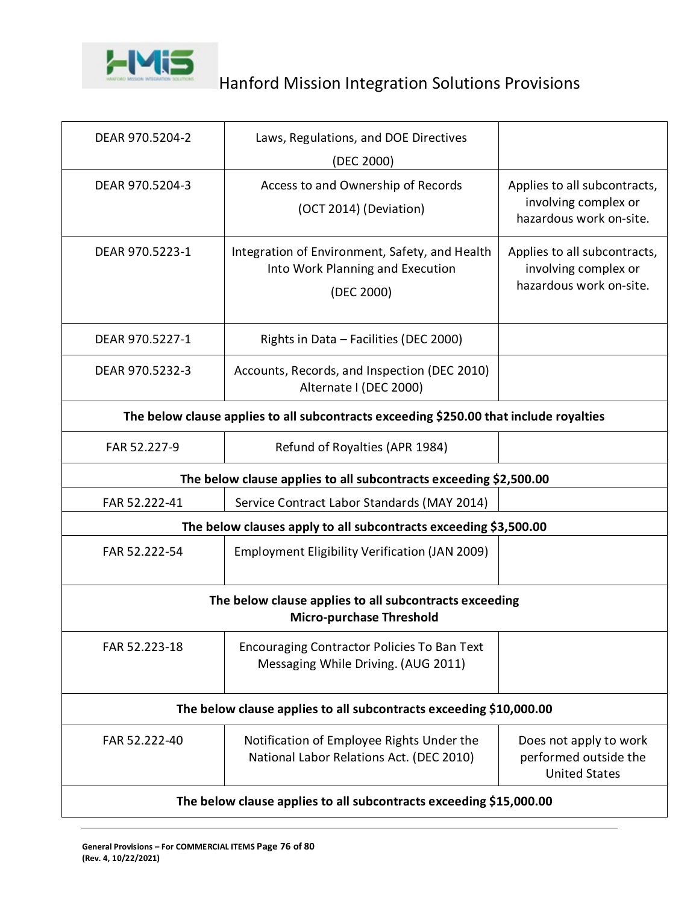| | | |
|---|---|---|
| DEAR 970.5204-2 | Laws, Regulations, and DOE Directives (DEC 2000) | |
| DEAR 970.5204-3 | Access to and Ownership of Records (OCT 2014) (Deviation) | Applies to all subcontracts, involving complex or hazardous work on-site. |
| DEAR 970.5223-1 | Integration of Environment, Safety, and Health Into Work Planning and Execution (DEC 2000) | Applies to all subcontracts, involving complex or hazardous work on-site. |
| DEAR 970.5227-1 | Rights in Data – Facilities (DEC 2000) | |
| DEAR 970.5232-3 | Accounts, Records, and Inspection (DEC 2010) Alternate I (DEC 2000) | |
| **The below clause applies to all subcontracts exceeding $250.00 that include royalties** | | |
| FAR 52.227-9 | Refund of Royalties (APR 1984) | |
| **The below clause applies to all subcontracts exceeding $2,500.00** | | |
| FAR 52.222-41 | Service Contract Labor Standards (MAY 2014) | |
| **The below clauses apply to all subcontracts exceeding $3,500.00** | | |
| FAR 52.222-54 | Employment Eligibility Verification (JAN 2009) | |
| **The below clause applies to all subcontracts exceeding Micro-purchase Threshold** | | |
| FAR 52.223-18 | Encouraging Contractor Policies To Ban Text Messaging While Driving. (AUG 2011) | |
| **The below clause applies to all subcontracts exceeding $10,000.00** | | |
| FAR 52.222-40 | Notification of Employee Rights Under the National Labor Relations Act. (DEC 2010) | Does not apply to work performed outside the United States |
| **The below clause applies to all subcontracts exceeding $15,000.00** | | |

**General Provisions – For COMMERCIAL ITEMS**
**(Rev. 4, 10/22/2021)**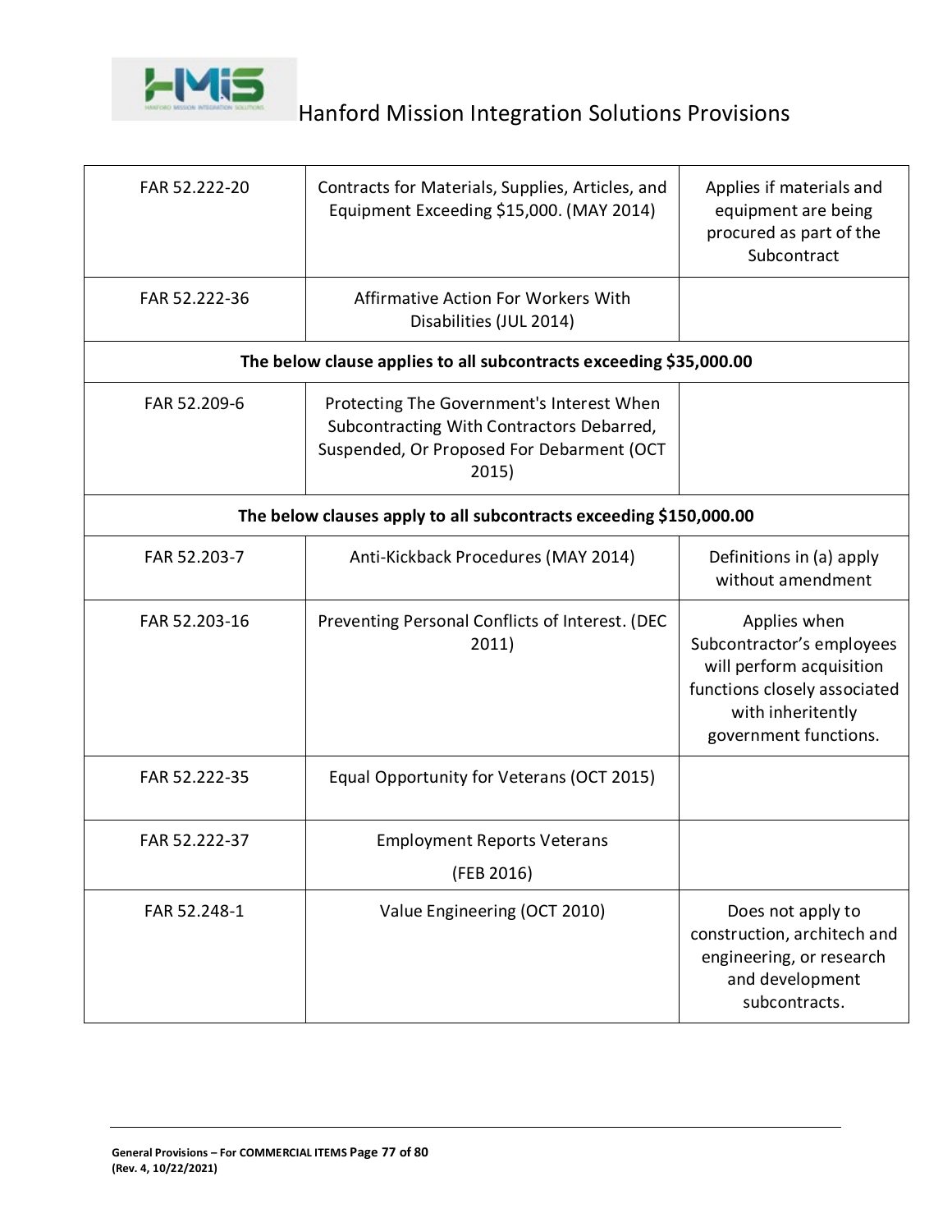| | | |
|---|---|---|
| FAR 52.222-20 | Contracts for Materials, Supplies, Articles, and Equipment Exceeding $15,000. (MAY 2014) | Applies if materials and equipment are being procured as part of the Subcontract |
| FAR 52.222-36 | Affirmative Action For Workers With Disabilities (JUL 2014) | |
| **The below clause applies to all subcontracts exceeding $35,000.00** | | |
| FAR 52.209-6 | Protecting The Government's Interest When Subcontracting With Contractors Debarred, Suspended, Or Proposed For Debarment (OCT 2015) | |
| **The below clauses apply to all subcontracts exceeding $150,000.00** | | |
| FAR 52.203-7 | Anti-Kickback Procedures (MAY 2014) | Definitions in (a) apply without amendment |
| FAR 52.203-16 | Preventing Personal Conflicts of Interest. (DEC 2011) | Applies when Subcontractor's employees will perform acquisition functions closely associated with inheritently government functions. |
| FAR 52.222-35 | Equal Opportunity for Veterans (OCT 2015) | |
| FAR 52.222-37 | Employment Reports Veterans (FEB 2016) | |
| FAR 52.248-1 | Value Engineering (OCT 2010) | Does not apply to construction, architech and engineering, or research and development subcontracts. |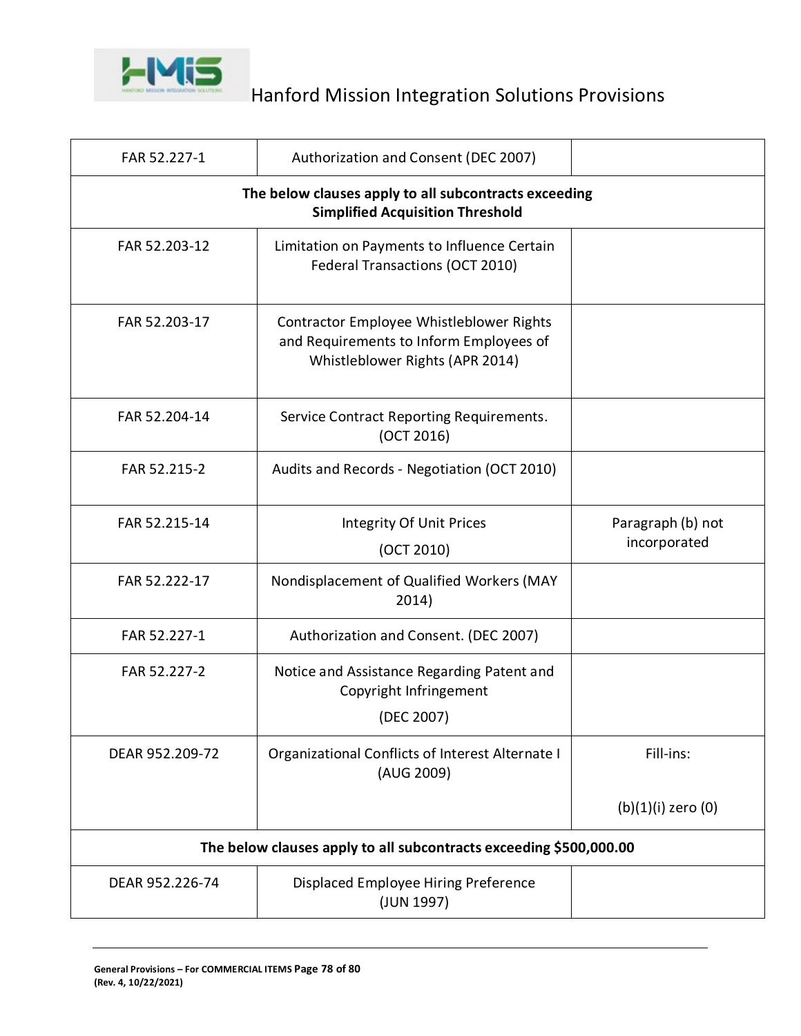| | | |
|---|---|---|
| FAR 52.227-1 | Authorization and Consent (DEC 2007) | |
| **The below clauses apply to all subcontracts exceeding Simplified Acquisition Threshold** | | |
| FAR 52.203-12 | Limitation on Payments to Influence Certain Federal Transactions (OCT 2010) | |
| FAR 52.203-17 | Contractor Employee Whistleblower Rights and Requirements to Inform Employees of Whistleblower Rights (APR 2014) | |
| FAR 52.204-14 | Service Contract Reporting Requirements. (OCT 2016) | |
| FAR 52.215-2 | Audits and Records - Negotiation (OCT 2010) | |
| FAR 52.215-14 | Integrity Of Unit Prices (OCT 2010) | Paragraph (b) not incorporated |
| FAR 52.222-17 | Nondisplacement of Qualified Workers (MAY 2014) | |
| FAR 52.227-1 | Authorization and Consent. (DEC 2007) | |
| FAR 52.227-2 | Notice and Assistance Regarding Patent and Copyright Infringement (DEC 2007) | |
| DEAR 952.209-72 | Organizational Conflicts of Interest Alternate I (AUG 2009) | Fill-ins: (b)(1)(i) zero (0) |
| **The below clauses apply to all subcontracts exceeding $500,000.00** | | |
| DEAR 952.226-74 | Displaced Employee Hiring Preference (JUN 1997) | |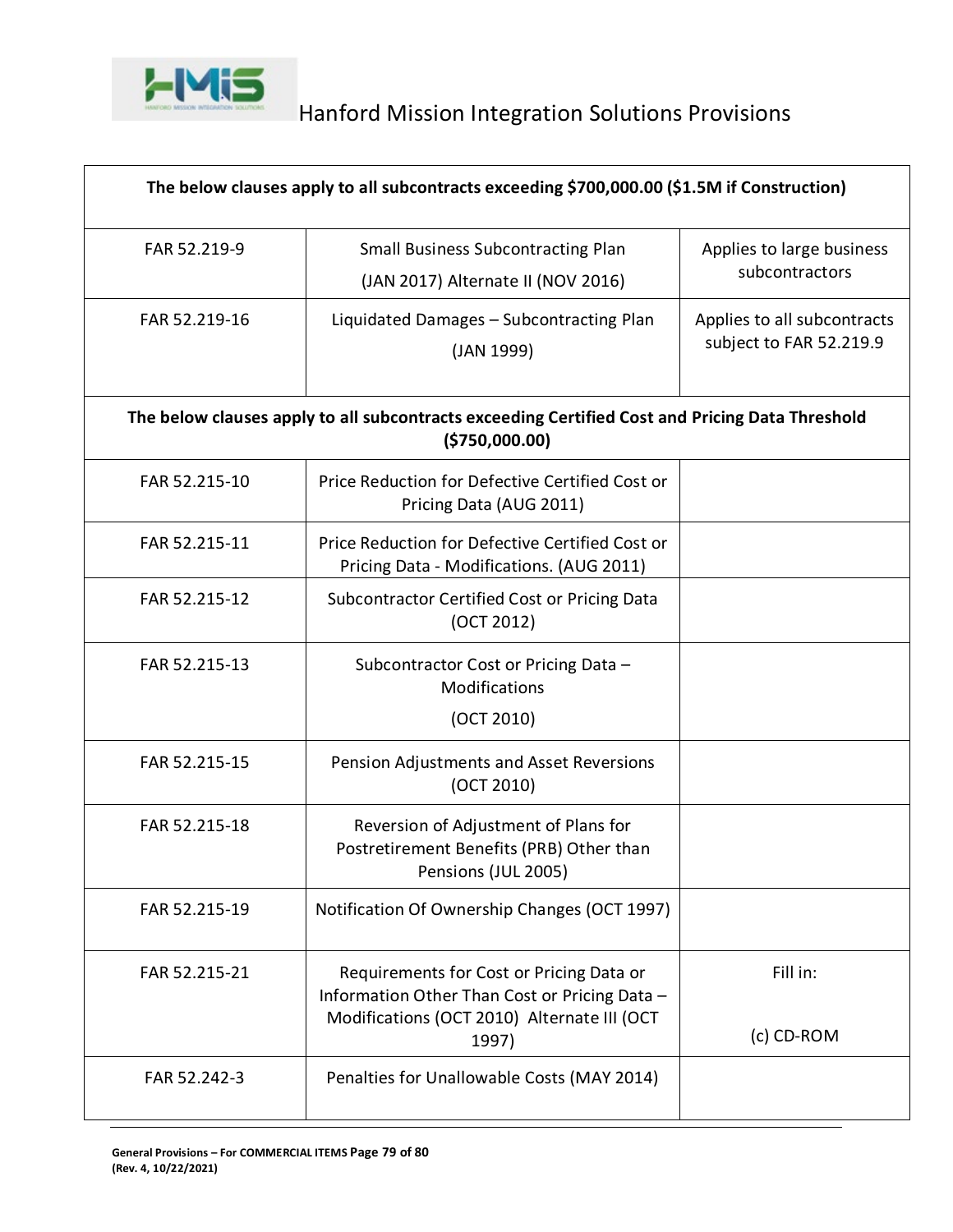| The below clauses apply to all subcontracts exceeding $700,000.00 ($1.5M if Construction) | | |
|---|---|---|
| FAR 52.219-9 | Small Business Subcontracting Plan (JAN 2017) Alternate II (NOV 2016) | Applies to large business subcontractors |
| FAR 52.219-16 | Liquidated Damages – Subcontracting Plan (JAN 1999) | Applies to all subcontracts subject to FAR 52.219.9 |
| **The below clauses apply to all subcontracts exceeding Certified Cost and Pricing Data Threshold ($750,000.00)** | | |
| FAR 52.215-10 | Price Reduction for Defective Certified Cost or Pricing Data (AUG 2011) | |
| FAR 52.215-11 | Price Reduction for Defective Certified Cost or Pricing Data - Modifications. (AUG 2011) | |
| FAR 52.215-12 | Subcontractor Certified Cost or Pricing Data (OCT 2012) | |
| FAR 52.215-13 | Subcontractor Cost or Pricing Data – Modifications (OCT 2010) | |
| FAR 52.215-15 | Pension Adjustments and Asset Reversions (OCT 2010) | |
| FAR 52.215-18 | Reversion of Adjustment of Plans for Postretirement Benefits (PRB) Other than Pensions (JUL 2005) | |
| FAR 52.215-19 | Notification Of Ownership Changes (OCT 1997) | |
| FAR 52.215-21 | Requirements for Cost or Pricing Data or Information Other Than Cost or Pricing Data – Modifications (OCT 2010) Alternate III (OCT 1997) | Fill in: (c) CD-ROM |
| FAR 52.242-3 | Penalties for Unallowable Costs (MAY 2014) | |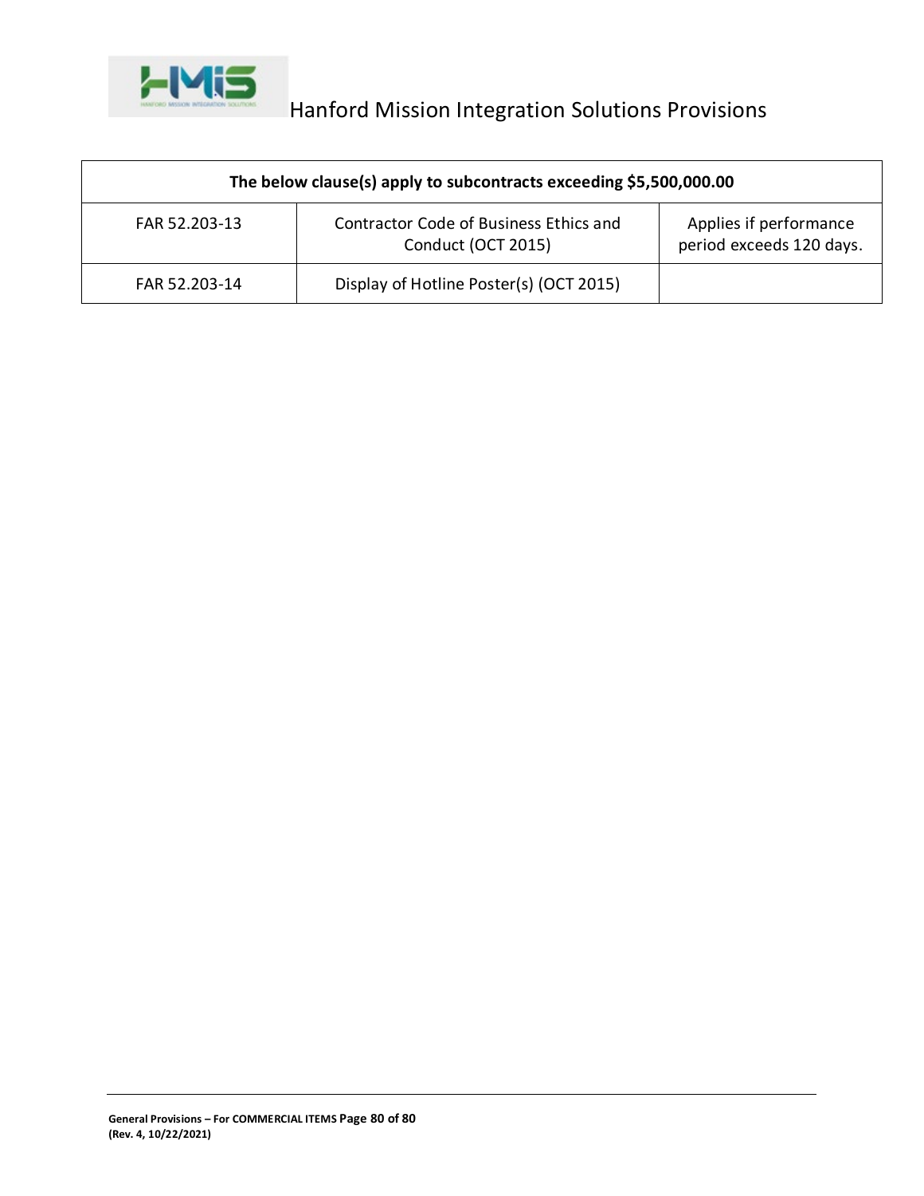| The below clause(s) apply to subcontracts exceeding $5,500,000.00 | | |
|---|---|---|
| FAR 52.203-13 | Contractor Code of Business Ethics and Conduct (OCT 2015) | Applies if performance period exceeds 120 days. |
| FAR 52.203-14 | Display of Hotline Poster(s) (OCT 2015) | |